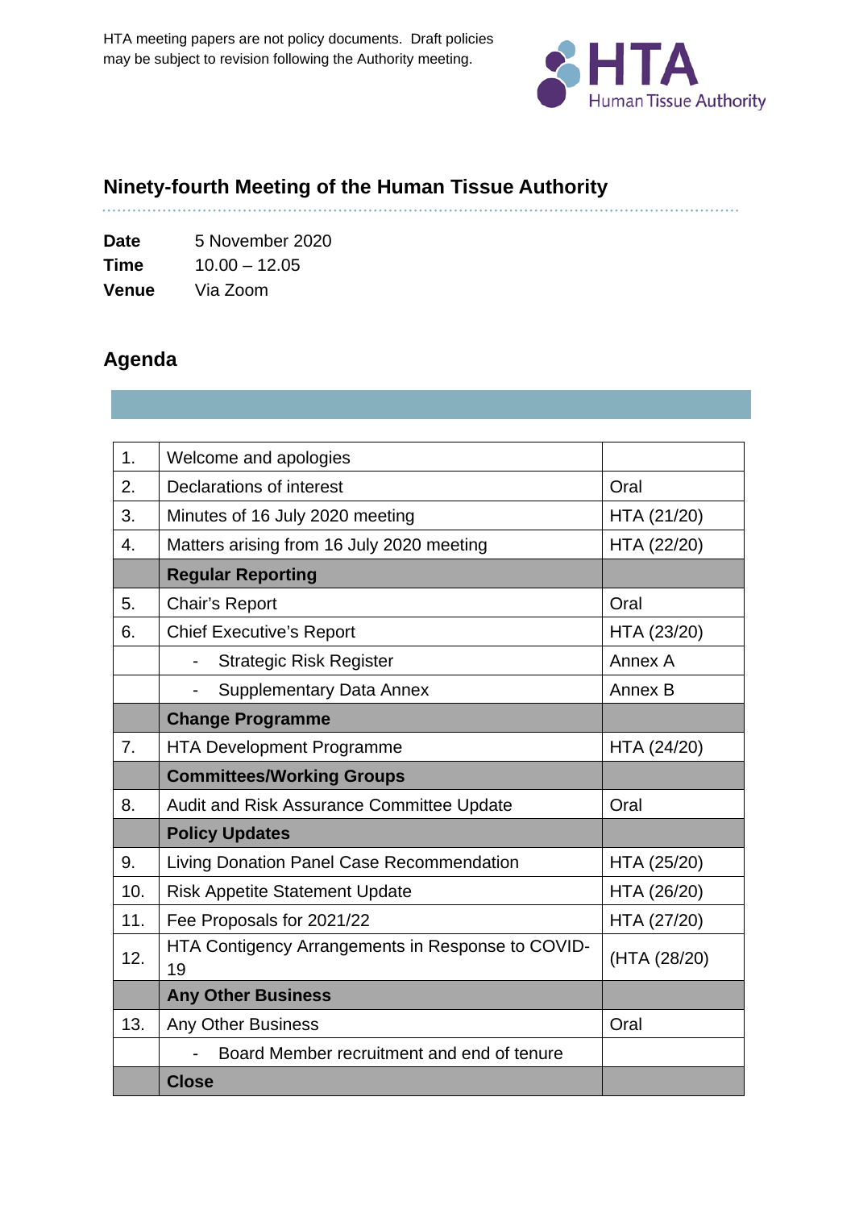HTA meeting papers are not policy documents. Draft policies may be subject to revision following the Authority meeting.

HTA Human Tissue Authority

# Ninety-fourth Meeting of the Human Tissue Authority

**Date** 5 November 2020

**Time** 10.00 – 12.05

**Venue** Via Zoom

## Agenda

| | | |
|---|---|---|
| 1. | Welcome and apologies | |
| 2. | Declarations of interest | Oral |
| 3. | Minutes of 16 July 2020 meeting | HTA (21/20) |
| 4. | Matters arising from 16 July 2020 meeting | HTA (22/20) |
| | **Regular Reporting** | |
| 5. | Chair's Report | Oral |
| 6. | Chief Executive's Report | HTA (23/20) |
| | - Strategic Risk Register | Annex A |
| | - Supplementary Data Annex | Annex B |
| | **Change Programme** | |
| 7. | HTA Development Programme | HTA (24/20) |
| | **Committees/Working Groups** | |
| 8. | Audit and Risk Assurance Committee Update | Oral |
| | **Policy Updates** | |
| 9. | Living Donation Panel Case Recommendation | HTA (25/20) |
| 10. | Risk Appetite Statement Update | HTA (26/20) |
| 11. | Fee Proposals for 2021/22 | HTA (27/20) |
| 12. | HTA Contigency Arrangements in Response to COVID-19 | (HTA (28/20) |
| | **Any Other Business** | |
| 13. | Any Other Business | Oral |
| | - Board Member recruitment and end of tenure | |
| | **Close** | |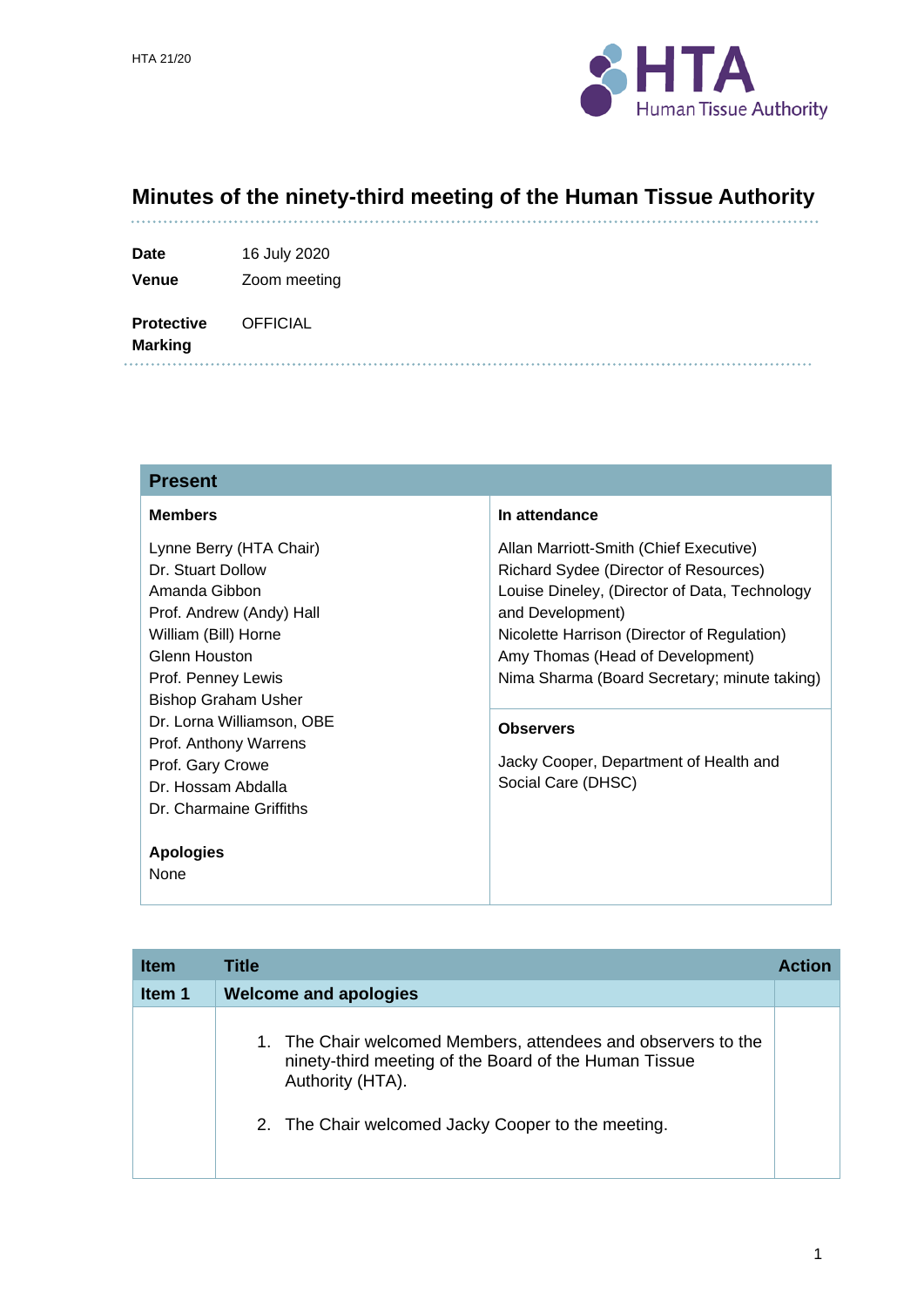HTA 21/20

# Minutes of the ninety-third meeting of the Human Tissue Authority

| | |
|---|---|
| **Date** | 16 July 2020 |
| **Venue** | Zoom meeting |
| **Protective Marking** | OFFICIAL |

## Present

| Members | In attendance |
|---|---|
| Lynne Berry (HTA Chair)<br>Dr. Stuart Dollow<br>Amanda Gibbon<br>Prof. Andrew (Andy) Hall<br>William (Bill) Horne<br>Glenn Houston<br>Prof. Penney Lewis<br>Bishop Graham Usher<br>Dr. Lorna Williamson, OBE<br>Prof. Anthony Warrens<br>Prof. Gary Crowe<br>Dr. Hossam Abdalla<br>Dr. Charmaine Griffiths<br><br>**Apologies**<br>None | Allan Marriott-Smith (Chief Executive)<br>Richard Sydee (Director of Resources)<br>Louise Dineley, (Director of Data, Technology and Development)<br>Nicolette Harrison (Director of Regulation)<br>Amy Thomas (Head of Development)<br>Nima Sharma (Board Secretary; minute taking)<br><br>**Observers**<br>Jacky Cooper, Department of Health and Social Care (DHSC) |

| Item | Title | Action |
|---|---|---|
| **Item 1** | **Welcome and apologies** | |
| | 1. The Chair welcomed Members, attendees and observers to the ninety-third meeting of the Board of the Human Tissue Authority (HTA).<br><br>2. The Chair welcomed Jacky Cooper to the meeting. | |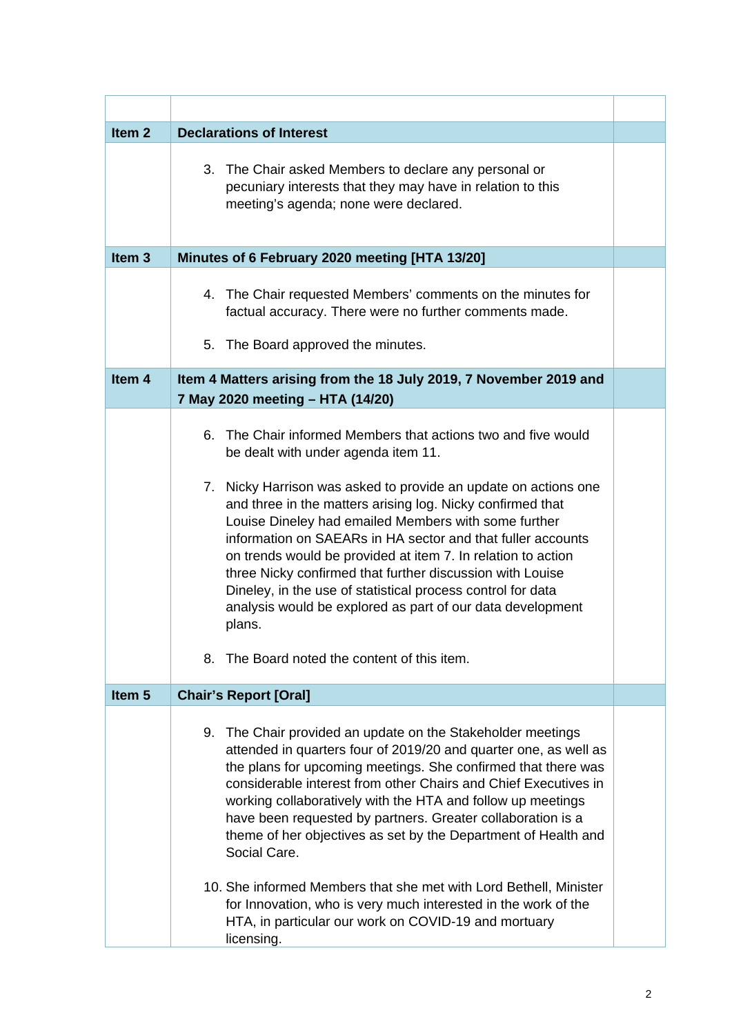| | | |
|---|---|---|
| **Item 2** | **Declarations of Interest** | |
| | 3. The Chair asked Members to declare any personal or pecuniary interests that they may have in relation to this meeting's agenda; none were declared. | |
| **Item 3** | **Minutes of 6 February 2020 meeting [HTA 13/20]** | |
| | 4. The Chair requested Members' comments on the minutes for factual accuracy. There were no further comments made.<br><br>5. The Board approved the minutes. | |
| **Item 4** | **Item 4 Matters arising from the 18 July 2019, 7 November 2019 and 7 May 2020 meeting – HTA (14/20)** | |
| | 6. The Chair informed Members that actions two and five would be dealt with under agenda item 11.<br><br>7. Nicky Harrison was asked to provide an update on actions one and three in the matters arising log. Nicky confirmed that Louise Dineley had emailed Members with some further information on SAEARs in HA sector and that fuller accounts on trends would be provided at item 7. In relation to action three Nicky confirmed that further discussion with Louise Dineley, in the use of statistical process control for data analysis would be explored as part of our data development plans.<br><br>8. The Board noted the content of this item. | |
| **Item 5** | **Chair's Report [Oral]** | |
| | 9. The Chair provided an update on the Stakeholder meetings attended in quarters four of 2019/20 and quarter one, as well as the plans for upcoming meetings. She confirmed that there was considerable interest from other Chairs and Chief Executives in working collaboratively with the HTA and follow up meetings have been requested by partners. Greater collaboration is a theme of her objectives as set by the Department of Health and Social Care.<br><br>10. She informed Members that she met with Lord Bethell, Minister for Innovation, who is very much interested in the work of the HTA, in particular our work on COVID-19 and mortuary licensing. | |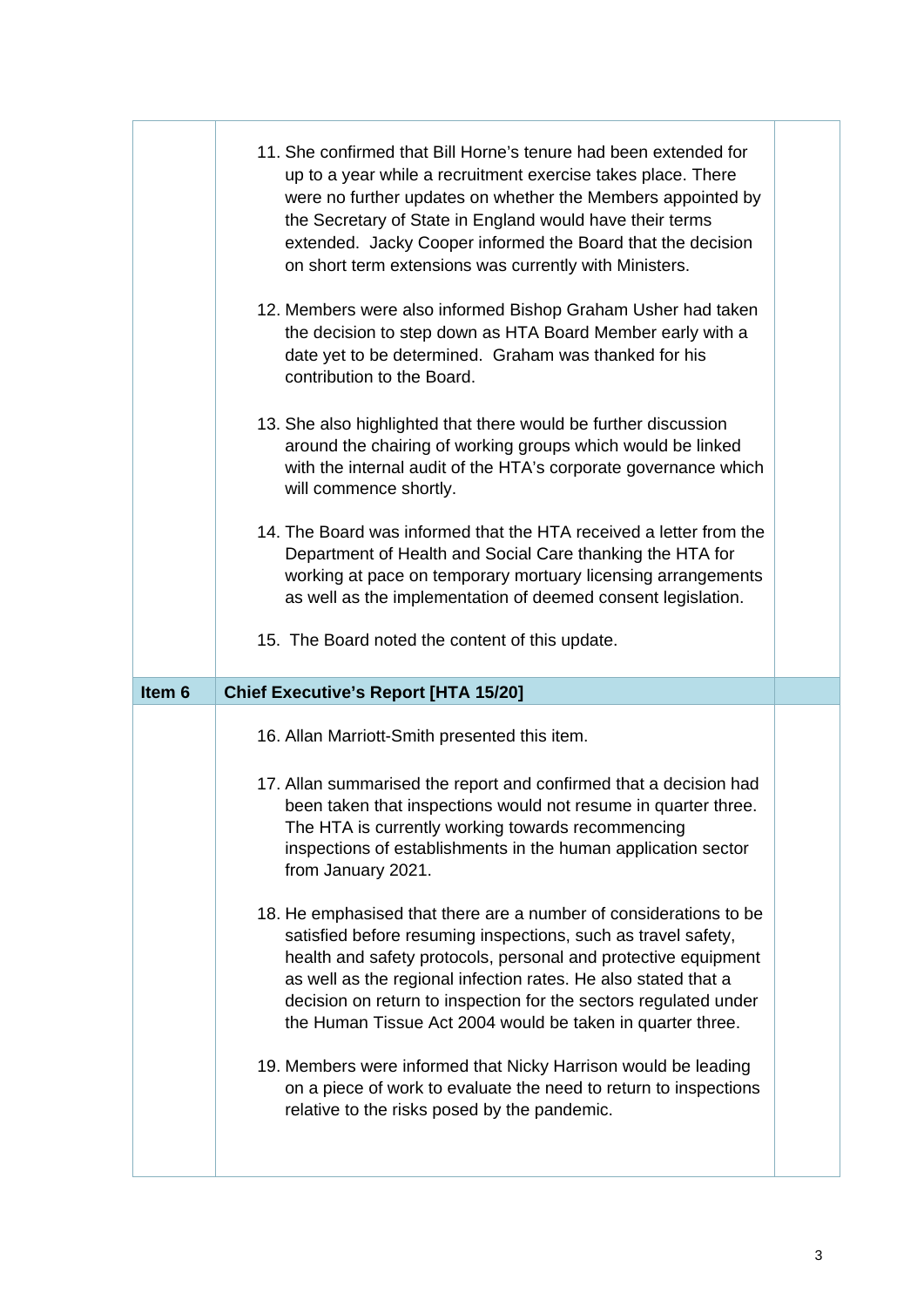| | | |
|---|---|---|
| | 11. She confirmed that Bill Horne's tenure had been extended for up to a year while a recruitment exercise takes place. There were no further updates on whether the Members appointed by the Secretary of State in England would have their terms extended. Jacky Cooper informed the Board that the decision on short term extensions was currently with Ministers.<br><br>12. Members were also informed Bishop Graham Usher had taken the decision to step down as HTA Board Member early with a date yet to be determined. Graham was thanked for his contribution to the Board.<br><br>13. She also highlighted that there would be further discussion around the chairing of working groups which would be linked with the internal audit of the HTA's corporate governance which will commence shortly.<br><br>14. The Board was informed that the HTA received a letter from the Department of Health and Social Care thanking the HTA for working at pace on temporary mortuary licensing arrangements as well as the implementation of deemed consent legislation.<br><br>15. The Board noted the content of this update. | |
| **Item 6** | **Chief Executive's Report [HTA 15/20]** | |
| | 16. Allan Marriott-Smith presented this item.<br><br>17. Allan summarised the report and confirmed that a decision had been taken that inspections would not resume in quarter three. The HTA is currently working towards recommencing inspections of establishments in the human application sector from January 2021.<br><br>18. He emphasised that there are a number of considerations to be satisfied before resuming inspections, such as travel safety, health and safety protocols, personal and protective equipment as well as the regional infection rates. He also stated that a decision on return to inspection for the sectors regulated under the Human Tissue Act 2004 would be taken in quarter three.<br><br>19. Members were informed that Nicky Harrison would be leading on a piece of work to evaluate the need to return to inspections relative to the risks posed by the pandemic. | |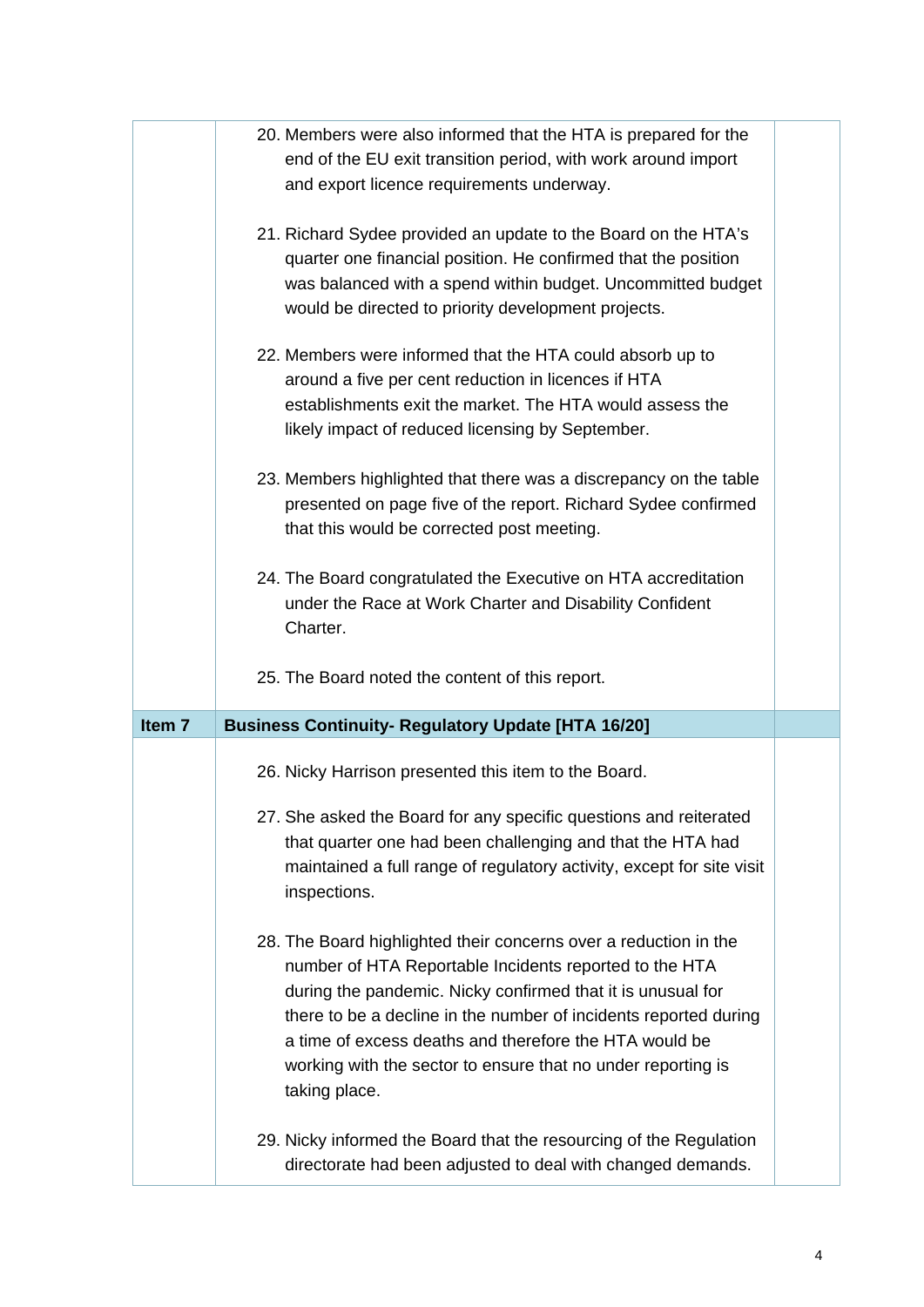| | | |
|---|---|---|
| | 20. Members were also informed that the HTA is prepared for the end of the EU exit transition period, with work around import and export licence requirements underway.<br><br>21. Richard Sydee provided an update to the Board on the HTA's quarter one financial position. He confirmed that the position was balanced with a spend within budget. Uncommitted budget would be directed to priority development projects.<br><br>22. Members were informed that the HTA could absorb up to around a five per cent reduction in licences if HTA establishments exit the market. The HTA would assess the likely impact of reduced licensing by September.<br><br>23. Members highlighted that there was a discrepancy on the table presented on page five of the report. Richard Sydee confirmed that this would be corrected post meeting.<br><br>24. The Board congratulated the Executive on HTA accreditation under the Race at Work Charter and Disability Confident Charter.<br><br>25. The Board noted the content of this report. | |
| **Item 7** | **Business Continuity- Regulatory Update [HTA 16/20]** | |
| | 26. Nicky Harrison presented this item to the Board.<br><br>27. She asked the Board for any specific questions and reiterated that quarter one had been challenging and that the HTA had maintained a full range of regulatory activity, except for site visit inspections.<br><br>28. The Board highlighted their concerns over a reduction in the number of HTA Reportable Incidents reported to the HTA during the pandemic. Nicky confirmed that it is unusual for there to be a decline in the number of incidents reported during a time of excess deaths and therefore the HTA would be working with the sector to ensure that no under reporting is taking place.<br><br>29. Nicky informed the Board that the resourcing of the Regulation directorate had been adjusted to deal with changed demands. | |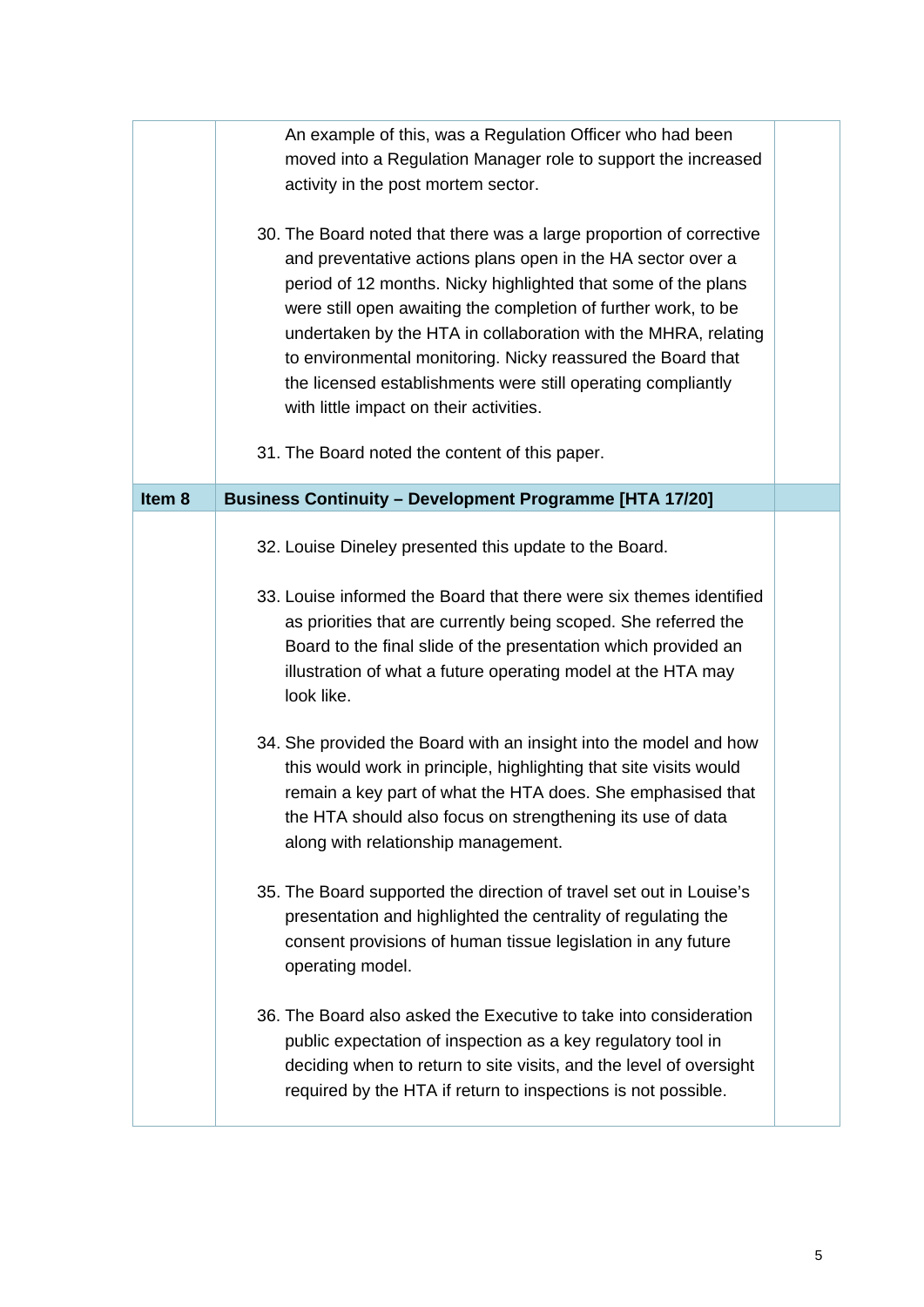An example of this, was a Regulation Officer who had been moved into a Regulation Manager role to support the increased activity in the post mortem sector.

30. The Board noted that there was a large proportion of corrective and preventative actions plans open in the HA sector over a period of 12 months. Nicky highlighted that some of the plans were still open awaiting the completion of further work, to be undertaken by the HTA in collaboration with the MHRA, relating to environmental monitoring. Nicky reassured the Board that the licensed establishments were still operating compliantly with little impact on their activities.

31. The Board noted the content of this paper.

| Item 8 | Business Continuity – Development Programme [HTA 17/20] | |
|---|---|---|

32. Louise Dineley presented this update to the Board.

33. Louise informed the Board that there were six themes identified as priorities that are currently being scoped. She referred the Board to the final slide of the presentation which provided an illustration of what a future operating model at the HTA may look like.

34. She provided the Board with an insight into the model and how this would work in principle, highlighting that site visits would remain a key part of what the HTA does. She emphasised that the HTA should also focus on strengthening its use of data along with relationship management.

35. The Board supported the direction of travel set out in Louise's presentation and highlighted the centrality of regulating the consent provisions of human tissue legislation in any future operating model.

36. The Board also asked the Executive to take into consideration public expectation of inspection as a key regulatory tool in deciding when to return to site visits, and the level of oversight required by the HTA if return to inspections is not possible.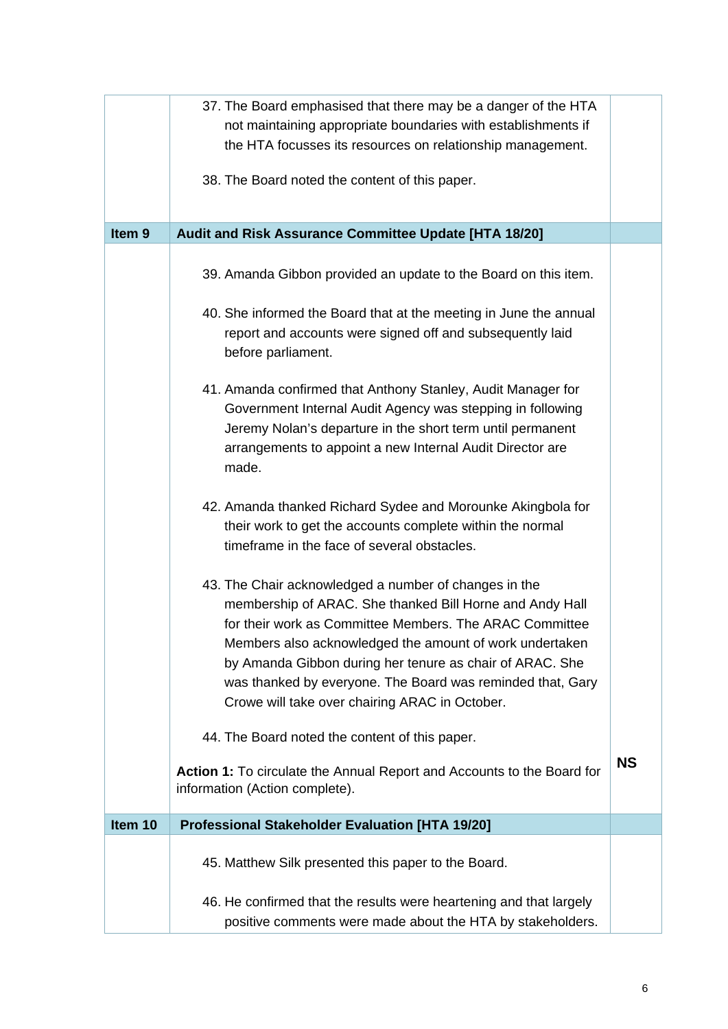| | | |
|---|---|---|
| | 37. The Board emphasised that there may be a danger of the HTA not maintaining appropriate boundaries with establishments if the HTA focusses its resources on relationship management.<br><br>38. The Board noted the content of this paper. | |
| **Item 9** | **Audit and Risk Assurance Committee Update [HTA 18/20]** | |
| | 39. Amanda Gibbon provided an update to the Board on this item.<br><br>40. She informed the Board that at the meeting in June the annual report and accounts were signed off and subsequently laid before parliament.<br><br>41. Amanda confirmed that Anthony Stanley, Audit Manager for Government Internal Audit Agency was stepping in following Jeremy Nolan's departure in the short term until permanent arrangements to appoint a new Internal Audit Director are made.<br><br>42. Amanda thanked Richard Sydee and Morounke Akingbola for their work to get the accounts complete within the normal timeframe in the face of several obstacles.<br><br>43. The Chair acknowledged a number of changes in the membership of ARAC. She thanked Bill Horne and Andy Hall for their work as Committee Members. The ARAC Committee Members also acknowledged the amount of work undertaken by Amanda Gibbon during her tenure as chair of ARAC. She was thanked by everyone. The Board was reminded that, Gary Crowe will take over chairing ARAC in October.<br><br>44. The Board noted the content of this paper.<br><br>**Action 1:** To circulate the Annual Report and Accounts to the Board for information (Action complete). | **NS** |
| **Item 10** | **Professional Stakeholder Evaluation [HTA 19/20]** | |
| | 45. Matthew Silk presented this paper to the Board.<br><br>46. He confirmed that the results were heartening and that largely positive comments were made about the HTA by stakeholders. | |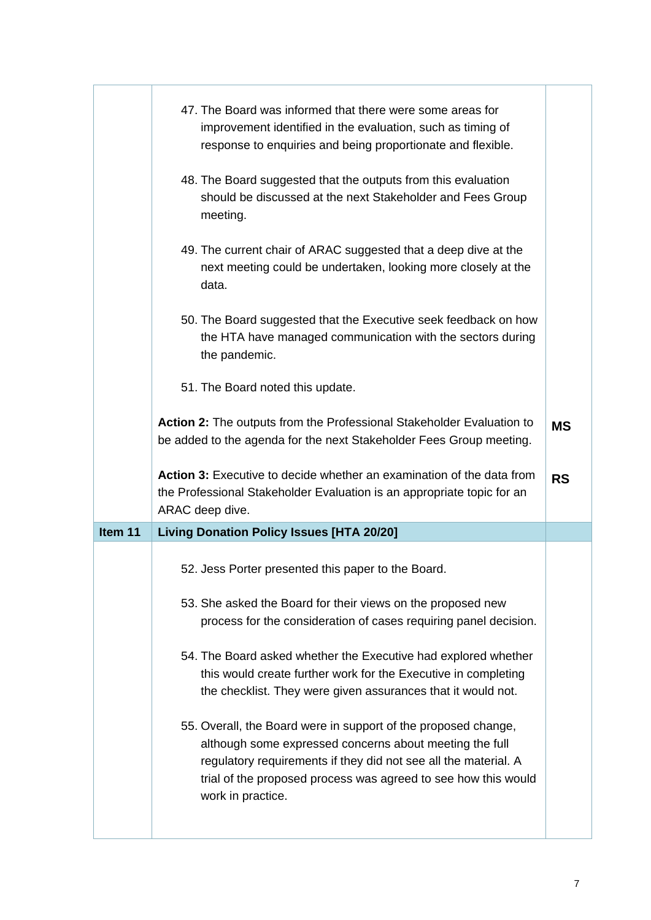| | | |
|---|---|---|
| | 47. The Board was informed that there were some areas for improvement identified in the evaluation, such as timing of response to enquiries and being proportionate and flexible.<br><br>48. The Board suggested that the outputs from this evaluation should be discussed at the next Stakeholder and Fees Group meeting.<br><br>49. The current chair of ARAC suggested that a deep dive at the next meeting could be undertaken, looking more closely at the data.<br><br>50. The Board suggested that the Executive seek feedback on how the HTA have managed communication with the sectors during the pandemic.<br><br>51. The Board noted this update. | |
| | **Action 2:** The outputs from the Professional Stakeholder Evaluation to be added to the agenda for the next Stakeholder Fees Group meeting. | **MS** |
| | **Action 3:** Executive to decide whether an examination of the data from the Professional Stakeholder Evaluation is an appropriate topic for an ARAC deep dive. | **RS** |
| **Item 11** | **Living Donation Policy Issues [HTA 20/20]** | |
| | 52. Jess Porter presented this paper to the Board.<br><br>53. She asked the Board for their views on the proposed new process for the consideration of cases requiring panel decision.<br><br>54. The Board asked whether the Executive had explored whether this would create further work for the Executive in completing the checklist. They were given assurances that it would not.<br><br>55. Overall, the Board were in support of the proposed change, although some expressed concerns about meeting the full regulatory requirements if they did not see all the material. A trial of the proposed process was agreed to see how this would work in practice. | |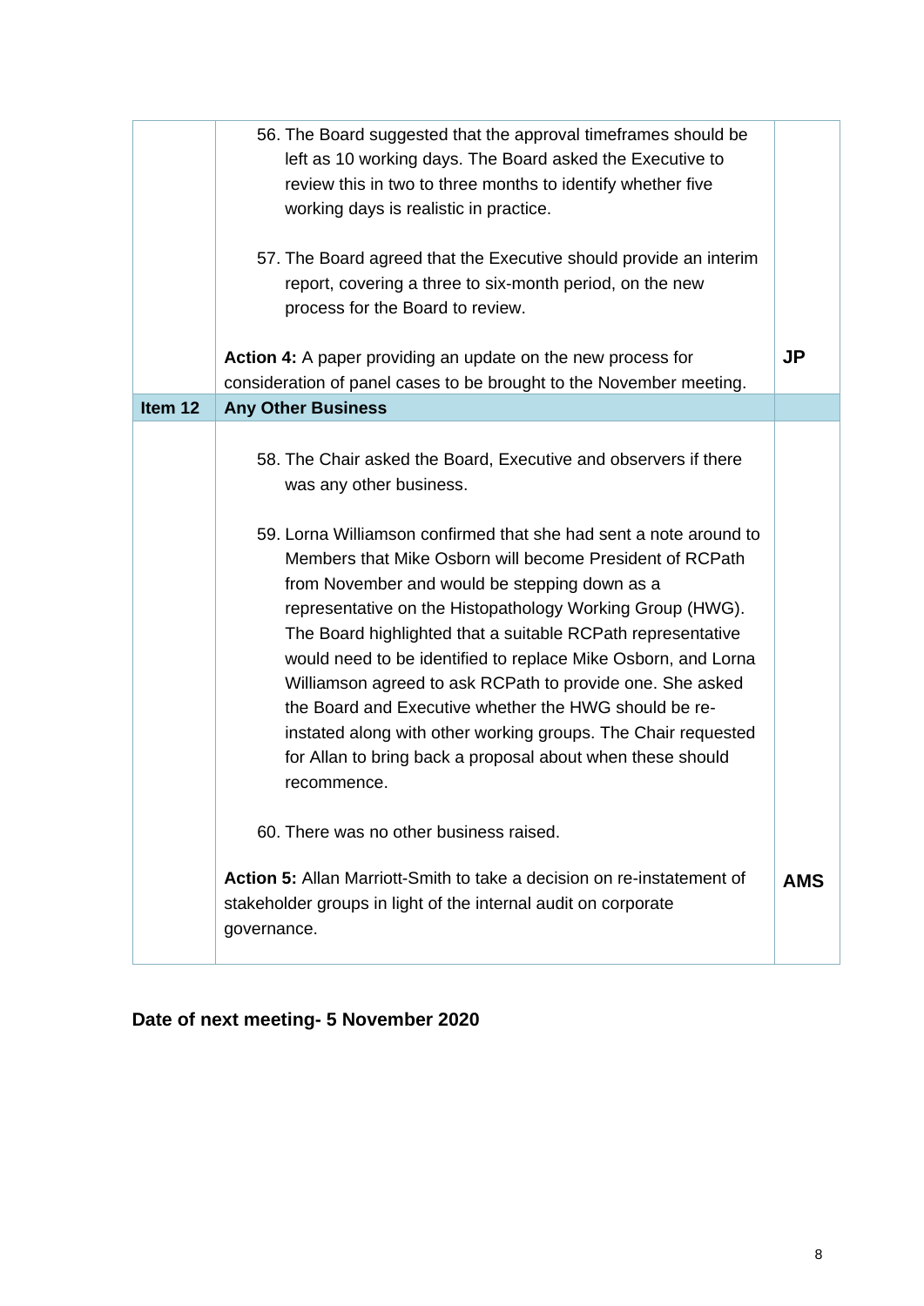| | | |
|---|---|---|
| | 56. The Board suggested that the approval timeframes should be left as 10 working days. The Board asked the Executive to review this in two to three months to identify whether five working days is realistic in practice.<br><br>57. The Board agreed that the Executive should provide an interim report, covering a three to six-month period, on the new process for the Board to review.<br><br>**Action 4:** A paper providing an update on the new process for consideration of panel cases to be brought to the November meeting. | **JP** |
| **Item 12** | **Any Other Business** | |
| | 58. The Chair asked the Board, Executive and observers if there was any other business.<br><br>59. Lorna Williamson confirmed that she had sent a note around to Members that Mike Osborn will become President of RCPath from November and would be stepping down as a representative on the Histopathology Working Group (HWG). The Board highlighted that a suitable RCPath representative would need to be identified to replace Mike Osborn, and Lorna Williamson agreed to ask RCPath to provide one. She asked the Board and Executive whether the HWG should be re-instated along with other working groups. The Chair requested for Allan to bring back a proposal about when these should recommence.<br><br>60. There was no other business raised.<br><br>**Action 5:** Allan Marriott-Smith to take a decision on re-instatement of stakeholder groups in light of the internal audit on corporate governance. | **AMS** |

**Date of next meeting- 5 November 2020**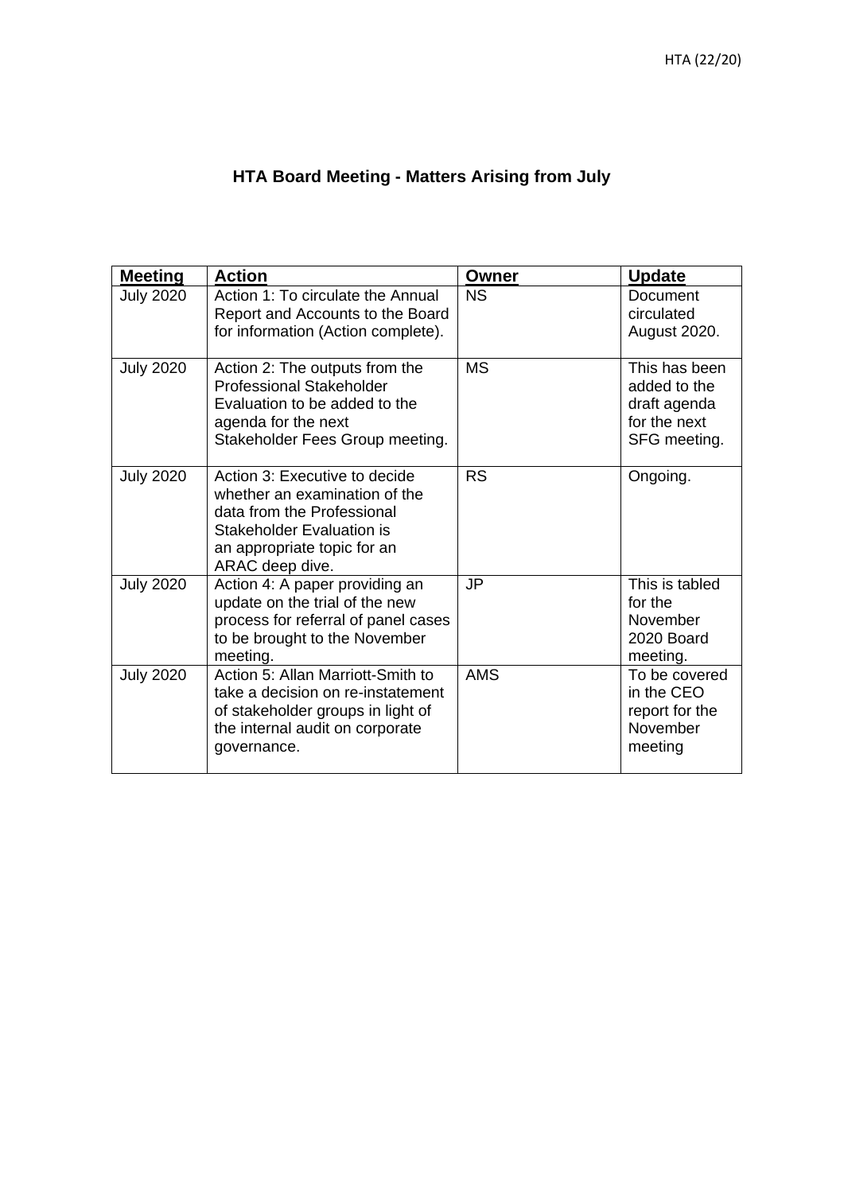# HTA Board Meeting - Matters Arising from July

| Meeting | Action | Owner | Update |
|---|---|---|---|
| July 2020 | Action 1: To circulate the Annual Report and Accounts to the Board for information (Action complete). | NS | Document circulated August 2020. |
| July 2020 | Action 2: The outputs from the Professional Stakeholder Evaluation to be added to the agenda for the next Stakeholder Fees Group meeting. | MS | This has been added to the draft agenda for the next SFG meeting. |
| July 2020 | Action 3: Executive to decide whether an examination of the data from the Professional Stakeholder Evaluation is an appropriate topic for an ARAC deep dive. | RS | Ongoing. |
| July 2020 | Action 4: A paper providing an update on the trial of the new process for referral of panel cases to be brought to the November meeting. | JP | This is tabled for the November 2020 Board meeting. |
| July 2020 | Action 5: Allan Marriott-Smith to take a decision on re-instatement of stakeholder groups in light of the internal audit on corporate governance. | AMS | To be covered in the CEO report for the November meeting |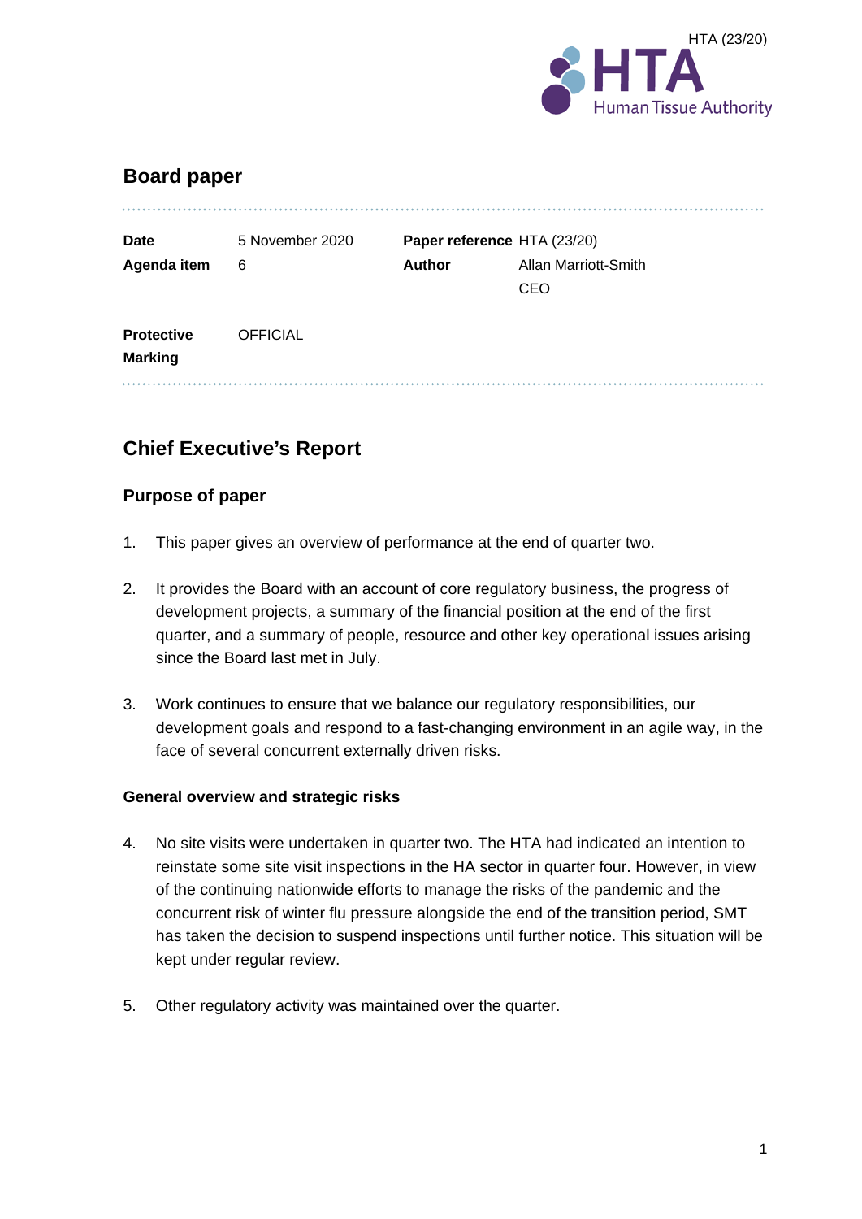HTA (23/20)

## Board paper

| | | | |
|---|---|---|---|
| **Date** | 5 November 2020 | **Paper reference** | HTA (23/20) |
| **Agenda item** | 6 | **Author** | Allan Marriott-Smith<br>CEO |
| **Protective Marking** | OFFICIAL | | |

## Chief Executive's Report

### Purpose of paper

1. This paper gives an overview of performance at the end of quarter two.

2. It provides the Board with an account of core regulatory business, the progress of development projects, a summary of the financial position at the end of the first quarter, and a summary of people, resource and other key operational issues arising since the Board last met in July.

3. Work continues to ensure that we balance our regulatory responsibilities, our development goals and respond to a fast-changing environment in an agile way, in the face of several concurrent externally driven risks.

#### General overview and strategic risks

4. No site visits were undertaken in quarter two. The HTA had indicated an intention to reinstate some site visit inspections in the HA sector in quarter four. However, in view of the continuing nationwide efforts to manage the risks of the pandemic and the concurrent risk of winter flu pressure alongside the end of the transition period, SMT has taken the decision to suspend inspections until further notice. This situation will be kept under regular review.

5. Other regulatory activity was maintained over the quarter.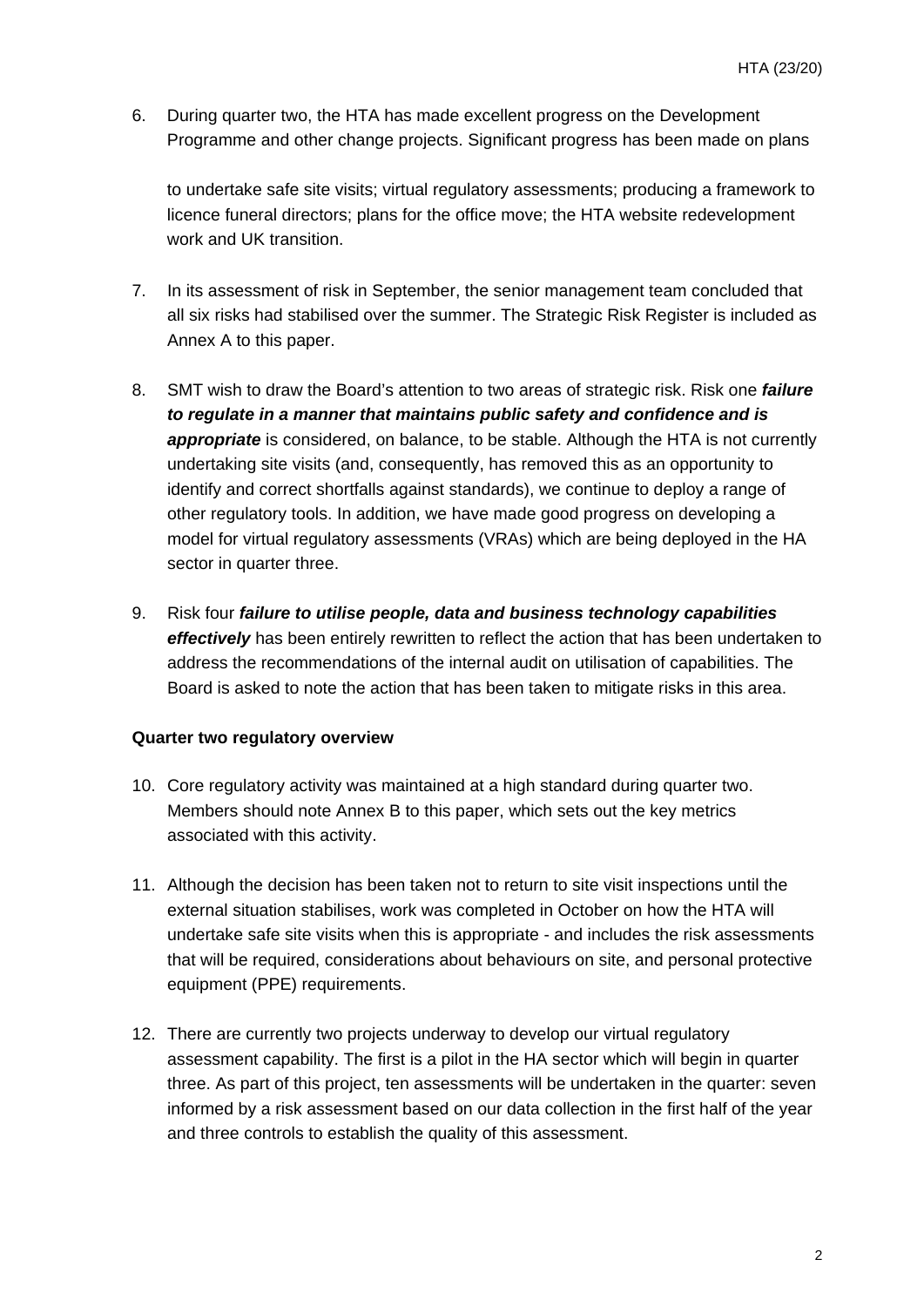6. During quarter two, the HTA has made excellent progress on the Development Programme and other change projects. Significant progress has been made on plans

   to undertake safe site visits; virtual regulatory assessments; producing a framework to licence funeral directors; plans for the office move; the HTA website redevelopment work and UK transition.

7. In its assessment of risk in September, the senior management team concluded that all six risks had stabilised over the summer. The Strategic Risk Register is included as Annex A to this paper.

8. SMT wish to draw the Board's attention to two areas of strategic risk. Risk one ***failure to regulate in a manner that maintains public safety and confidence and is appropriate*** is considered, on balance, to be stable. Although the HTA is not currently undertaking site visits (and, consequently, has removed this as an opportunity to identify and correct shortfalls against standards), we continue to deploy a range of other regulatory tools. In addition, we have made good progress on developing a model for virtual regulatory assessments (VRAs) which are being deployed in the HA sector in quarter three.

9. Risk four ***failure to utilise people, data and business technology capabilities effectively*** has been entirely rewritten to reflect the action that has been undertaken to address the recommendations of the internal audit on utilisation of capabilities. The Board is asked to note the action that has been taken to mitigate risks in this area.

**Quarter two regulatory overview**

10. Core regulatory activity was maintained at a high standard during quarter two. Members should note Annex B to this paper, which sets out the key metrics associated with this activity.

11. Although the decision has been taken not to return to site visit inspections until the external situation stabilises, work was completed in October on how the HTA will undertake safe site visits when this is appropriate - and includes the risk assessments that will be required, considerations about behaviours on site, and personal protective equipment (PPE) requirements.

12. There are currently two projects underway to develop our virtual regulatory assessment capability. The first is a pilot in the HA sector which will begin in quarter three. As part of this project, ten assessments will be undertaken in the quarter: seven informed by a risk assessment based on our data collection in the first half of the year and three controls to establish the quality of this assessment.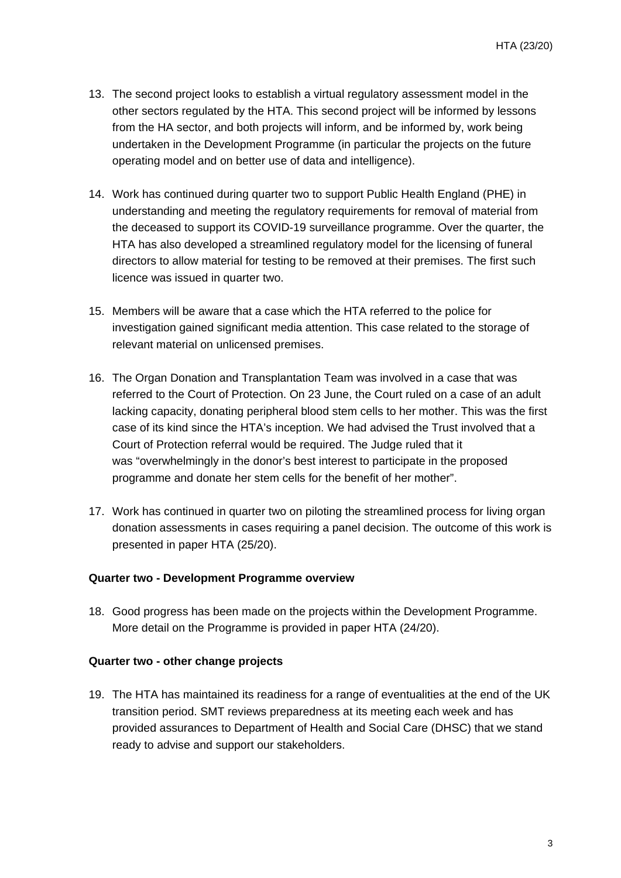13. The second project looks to establish a virtual regulatory assessment model in the other sectors regulated by the HTA. This second project will be informed by lessons from the HA sector, and both projects will inform, and be informed by, work being undertaken in the Development Programme (in particular the projects on the future operating model and on better use of data and intelligence).

14. Work has continued during quarter two to support Public Health England (PHE) in understanding and meeting the regulatory requirements for removal of material from the deceased to support its COVID-19 surveillance programme. Over the quarter, the HTA has also developed a streamlined regulatory model for the licensing of funeral directors to allow material for testing to be removed at their premises. The first such licence was issued in quarter two.

15. Members will be aware that a case which the HTA referred to the police for investigation gained significant media attention. This case related to the storage of relevant material on unlicensed premises.

16. The Organ Donation and Transplantation Team was involved in a case that was referred to the Court of Protection. On 23 June, the Court ruled on a case of an adult lacking capacity, donating peripheral blood stem cells to her mother. This was the first case of its kind since the HTA's inception. We had advised the Trust involved that a Court of Protection referral would be required. The Judge ruled that it was "overwhelmingly in the donor's best interest to participate in the proposed programme and donate her stem cells for the benefit of her mother".

17. Work has continued in quarter two on piloting the streamlined process for living organ donation assessments in cases requiring a panel decision. The outcome of this work is presented in paper HTA (25/20).

**Quarter two - Development Programme overview**

18. Good progress has been made on the projects within the Development Programme. More detail on the Programme is provided in paper HTA (24/20).

**Quarter two - other change projects**

19. The HTA has maintained its readiness for a range of eventualities at the end of the UK transition period. SMT reviews preparedness at its meeting each week and has provided assurances to Department of Health and Social Care (DHSC) that we stand ready to advise and support our stakeholders.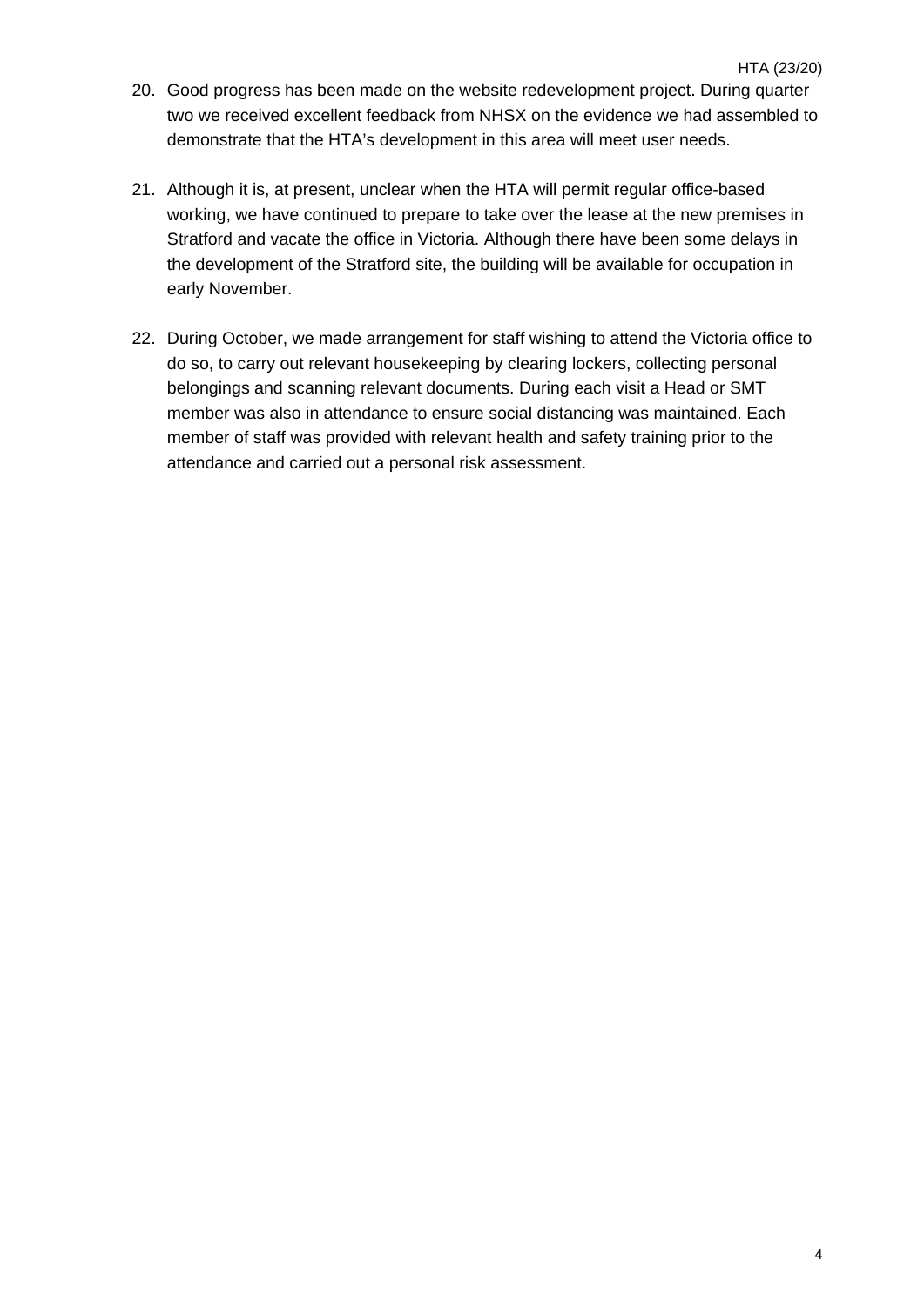20. Good progress has been made on the website redevelopment project. During quarter two we received excellent feedback from NHSX on the evidence we had assembled to demonstrate that the HTA's development in this area will meet user needs.

21. Although it is, at present, unclear when the HTA will permit regular office-based working, we have continued to prepare to take over the lease at the new premises in Stratford and vacate the office in Victoria. Although there have been some delays in the development of the Stratford site, the building will be available for occupation in early November.

22. During October, we made arrangement for staff wishing to attend the Victoria office to do so, to carry out relevant housekeeping by clearing lockers, collecting personal belongings and scanning relevant documents. During each visit a Head or SMT member was also in attendance to ensure social distancing was maintained. Each member of staff was provided with relevant health and safety training prior to the attendance and carried out a personal risk assessment.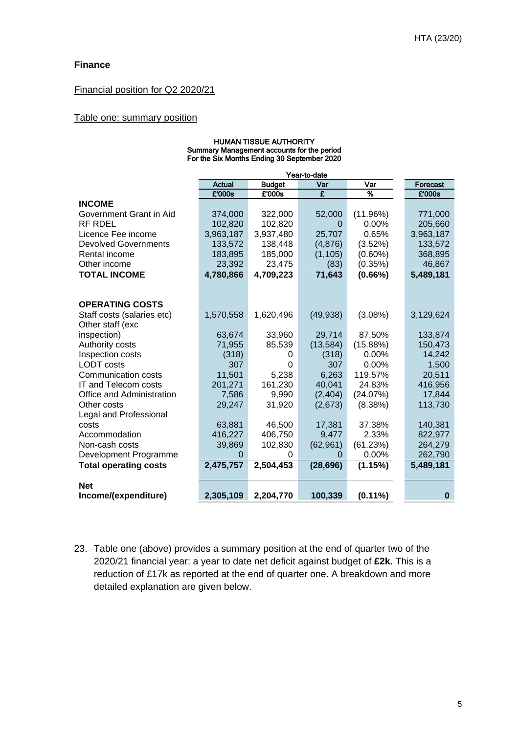## Finance

Financial position for Q2 2020/21

Table one: summary position

HUMAN TISSUE AUTHORITY
Summary Management accounts for the period
For the Six Months Ending 30 September 2020

| | Year-to-date | | | | |
|---|---|---|---|---|---|
| | Actual | Budget | Var | Var | Forecast |
| | £'000s | £'000s | £ | % | £'000s |
| **INCOME** | | | | | |
| Government Grant in Aid | 374,000 | 322,000 | 52,000 | (11.96%) | 771,000 |
| RF RDEL | 102,820 | 102,820 | 0 | 0.00% | 205,660 |
| Licence Fee income | 3,963,187 | 3,937,480 | 25,707 | 0.65% | 3,963,187 |
| Devolved Governments | 133,572 | 138,448 | (4,876) | (3.52%) | 133,572 |
| Rental income | 183,895 | 185,000 | (1,105) | (0.60%) | 368,895 |
| Other income | 23,392 | 23,475 | (83) | (0.35%) | 46,867 |
| **TOTAL INCOME** | **4,780,866** | **4,709,223** | **71,643** | **(0.66%)** | **5,489,181** |
| | | | | | |
| **OPERATING COSTS** | | | | | |
| Staff costs (salaries etc) | 1,570,558 | 1,620,496 | (49,938) | (3.08%) | 3,129,624 |
| Other staff (exc inspection) | 63,674 | 33,960 | 29,714 | 87.50% | 133,874 |
| Authority costs | 71,955 | 85,539 | (13,584) | (15.88%) | 150,473 |
| Inspection costs | (318) | 0 | (318) | 0.00% | 14,242 |
| LODT costs | 307 | 0 | 307 | 0.00% | 1,500 |
| Communication costs | 11,501 | 5,238 | 6,263 | 119.57% | 20,511 |
| IT and Telecom costs | 201,271 | 161,230 | 40,041 | 24.83% | 416,956 |
| Office and Administration | 7,586 | 9,990 | (2,404) | (24.07%) | 17,844 |
| Other costs | 29,247 | 31,920 | (2,673) | (8.38%) | 113,730 |
| Legal and Professional costs | 63,881 | 46,500 | 17,381 | 37.38% | 140,381 |
| Accommodation | 416,227 | 406,750 | 9,477 | 2.33% | 822,977 |
| Non-cash costs | 39,869 | 102,830 | (62,961) | (61.23%) | 264,279 |
| Development Programme | 0 | 0 | 0 | 0.00% | 262,790 |
| **Total operating costs** | **2,475,757** | **2,504,453** | **(28,696)** | **(1.15%)** | **5,489,181** |
| | | | | | |
| **Net Income/(expenditure)** | **2,305,109** | **2,204,770** | **100,339** | **(0.11%)** | **0** |

23. Table one (above) provides a summary position at the end of quarter two of the 2020/21 financial year: a year to date net deficit against budget of **£2k.** This is a reduction of £17k as reported at the end of quarter one. A breakdown and more detailed explanation are given below.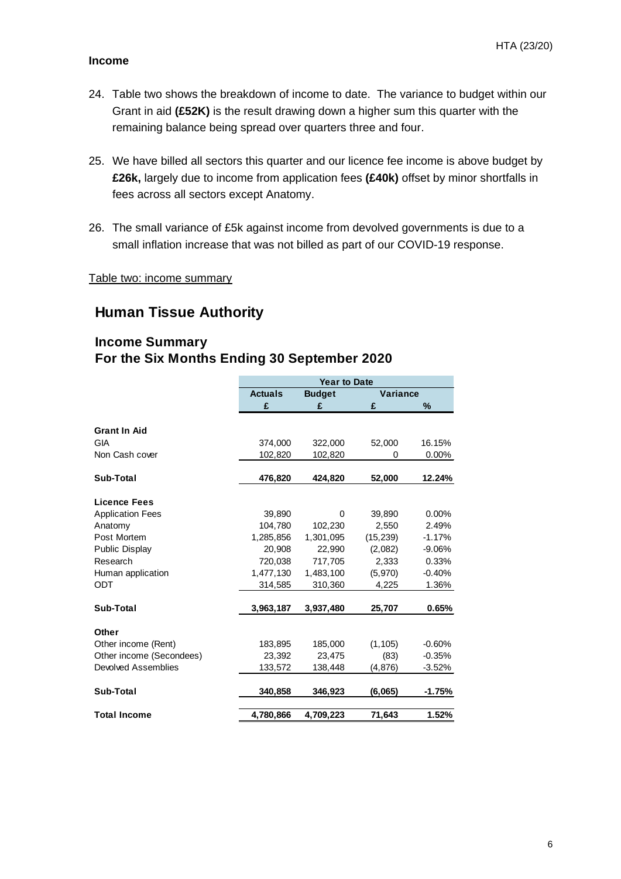**Income**

24. Table two shows the breakdown of income to date. The variance to budget within our Grant in aid **(£52K)** is the result drawing down a higher sum this quarter with the remaining balance being spread over quarters three and four.

25. We have billed all sectors this quarter and our licence fee income is above budget by **£26k,** largely due to income from application fees **(£40k)** offset by minor shortfalls in fees across all sectors except Anatomy.

26. The small variance of £5k against income from devolved governments is due to a small inflation increase that was not billed as part of our COVID-19 response.

Table two: income summary

## Human Tissue Authority

### Income Summary
### For the Six Months Ending 30 September 2020

| | Year to Date | | | |
|---|---|---|---|---|
| | **Actuals** | **Budget** | **Variance** | |
| | **£** | **£** | **£** | **%** |
| **Grant In Aid** | | | | |
| GIA | 374,000 | 322,000 | 52,000 | 16.15% |
| Non Cash cover | 102,820 | 102,820 | 0 | 0.00% |
| **Sub-Total** | **476,820** | **424,820** | **52,000** | **12.24%** |
| **Licence Fees** | | | | |
| Application Fees | 39,890 | 0 | 39,890 | 0.00% |
| Anatomy | 104,780 | 102,230 | 2,550 | 2.49% |
| Post Mortem | 1,285,856 | 1,301,095 | (15,239) | -1.17% |
| Public Display | 20,908 | 22,990 | (2,082) | -9.06% |
| Research | 720,038 | 717,705 | 2,333 | 0.33% |
| Human application | 1,477,130 | 1,483,100 | (5,970) | -0.40% |
| ODT | 314,585 | 310,360 | 4,225 | 1.36% |
| **Sub-Total** | **3,963,187** | **3,937,480** | **25,707** | **0.65%** |
| **Other** | | | | |
| Other income (Rent) | 183,895 | 185,000 | (1,105) | -0.60% |
| Other income (Secondees) | 23,392 | 23,475 | (83) | -0.35% |
| Devolved Assemblies | 133,572 | 138,448 | (4,876) | -3.52% |
| **Sub-Total** | **340,858** | **346,923** | **(6,065)** | **-1.75%** |
| **Total Income** | **4,780,866** | **4,709,223** | **71,643** | **1.52%** |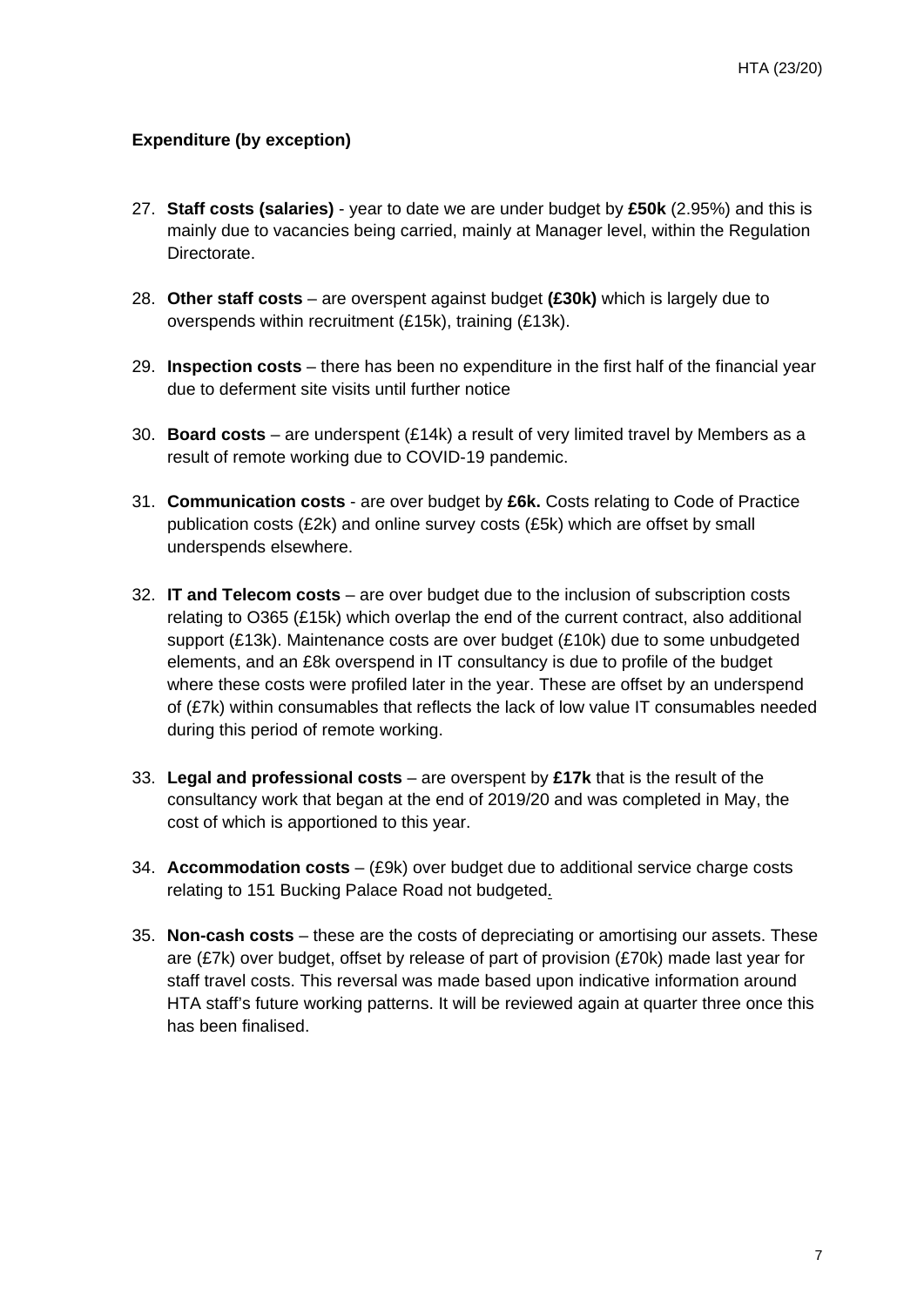**Expenditure (by exception)**

27. **Staff costs (salaries)** - year to date we are under budget by **£50k** (2.95%) and this is mainly due to vacancies being carried, mainly at Manager level, within the Regulation Directorate.

28. **Other staff costs** – are overspent against budget **(£30k)** which is largely due to overspends within recruitment (£15k), training (£13k).

29. **Inspection costs** – there has been no expenditure in the first half of the financial year due to deferment site visits until further notice

30. **Board costs** – are underspent (£14k) a result of very limited travel by Members as a result of remote working due to COVID-19 pandemic.

31. **Communication costs** - are over budget by **£6k.** Costs relating to Code of Practice publication costs (£2k) and online survey costs (£5k) which are offset by small underspends elsewhere.

32. **IT and Telecom costs** – are over budget due to the inclusion of subscription costs relating to O365 (£15k) which overlap the end of the current contract, also additional support (£13k). Maintenance costs are over budget (£10k) due to some unbudgeted elements, and an £8k overspend in IT consultancy is due to profile of the budget where these costs were profiled later in the year. These are offset by an underspend of (£7k) within consumables that reflects the lack of low value IT consumables needed during this period of remote working.

33. **Legal and professional costs** – are overspent by **£17k** that is the result of the consultancy work that began at the end of 2019/20 and was completed in May, the cost of which is apportioned to this year.

34. **Accommodation costs** – (£9k) over budget due to additional service charge costs relating to 151 Bucking Palace Road not budgeted.

35. **Non-cash costs** – these are the costs of depreciating or amortising our assets. These are (£7k) over budget, offset by release of part of provision (£70k) made last year for staff travel costs. This reversal was made based upon indicative information around HTA staff's future working patterns. It will be reviewed again at quarter three once this has been finalised.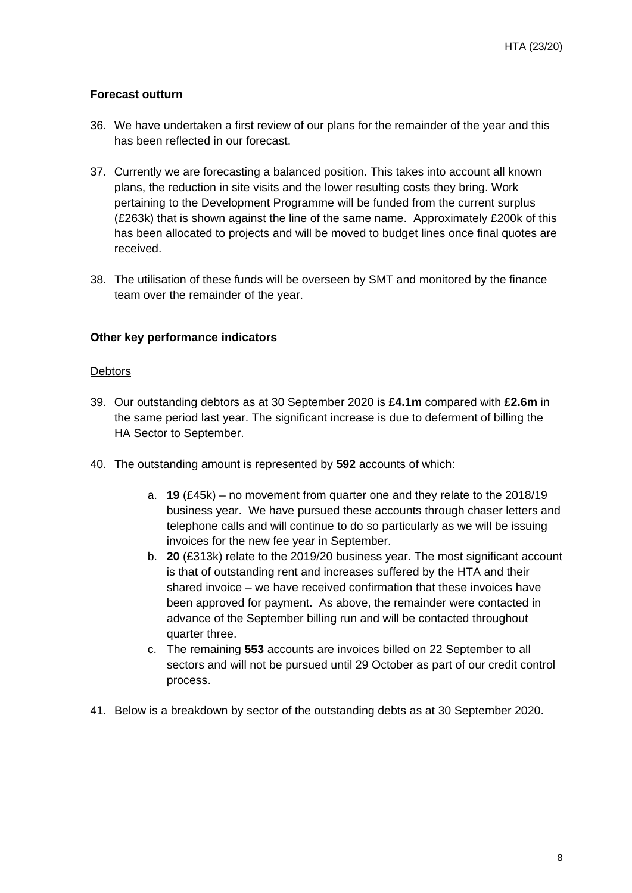**Forecast outturn**

36. We have undertaken a first review of our plans for the remainder of the year and this has been reflected in our forecast.

37. Currently we are forecasting a balanced position. This takes into account all known plans, the reduction in site visits and the lower resulting costs they bring. Work pertaining to the Development Programme will be funded from the current surplus (£263k) that is shown against the line of the same name. Approximately £200k of this has been allocated to projects and will be moved to budget lines once final quotes are received.

38. The utilisation of these funds will be overseen by SMT and monitored by the finance team over the remainder of the year.

**Other key performance indicators**

Debtors

39. Our outstanding debtors as at 30 September 2020 is **£4.1m** compared with **£2.6m** in the same period last year. The significant increase is due to deferment of billing the HA Sector to September.

40. The outstanding amount is represented by **592** accounts of which:

    a. **19** (£45k) – no movement from quarter one and they relate to the 2018/19 business year. We have pursued these accounts through chaser letters and telephone calls and will continue to do so particularly as we will be issuing invoices for the new fee year in September.

    b. **20** (£313k) relate to the 2019/20 business year. The most significant account is that of outstanding rent and increases suffered by the HTA and their shared invoice – we have received confirmation that these invoices have been approved for payment. As above, the remainder were contacted in advance of the September billing run and will be contacted throughout quarter three.

    c. The remaining **553** accounts are invoices billed on 22 September to all sectors and will not be pursued until 29 October as part of our credit control process.

41. Below is a breakdown by sector of the outstanding debts as at 30 September 2020.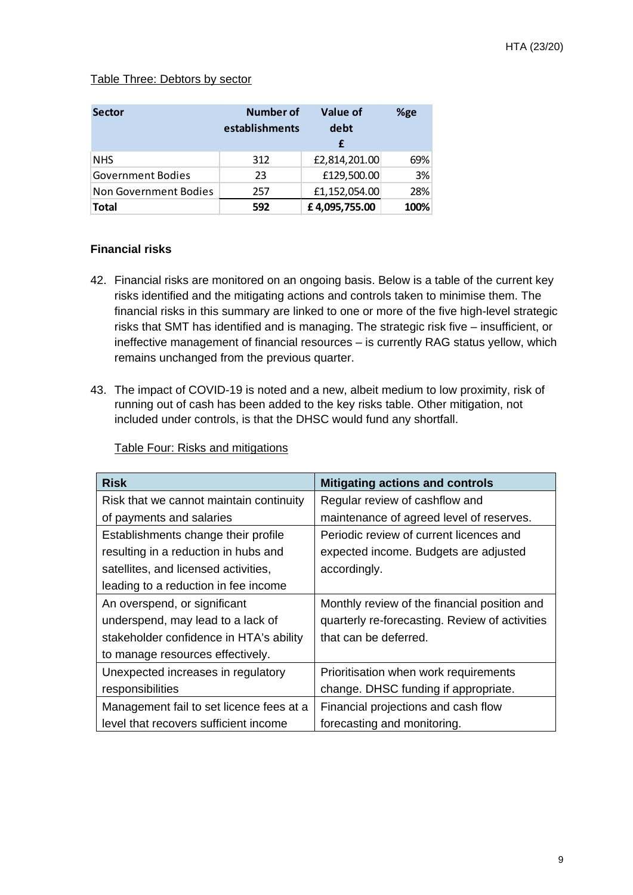Table Three: Debtors by sector

| Sector | Number of establishments | Value of debt £ | %ge |
|---|---|---|---|
| NHS | 312 | £2,814,201.00 | 69% |
| Government Bodies | 23 | £129,500.00 | 3% |
| Non Government Bodies | 257 | £1,152,054.00 | 28% |
| **Total** | **592** | **£ 4,095,755.00** | **100%** |

**Financial risks**

42. Financial risks are monitored on an ongoing basis. Below is a table of the current key risks identified and the mitigating actions and controls taken to minimise them. The financial risks in this summary are linked to one or more of the five high-level strategic risks that SMT has identified and is managing. The strategic risk five – insufficient, or ineffective management of financial resources – is currently RAG status yellow, which remains unchanged from the previous quarter.

43. The impact of COVID-19 is noted and a new, albeit medium to low proximity, risk of running out of cash has been added to the key risks table. Other mitigation, not included under controls, is that the DHSC would fund any shortfall.

Table Four: Risks and mitigations

| Risk | Mitigating actions and controls |
|---|---|
| Risk that we cannot maintain continuity of payments and salaries | Regular review of cashflow and maintenance of agreed level of reserves. |
| Establishments change their profile resulting in a reduction in hubs and satellites, and licensed activities, leading to a reduction in fee income | Periodic review of current licences and expected income. Budgets are adjusted accordingly. |
| An overspend, or significant underspend, may lead to a lack of stakeholder confidence in HTA's ability to manage resources effectively. | Monthly review of the financial position and quarterly re-forecasting. Review of activities that can be deferred. |
| Unexpected increases in regulatory responsibilities | Prioritisation when work requirements change. DHSC funding if appropriate. |
| Management fail to set licence fees at a level that recovers sufficient income | Financial projections and cash flow forecasting and monitoring. |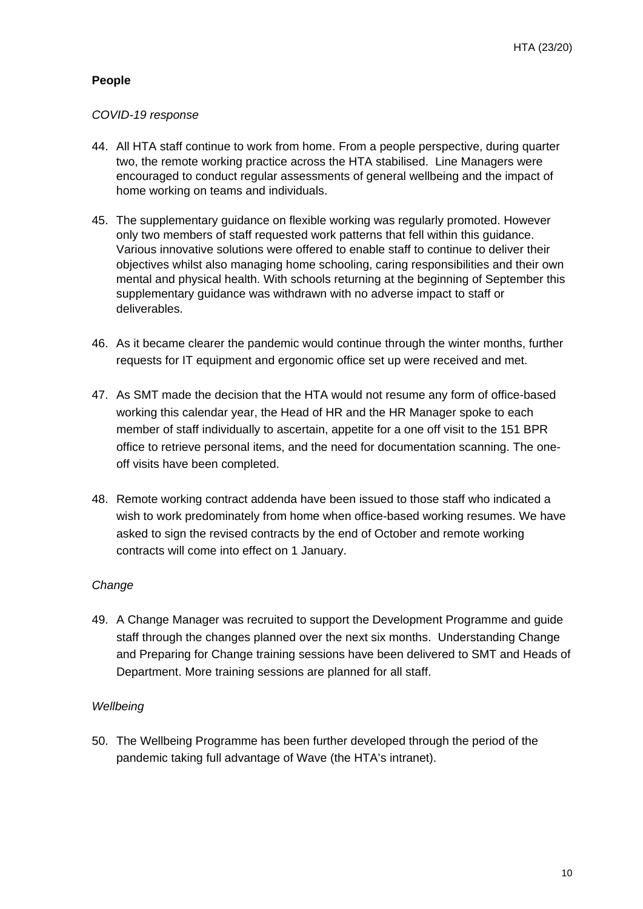## People

*COVID-19 response*

44. All HTA staff continue to work from home. From a people perspective, during quarter two, the remote working practice across the HTA stabilised. Line Managers were encouraged to conduct regular assessments of general wellbeing and the impact of home working on teams and individuals.

45. The supplementary guidance on flexible working was regularly promoted. However only two members of staff requested work patterns that fell within this guidance. Various innovative solutions were offered to enable staff to continue to deliver their objectives whilst also managing home schooling, caring responsibilities and their own mental and physical health. With schools returning at the beginning of September this supplementary guidance was withdrawn with no adverse impact to staff or deliverables.

46. As it became clearer the pandemic would continue through the winter months, further requests for IT equipment and ergonomic office set up were received and met.

47. As SMT made the decision that the HTA would not resume any form of office-based working this calendar year, the Head of HR and the HR Manager spoke to each member of staff individually to ascertain, appetite for a one off visit to the 151 BPR office to retrieve personal items, and the need for documentation scanning. The one-off visits have been completed.

48. Remote working contract addenda have been issued to those staff who indicated a wish to work predominately from home when office-based working resumes. We have asked to sign the revised contracts by the end of October and remote working contracts will come into effect on 1 January.

*Change*

49. A Change Manager was recruited to support the Development Programme and guide staff through the changes planned over the next six months. Understanding Change and Preparing for Change training sessions have been delivered to SMT and Heads of Department. More training sessions are planned for all staff.

*Wellbeing*

50. The Wellbeing Programme has been further developed through the period of the pandemic taking full advantage of Wave (the HTA's intranet).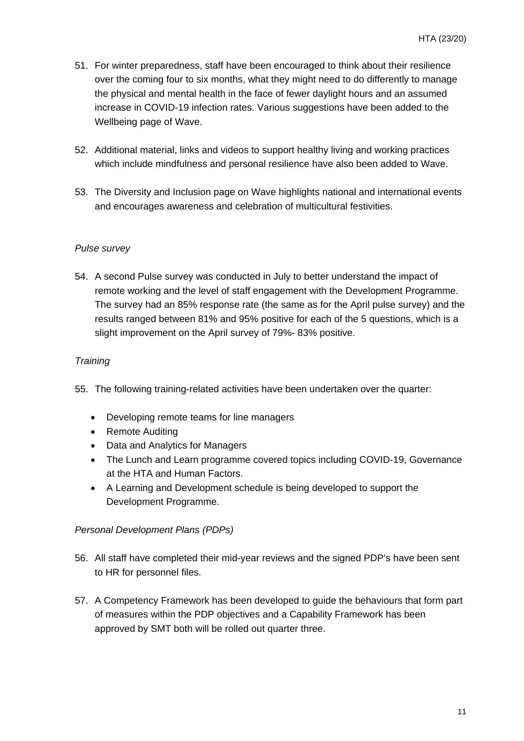51. For winter preparedness, staff have been encouraged to think about their resilience over the coming four to six months, what they might need to do differently to manage the physical and mental health in the face of fewer daylight hours and an assumed increase in COVID-19 infection rates. Various suggestions have been added to the Wellbeing page of Wave.

52. Additional material, links and videos to support healthy living and working practices which include mindfulness and personal resilience have also been added to Wave.

53. The Diversity and Inclusion page on Wave highlights national and international events and encourages awareness and celebration of multicultural festivities.

*Pulse survey*

54. A second Pulse survey was conducted in July to better understand the impact of remote working and the level of staff engagement with the Development Programme. The survey had an 85% response rate (the same as for the April pulse survey) and the results ranged between 81% and 95% positive for each of the 5 questions, which is a slight improvement on the April survey of 79%- 83% positive.

*Training*

55. The following training-related activities have been undertaken over the quarter:

   - Developing remote teams for line managers
   - Remote Auditing
   - Data and Analytics for Managers
   - The Lunch and Learn programme covered topics including COVID-19, Governance at the HTA and Human Factors.
   - A Learning and Development schedule is being developed to support the Development Programme.

*Personal Development Plans (PDPs)*

56. All staff have completed their mid-year reviews and the signed PDP's have been sent to HR for personnel files.

57. A Competency Framework has been developed to guide the behaviours that form part of measures within the PDP objectives and a Capability Framework has been approved by SMT both will be rolled out quarter three.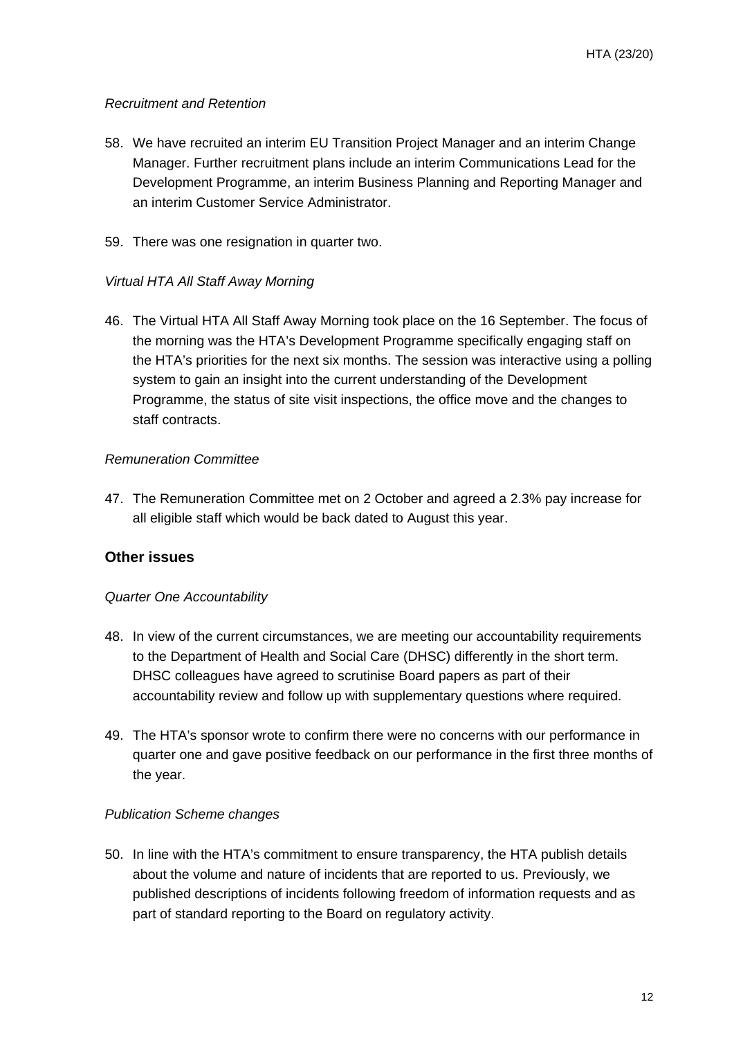*Recruitment and Retention*

58. We have recruited an interim EU Transition Project Manager and an interim Change Manager. Further recruitment plans include an interim Communications Lead for the Development Programme, an interim Business Planning and Reporting Manager and an interim Customer Service Administrator.

59. There was one resignation in quarter two.

*Virtual HTA All Staff Away Morning*

46. The Virtual HTA All Staff Away Morning took place on the 16 September. The focus of the morning was the HTA's Development Programme specifically engaging staff on the HTA's priorities for the next six months. The session was interactive using a polling system to gain an insight into the current understanding of the Development Programme, the status of site visit inspections, the office move and the changes to staff contracts.

*Remuneration Committee*

47. The Remuneration Committee met on 2 October and agreed a 2.3% pay increase for all eligible staff which would be back dated to August this year.

## Other issues

*Quarter One Accountability*

48. In view of the current circumstances, we are meeting our accountability requirements to the Department of Health and Social Care (DHSC) differently in the short term. DHSC colleagues have agreed to scrutinise Board papers as part of their accountability review and follow up with supplementary questions where required.

49. The HTA's sponsor wrote to confirm there were no concerns with our performance in quarter one and gave positive feedback on our performance in the first three months of the year.

*Publication Scheme changes*

50. In line with the HTA's commitment to ensure transparency, the HTA publish details about the volume and nature of incidents that are reported to us. Previously, we published descriptions of incidents following freedom of information requests and as part of standard reporting to the Board on regulatory activity.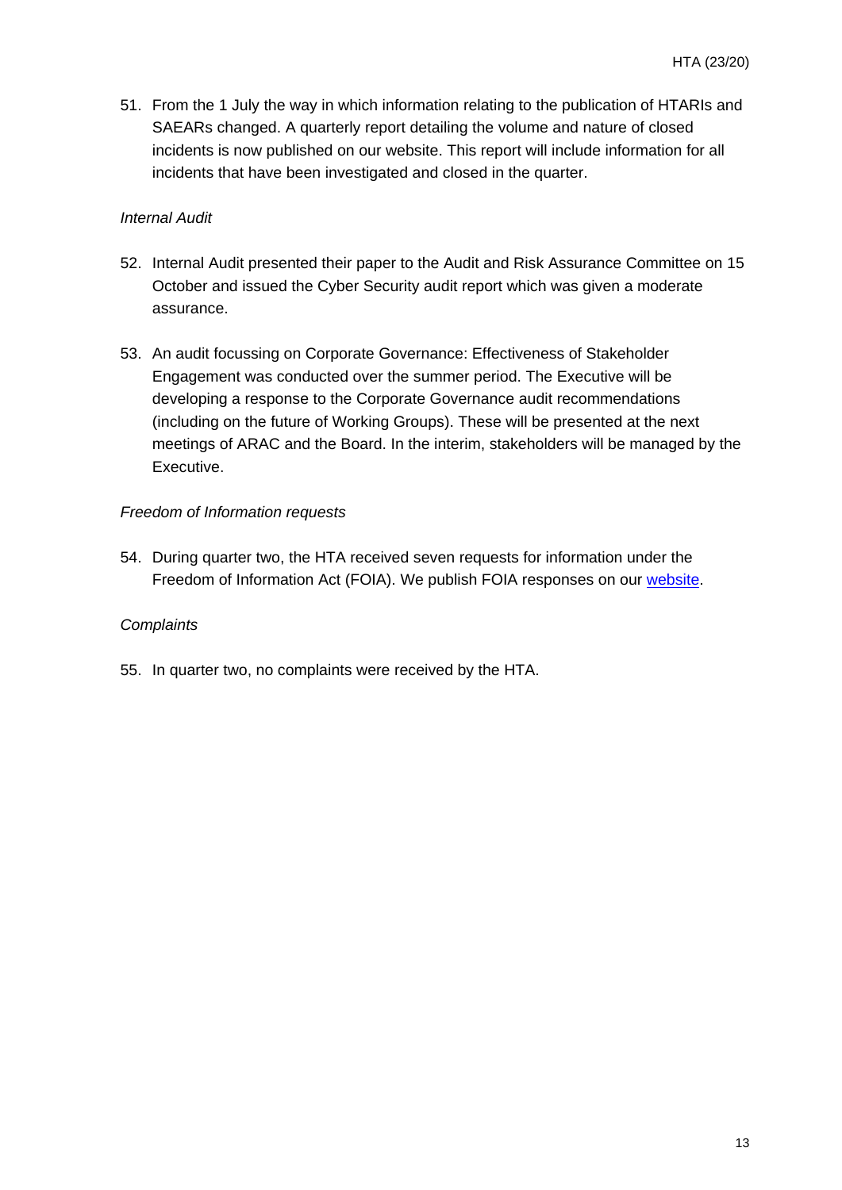51. From the 1 July the way in which information relating to the publication of HTARIs and SAEARs changed. A quarterly report detailing the volume and nature of closed incidents is now published on our website. This report will include information for all incidents that have been investigated and closed in the quarter.

*Internal Audit*

52. Internal Audit presented their paper to the Audit and Risk Assurance Committee on 15 October and issued the Cyber Security audit report which was given a moderate assurance.

53. An audit focussing on Corporate Governance: Effectiveness of Stakeholder Engagement was conducted over the summer period. The Executive will be developing a response to the Corporate Governance audit recommendations (including on the future of Working Groups). These will be presented at the next meetings of ARAC and the Board. In the interim, stakeholders will be managed by the Executive.

*Freedom of Information requests*

54. During quarter two, the HTA received seven requests for information under the Freedom of Information Act (FOIA). We publish FOIA responses on our website.

*Complaints*

55. In quarter two, no complaints were received by the HTA.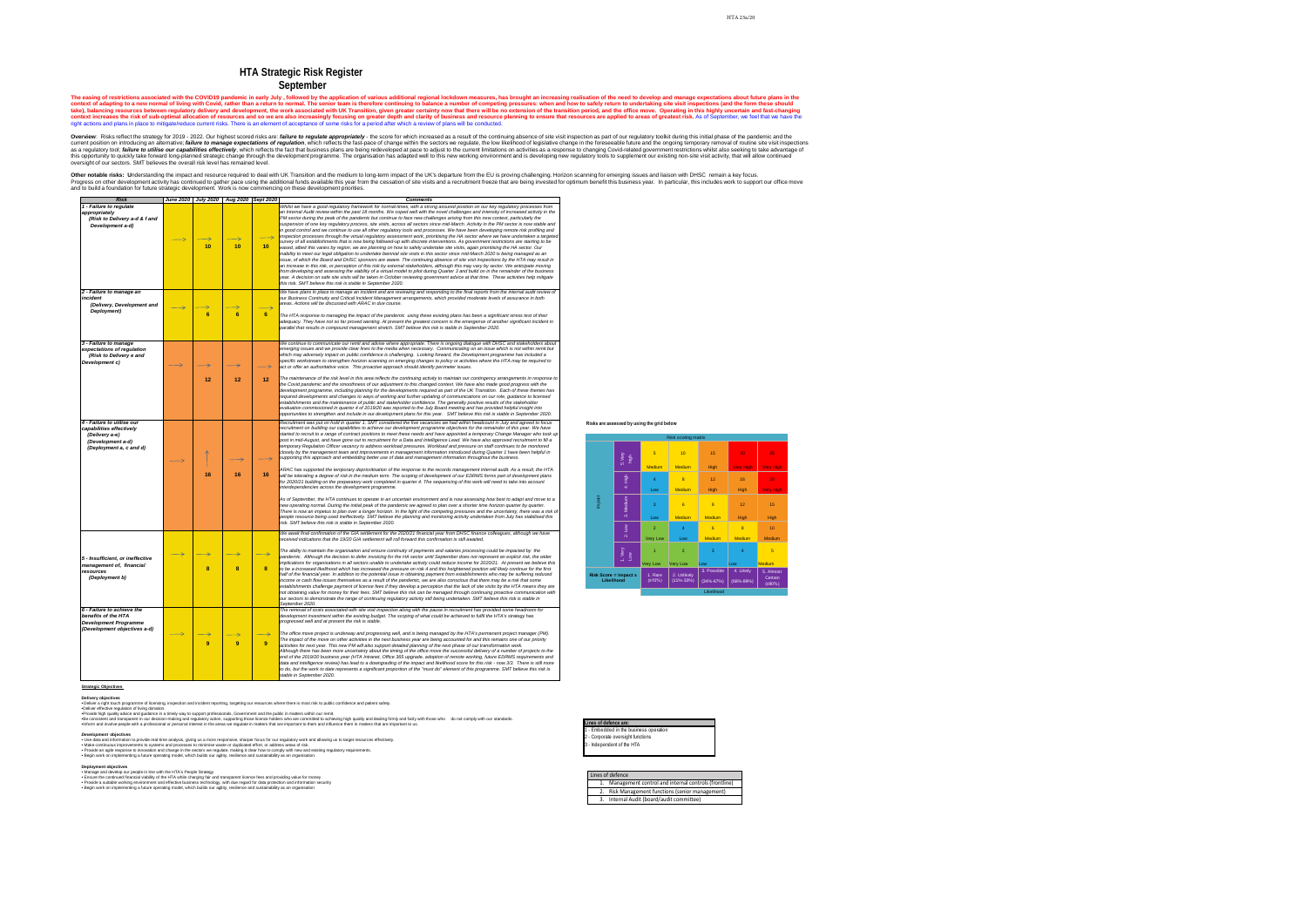# HTA Strategic Risk Register

## September

**The easing of restrictions associated with the COVID19 pandemic in early July , followed by the application of various additional regional lockdown measures, has brought an increasing realisation of the need to develop and manage expectations about future plans in the context of adapting to a new normal of living with Covid, rather than a return to normal. The senior team is therefore continuing to balance a number of competing pressures: when and how to safely return to undertaking site visit inspections (and the form these should take), balancing resources between regulatory delivery and development, the work associated with UK Transition, given greater certainty now that there will be no extension of the transition period, and the office move. Operating in this highly uncertain and fast-changing context increases the risk of sub-optimal allocation of resources and so we are also increasingly focusing on greater depth and clarity of business and resource planning to ensure that resources are applied to areas of greatest risk.** As of September, we feel that we have the right actions and plans in place to mitigate/reduce current risks. There is an element of acceptance of some risks for a period after which a review of plans will be conducted.

**Overview**: Risks reflect the strategy for 2019 - 2022. Our highest scored risks are: ***failure to regulate appropriately*** - the score for which increased as a result of the continuing absence of site visit inspection as part of our regulatory toolkit during this initial phase of the pandemic and the current position on introducing an alternative; ***failure to manage expectations of regulation***, which reflects the fast-pace of change within the sectors we regulate, the low likelihood of legislative change in the foreseeable future and the ongoing temporary removal of routine site visit inspections as a regulatory tool; ***failure to utilise our capabilities effectively***, which reflects the fact that business plans are being redeveloped at pace to adjust to the current limitations on activities as a response to changing Covid-related government restrictions whilst also seeking to take advantage of this opportunity to quickly take forward long-planned strategic change through the development programme. The organisation has adapted well to this new working environment and is developing new regulatory tools to supplement our existing non-site visit activity, that will allow continued oversight of our sectors. SMT believes the overall risk level has remained level.

**Other notable risks:** Understanding the impact and resource required to deal with UK Transition and the medium to long-term impact of the UK's departure from the EU is proving challenging. Horizon scanning for emerging issues and liaison with DHSC remain a key focus. Progress on other development activity has continued to gather pace using the additional funds available this year from the cessation of site visits and a recruitment freeze that are being invested for optimum benefit this business year. In particular, this includes work to support our office move and to build a foundation for future strategic development. Work is now commencing on these development priorities.

| Risk | June 2020 | July 2020 | Aug 2020 | Sept 2020 | Comments |
|---|---|---|---|---|---|
| **1 - Failure to regulate appropriately** (Risk to Delivery a-d & f and Development a-d) | → | → 10 | → 10 | → 10 | Whilst we have a good regulatory framework for normal times, with a strong assured position on our key regulatory processes from an Internal Audit review within the past 18 months. We coped well with the novel challenges and intensity of increased activity in the PM sector during the peak of the pandemic but continue to face new challenges arising from this new context, particularly the suspension of one key regulatory process, site visits, across all sectors since mid-March. Activity in the PM sector is now stable and in good control and we continue to use all other regulatory tools and processes. We have been developing remote risk profiling and inspection processes through the virtual regulatory assessment work, prioritising the HA sector where we have undertaken a targeted survey of all establishments that is now being followed-up with discrete interventions. As government restrictions are starting to be eased, albeit this varies by region, we are planning on how to safely undertake site visits, again prioritising the HA sector. Our inability to meet our legal obligation to undertake biennial site visits in this sector since mid-March 2020 is being managed as an issue, of which the Board and DHSC sponsors are aware. The continuing absence of site visit inspections by the HTA may result in an increase in this risk, or perception of this risk by external stakeholders, although this may vary by sector. We anticipate moving from developing and assessing the viability of a virtual model to pilot during Quarter 3 and build on in the remainder of the business year. A decision on safe site visits will be taken in October reviewing government advice at that time. These activities help mitigate this risk. SMT believe this risk is stable in September 2020. |
| **2 - Failure to manage an incident** (Delivery, Development and Deployment) | → | → 6 | → 6 | → 6 | We have plans in place to manage an incident and are reviewing and responding to the final reports from the internal audit review of our Business Continuity and Critical Incident Management arrangements, which provided moderate levels of assurance in both areas. Actions will be discussed with ARAC in due course.<br><br>The HTA response to managing the impact of the pandemic using these existing plans has been a significant stress test of their adequacy. They have not so far proved wanting. At present the greatest concern is the emergence of another significant incident in parallel that results in compound management stretch. SMT believe this risk is stable in September 2020. |
| **3 - Failure to manage expectations of regulation** (Risk to Delivery a and Development c) | → | → 12 | → 12 | → 12 | We continue to communicate our remit and advise where appropriate. There is ongoing dialogue with DHSC and stakeholders about emerging issues and we provide clear lines to the media when necessary. Communicating on an issue which is not within remit but which may adversely impact on public confidence is challenging. Looking forward, the Development programme has included a specific workstream to strengthen horizon scanning on emerging changes to policy or activities where the HTA may be required to act or offer an authoritative voice. This proactive approach should identify perimeter issues.<br><br>The maintenance of the risk level in this area reflects the continuing activity to maintain our contingency arrangements in response to the Covid pandemic and the smoothness of our adjustment to this changed context. We have also made good progress with the development programme, including planning for the developments required as part of the UK Transition. Each of these themes has required developments and changes to ways of working and further updating of communications on our role, guidance to licensed establishments and the maintenance of public and stakeholder confidence. The generally positive results of the stakeholder evaluation commissioned in quarter 4 of 2019/20 was reported to the July Board meeting and has provided helpful insight into opportunities to strengthen and include in our development plans for this year. SMT believe this risk is stable in September 2020. |
| **4 - Failure to utilise our capabilities effectively** (Delivery a-e) (Development a-d) (Deployment a, c and d) | → | ↑ 16 | → 16 | → 16 | Recruitment was put on hold in quarter 1. SMT considered the five vacancies we had within headcount in July and agreed to focus recruitment on building our capabilities to achieve our development programme objectives for the remainder of this year. We have started to recruit to a range of contract positions to meet these needs and have appointed a temporary Change Manager who took up post in mid-August, and have gone out to recruitment for a Data and Intelligence Lead. We have also approved recruitment to fill a temporary Regulation Officer vacancy to address workload pressures. Workload and pressure on staff continues to be monitored closely by the management team and improvements in management information introduced during Quarter 1 have been helpful in supporting this approach and embedding better use of data and management information throughout the business.<br><br>ARAC has supported the temporary deprioritisation of the response to the records management internal audit. As a result, the HTA will be tolerating a degree of risk in the medium term. The scoping of development of our EDRMS forms part of development plans for 2020/21 building on the preparatory work completed in quarter 4. The sequencing of this work will need to take into account interdependencies across the development programme.<br><br>As of September, the HTA continues to operate in an uncertain environment and is now assessing how best to adapt and move to a new operating normal. During the initial peak of the pandemic we agreed to plan over a shorter time horizon quarter by quarter. There is now an impetus to plan over a longer horizon. In the light of the competing pressures and the uncertainty, there was a risk of people resource being used ineffectively. SMT believe the planning and monitoring activity undertaken from July has stabilised this risk. SMT believe this risk is stable in September 2020. |
| **5 - Insufficient, or ineffective management of, financial resources** (Deployment b) | → | → 8 | → 8 | → 8 | We await final confirmation of the GIA settlement for the 2020/21 financial year from DHSC finance colleagues, although we have received indications that the 19/20 GIA settlement will roll forward this confirmation is still awaited.<br><br>The ability to maintain the organisation and ensure continuity of payments and salaries processing could be impacted by the pandemic. Although the decision to defer invoicing for the HA sector until September does not represent an explicit risk, the wider implications for organisations in all sectors unable to undertake activity could reduce income for 2020/21. At present we believe this to be a increased likelihood which has increased the pressure on risk 4 and this heightened position will likely continue for the first half of the financial year. In addition to the potential issue in obtaining payment from establishments who may be suffering reduced income or cash flow issues themselves as a result of the pandemic, we are also conscious that there may be a risk that some establishments challenge payment of license fees if they develop a perception that the lack of site visits by the HTA means they are not obtaining value for money for their fees. SMT believe this risk can be managed through continuing proactive communication with our sectors to demonstrate the range of continuing regulatory activity still being undertaken. SMT believe this risk is stable in September 2020. |
| **6 - Failure to achieve the benefits of the HTA Development Programme** (Development objectives a-d) | → | → 9 | → 9 | → 9 | The removal of costs associated with site visit inspection along with the pause in recruitment has provided some headroom for development investment within the existing budget. The scoping of what could be achieved to fulfil the HTA's strategy has progressed well and at present the risk is stable.<br><br>The office move project is underway and progressing well, and is being managed by the HTA's permanent project manager (PM). The impact of the move on other activities in the next business year are being accounted for and this remains one of our priority activities for next year. This new PM will also support detailed planning of the next phase of our transformation work.<br>Although there has been more uncertainty about the timing of the office move the successful delivery of a number of projects to the end of the 2019/20 business year (HTA Intranet, Office 365 upgrade, adoption of remote working, future EDRMS requirements and data and intelligence review) has lead to a downgrading of the impact and likelihood score for this risk - now 3/3. There is still more to do, but the work to date represents a significant proportion of the "must do" element of this programme. SMT believe this risk is stable in September 2020. |

**Risks are assessed by using the grid below**

| Risk scoring matrix | | | | | | |
|---|---|---|---|---|---|---|
| **Impact** | | | | | | |
| 5. Very High | 5 Medium | 10 Medium | 15 High | 20 Very High | 25 Very High |
| 4. High | 4 Low | 8 Medium | 12 High | 16 High | 20 Very High |
| 3. Medium | 3 Low | 6 Medium | 9 Medium | 12 High | 15 High |
| 2. Low | 2 Very Low | 4 Low | 6 Medium | 8 Medium | 10 Medium |
| 1. Very Low | 1 Very Low | 2 Very Low | 3 Low | 4 Low | 5 Medium |
| **Risk Score = Impact x Likelihood** | 1. Rare (≤10%) | 2. Unlikely (11%-33%) | 3. Possible (34%-67%) | 4. Likely (68%-89%) | 5. Almost Certain (≥90%) |
| | **Likelihood** | | | | |

### Strategic Objectives

**Delivery objectives**
- Deliver a right touch programme of licensing, inspection and incident reporting, targeting our resources where there is most risk to public confidence and patient safety.
- Deliver effective regulation of living donation.
- Provide high quality advice and guidance in a timely way to support professionals, Government and the public in matters within our remit.
- Be consistent and transparent in our decision-making and regulatory action, supporting those license holders who are committed to achieving high quality and dealing firmly and fairly with those who do not comply with our standards.
- Inform and involve people with a professional or personal interest in the areas we regulate in matters that are important to them and influence them in matters that are important to us.

**Development objectives**
- Use data and information to provide real-time analysis, giving us a more responsive, sharper focus for our regulatory work and allowing us to target resources effectively.
- Make continuous improvements to systems and processes to minimise waste or duplicated effort, or address areas of risk.
- Provide an agile response to innovation and change in the sectors we regulate, making it clear how to comply with new and existing regulatory requirements.
- Begin work on implementing a future operating model, which builds our agility, resilience and sustainability as an organisation.

**Deployment objectives**
- Manage and develop our people in line with the HTA's People Strategy
- Ensure the continued financial viability of the HTA while charging fair and transparent licence fees and providing value for money
- Provide a suitable working environment and effective business technology, with due regard for data protection and information security
- Begin work on implementing a future operating model, which builds our agility, resilience and sustainability as an organisation

| Lines of defence are: |
|---|
| 1 - Embedded in the business operation |
| 2 - Corporate oversight functions |
| 3 - Independent of the HTA |

| Lines of defence |
|---|
| 1. Management control and internal controls (frontline) |
| 2. Risk Management functions (senior management) |
| 3. Internal Audit (board/audit committee) |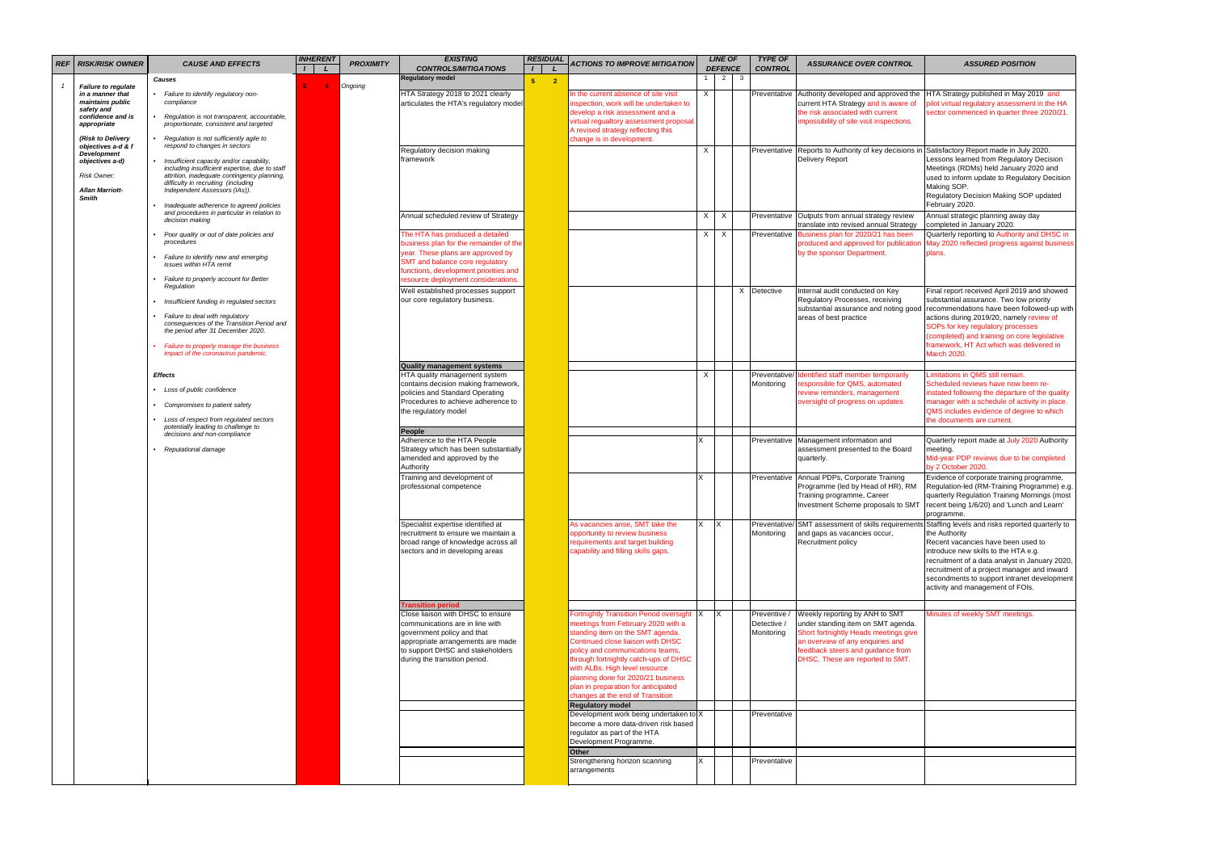| REF | RISK/RISK OWNER | CAUSE AND EFFECTS | INHERENT | | PROXIMITY | EXISTING CONTROLS/MITIGATIONS | RESIDUAL | | ACTIONS TO IMPROVE MITIGATION | LINE OF DEFENCE | | | TYPE OF CONTROL | ASSURANCE OVER CONTROL | ASSURED POSITION |
|---|---|---|---|---|---|---|---|---|---|---|---|---|---|---|---|
| | | | I | L | | | I | L | | 1 | 2 | 3 | | | |
| 1 | **Failure to regulate in a manner that maintains public safety and confidence and is appropriate** (Risk to Delivery objectives a-d & f Development objectives a-d) Risk Owner: Allan Marriott-Smith | **Causes** • Failure to identify regulatory non-compliance • Regulation is not transparent, accountable, proportionate, consistent and targeted • Regulation is not sufficiently agile to respond to changes in sectors • Insufficient capacity and/or capability, including insufficient expertise, due to staff attrition, inadequate contingency planning, difficulty in recruiting (including Independent Assessors (IAs)). • Inadequate adherence to agreed policies and procedures in particular in relation to decision making • Poor quality or out of date policies and procedures • Failure to identify new and emerging issues within HTA remit • Failure to properly account for Better Regulation • Insufficient funding in regulated sectors • Failure to deal with regulatory consequences of the Transition Period and the period after 31 December 2020. • Failure to properly manage the business impact of the coronavirus pandemic. **Effects** • Loss of public confidence • Compromises to patient safety • Loss of respect from regulated sectors potentially leading to challenge to decisions and non-compliance • Reputational damage | 5 | 4 | Ongoing | **Regulatory model** | 5 | 2 | | | | | | | |
| | | | | | | HTA Strategy 2018 to 2021 clearly articulates the HTA's regulatory model | | | In the current absence of site visit inspection, work will be undertaken to develop a risk assessment and a virtual regulatory assessment proposal. A revised strategy reflecting this change is in development. | X | | | Preventative | Authority developed and approved the current HTA Strategy and is aware of the risk associated with current impossibility of site visit inspections. | HTA Strategy published in May 2019 and pilot virtual regulatory assessment in the HA sector commenced in quarter three 2020/21. |
| | | | | | | Regulatory decision making framework | | | | X | | | Preventative | Reports to Authority of key decisions in Delivery Report | Satisfactory Report made in July 2020. Lessons learned from Regulatory Decision Meetings (RDMs) held January 2020 and used to inform update to Regulatory Decision Making SOP. Regulatory Decision Making SOP updated February 2020. |
| | | | | | | Annual scheduled review of Strategy | | | | X | X | | Preventative | Outputs from annual strategy review translate into revised annual Strategy | Annual strategic planning away day completed in January 2020. |
| | | | | | | The HTA has produced a detailed business plan for the remainder of the year. These plans are approved by SMT and balance core regulatory functions, development priorities and resource deployment considerations. | | | | X | X | | Preventative | Business plan for 2020/21 has been produced and approved for publication by the sponsor Department. | Quarterly reporting to Authority and DHSC in May 2020 reflected progress against business plans. |
| | | | | | | Well established processes support our core regulatory business. | | | | | | X | Detective | Internal audit conducted on Key Regulatory Processes, receiving substantial assurance and noting good areas of best practice | Final report received April 2019 and showed substantial assurance. Two low priority recommendations have been followed-up with actions during 2019/20, namely review of SOPs for key regulatory processes (completed) and training on core legislative framework, HT Act which was delivered in March 2020. |
| | | | | | | **Quality management systems** | | | | | | | | | |
| | | | | | | HTA quality management system contains decision making framework, policies and Standard Operating Procedures to achieve adherence to the regulatory model | | | | X | | | Preventative/ Monitoring | Identified staff member temporarily responsible for QMS, automated review reminders, management oversight of progress on updates | Limitations in QMS still remain. Scheduled reviews have now been re-instated following the departure of the quality manager with a schedule of activity in place. QMS includes evidence of degree to which the documents are current. |
| | | | | | | **People** | | | | | | | | | |
| | | | | | | Adherence to the HTA People Strategy which has been substantially amended and approved by the Authority | | | | X | | | Preventative | Management information and assessment presented to the Board quarterly. | Quarterly report made at July 2020 Authority meeting. Mid-year PDP reviews due to be completed by 2 October 2020. |
| | | | | | | Training and development of professional competence | | | | X | | | Preventative | Annual PDPs, Corporate Training Programme (led by Head of HR), RM Training programme, Career Investment Scheme proposals to SMT | Evidence of corporate training programme, Regulation-led (RM-Training Programme) e.g. quarterly Regulation Training Mornings (most recent being 1/6/20) and 'Lunch and Learn' programme. |
| | | | | | | Specialist expertise identified at recruitment to ensure we maintain a broad range of knowledge across all sectors and in developing areas | | | As vacancies arise, SMT take the opportunity to review business requirements and target building capability and filling skills gaps. | X | X | | Preventative/ Monitoring | SMT assessment of skills requirements and gaps as vacancies occur, Recruitment policy | Staffing levels and risks reported quarterly to the Authority Recent vacancies have been used to introduce new skills to the HTA e.g. recruitment of a data analyst in January 2020, recruitment of a project manager and inward secondments to support intranet development activity and management of FOIs. |
| | | | | | | **Transition period** | | | | | | | | | |
| | | | | | | Close liaison with DHSC to ensure communications are in line with government policy and that appropriate arrangements are made to support DHSC and stakeholders during the transition period. | | | Fortnightly Transition Period oversight meetings from February 2020 with a standing item on the SMT agenda. Continued close liaison with DHSC policy and communications teams, through fortnightly catch-ups of DHSC with ALBs. High level resource planning done for 2020/21 business plan in preparation for anticipated changes at the end of Transition | X | X | | Preventive / Detective / Monitoring | Weekly reporting by ANH to SMT under standing item on SMT agenda. Short fortnightly Heads meetings give an overview of any enquiries and feedback steers and guidance from DHSC. These are reported to SMT. | Minutes of weekly SMT meetings. |
| | | | | | | | | | **Regulatory model** | | | | | | |
| | | | | | | | | | Development work being undertaken to become a more data-driven risk based regulator as part of the HTA Development Programme. | X | | | Preventative | | |
| | | | | | | | | | **Other** | | | | | | |
| | | | | | | | | | Strengthening horizon scanning arrangements | X | | | Preventative | | |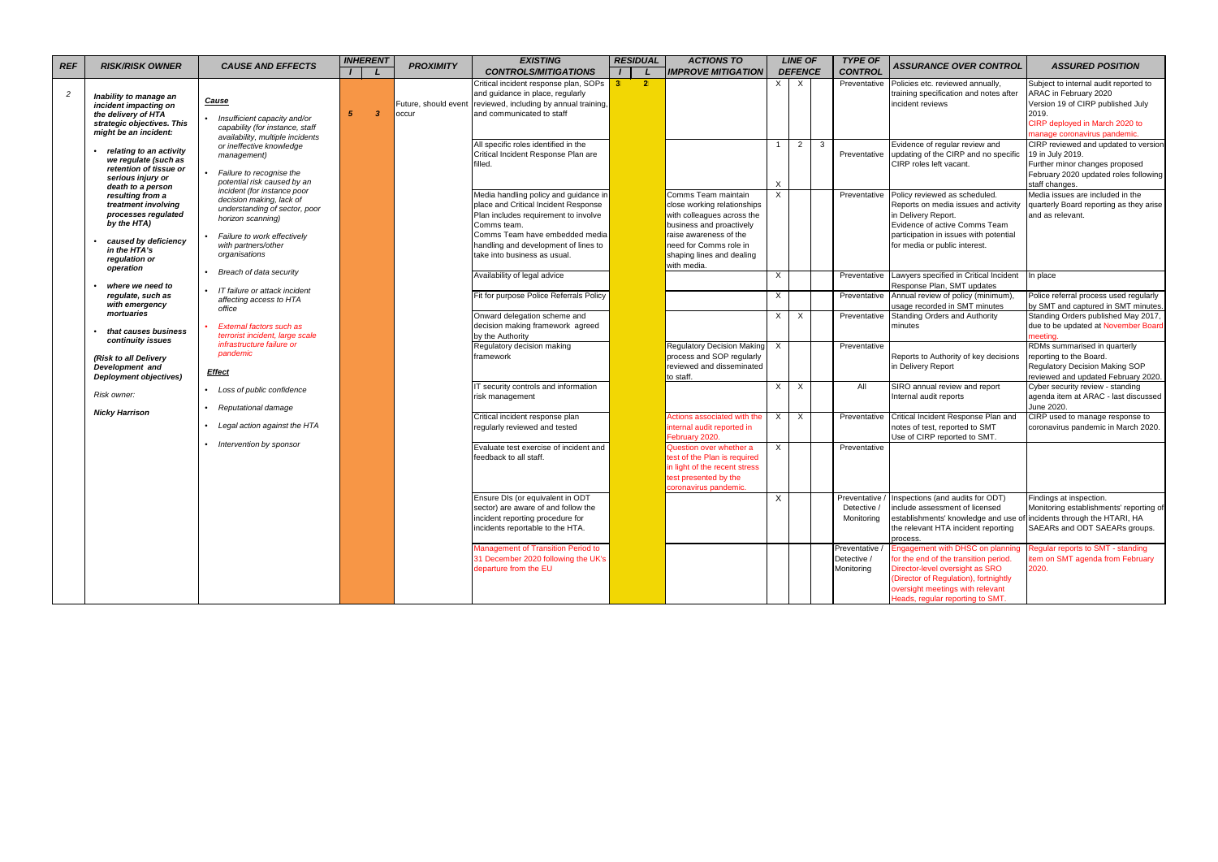| REF | RISK/RISK OWNER | CAUSE AND EFFECTS | INHERENT | | PROXIMITY | EXISTING CONTROLS/MITIGATIONS | RESIDUAL | | ACTIONS TO IMPROVE MITIGATION | LINE OF DEFENCE | | | TYPE OF CONTROL | ASSURANCE OVER CONTROL | ASSURED POSITION |
|---|---|---|---|---|---|---|---|---|---|---|---|---|---|---|---|
| | | | I | L | | | I | L | | | | | | | |
| 2 | ***Inability to manage an incident impacting on the delivery of HTA strategic objectives. This might be an incident:*** <br>• ***relating to an activity we regulate (such as retention of tissue or serious injury or death to a person resulting from a treatment involving processes regulated by the HTA)*** <br>• ***caused by deficiency in the HTA's regulation or operation*** <br>• ***where we need to regulate, such as with emergency mortuaries*** <br>• ***that causes business continuity issues*** <br>***(Risk to all Delivery Development and Deployment objectives)*** <br>*Risk owner:* <br>***Nicky Harrison*** | ***Cause*** <br>• *Insufficient capacity and/or capability (for instance, staff availability, multiple incidents or ineffective knowledge management)* <br>• *Failure to recognise the potential risk caused by an incident (for instance poor decision making, lack of understanding of sector, poor horizon scanning)* <br>• *Failure to work effectively with partners/other organisations* <br>• *Breach of data security* <br>• *IT failure or attack incident affecting access to HTA office* <br>• *External factors such as terrorist incident, large scale infrastructure failure or pandemic* <br>***Effect*** <br>• *Loss of public confidence* <br>• *Reputational damage* <br>• *Legal action against the HTA* <br>• *Intervention by sponsor* | 5 | 3 | Future, should event occur | Critical incident response plan, SOPs and guidance in place, regularly reviewed, including by annual training, and communicated to staff | 3 | 2 | | X | X | | Preventative | Policies etc. reviewed annually, training specification and notes after incident reviews | Subject to internal audit reported to ARAC in February 2020 <br>Version 19 of CIRP published July 2019. <br>CIRP deployed in March 2020 to manage coronavirus pandemic. |
| | | | | | | All specific roles identified in the Critical Incident Response Plan are filled. | | | | 1 | 2 | 3 | Preventative | Evidence of regular review and updating of the CIRP and no specific CIRP roles left vacant. | CIRP reviewed and updated to version 19 in July 2019. <br>Further minor changes proposed February 2020 updated roles following staff changes. |
| | | | | | | Media handling policy and guidance in place and Critical Incident Response Plan includes requirement to involve Comms team. <br>Comms Team have embedded media handling and development of lines to take into business as usual. | | | Comms Team maintain close working relationships with colleagues across the business and proactively raise awareness of the need for Comms role in shaping lines and dealing with media. | X | | | Preventative | Policy reviewed as scheduled. <br>Reports on media issues and activity in Delivery Report. <br>Evidence of active Comms Team participation in issues with potential for media or public interest. | Media issues are included in the quarterly Board reporting as they arise and as relevant. |
| | | | | | | Availability of legal advice | | | | X | | | Preventative | Lawyers specified in Critical Incident Response Plan, SMT updates | In place |
| | | | | | | Fit for purpose Police Referrals Policy | | | | X | | | Preventative | Annual review of policy (minimum), usage recorded in SMT minutes | Police referral process used regularly by SMT and captured in SMT minutes. |
| | | | | | | Onward delegation scheme and decision making framework agreed by the Authority | | | | X | X | | Preventative | Standing Orders and Authority minutes | Standing Orders published May 2017, due to be updated at November Board meeting. |
| | | | | | | Regulatory decision making framework | | | Regulatory Decision Making process and SOP regularly reviewed and disseminated to staff. | X | | | Preventative | Reports to Authority of key decisions in Delivery Report | RDMs summarised in quarterly reporting to the Board. <br>Regulatory Decision Making SOP reviewed and updated February 2020. |
| | | | | | | IT security controls and information risk management | | | | X | X | | All | SIRO annual review and report <br>Internal audit reports | Cyber security review - standing agenda item at ARAC - last discussed June 2020. |
| | | | | | | Critical incident response plan regularly reviewed and tested | | | Actions associated with the internal audit reported in February 2020. | X | X | | Preventative | Critical Incident Response Plan and notes of test, reported to SMT <br>Use of CIRP reported to SMT. | CIRP used to manage response to coronavirus pandemic in March 2020. |
| | | | | | | Evaluate test exercise of incident and feedback to all staff. | | | Question over whether a test of the Plan is required in light of the recent stress test presented by the coronavirus pandemic. | X | | | Preventative | | |
| | | | | | | Ensure DIs (or equivalent in ODT sector) are aware of and follow the incident reporting procedure for incidents reportable to the HTA. | | | | X | | | Preventative / Detective / Monitoring | Inspections (and audits for ODT) include assessment of licensed establishments' knowledge and use of the relevant HTA incident reporting process. | Findings at inspection. <br>Monitoring establishments' reporting of incidents through the HTARI, HA SAEARs and ODT SAEARs groups. |
| | | | | | | Management of Transition Period to 31 December 2020 following the UK's departure from the EU | | | | | | | Preventative / Detective / Monitoring | Engagement with DHSC on planning for the end of the transition period, Director-level oversight as SRO (Director of Regulation), fortnightly oversight meetings with relevant Heads, regular reporting to SMT. | Regular reports to SMT - standing item on SMT agenda from February 2020. |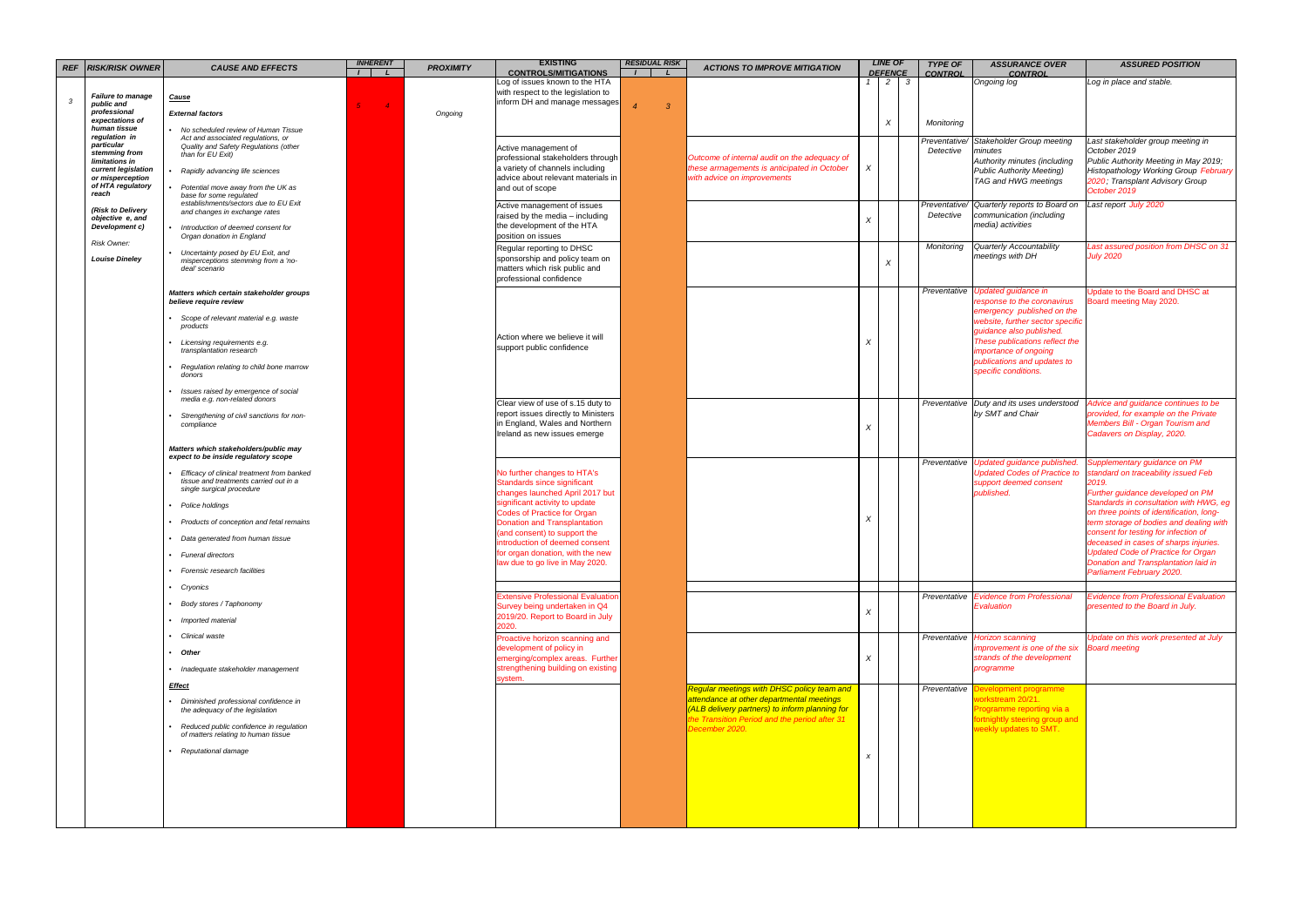| REF | RISK/RISK OWNER | CAUSE AND EFFECTS | INHERENT I | INHERENT L | PROXIMITY | EXISTING CONTROLS/MITIGATIONS | RESIDUAL RISK I | RESIDUAL RISK L | ACTIONS TO IMPROVE MITIGATION | LINE OF DEFENCE 1 | LINE OF DEFENCE 2 | LINE OF DEFENCE 3 | TYPE OF CONTROL | ASSURANCE OVER CONTROL | ASSURED POSITION |
|---|---|---|---|---|---|---|---|---|---|---|---|---|---|---|---|
| 3 | **Failure to manage public and professional expectations of human tissue regulation in particular stemming from limitations in current legislation or misperception of HTA regulatory reach**<br><br>**(Risk to Delivery objective e, and Development c)**<br><br>Risk Owner:<br><br>**Louise Dineley** | **Cause**<br><br>**External factors**<br>• No scheduled review of Human Tissue Act and associated regulations, or Quality and Safety Regulations (other than for EU Exit)<br>• Rapidly advancing life sciences<br>• Potential move away from the UK as base for some regulated establishments/sectors due to EU Exit and changes in exchange rates<br>• Introduction of deemed consent for Organ donation in England<br>• Uncertainty posed by EU Exit, and misperceptions stemming from a 'no-deal' scenario<br><br>**Matters which certain stakeholder groups believe require review**<br>• Scope of relevant material e.g. waste products<br>• Licensing requirements e.g. transplantation research<br>• Regulation relating to child bone marrow donors<br>• Issues raised by emergence of social media e.g. non-related donors<br>• Strengthening of civil sanctions for non-compliance<br><br>**Matters which stakeholders/public may expect to be inside regulatory scope**<br>• Efficacy of clinical treatment from banked tissue and treatments carried out in a single surgical procedure<br>• Police holdings<br>• Products of conception and fetal remains<br>• Data generated from human tissue<br>• Funeral directors<br>• Forensic research facilities<br>• Cryonics<br>• Body stores / Taphonomy<br>• Imported material<br>• Clinical waste<br>• **Other**<br>• Inadequate stakeholder management<br><br>**Effect**<br>• Diminished professional confidence in the adequacy of the legislation<br>• Reduced public confidence in regulation of matters relating to human tissue<br>• Reputational damage | 5 | 4 | Ongoing | Log of issues known to the HTA with respect to the legislation to inform DH and manage messages | 4 | 3 | | | X | | Monitoring | Ongoing log | Log in place and stable. |
| | | | | | | Active management of professional stakeholders through a variety of channels including advice about relevant materials in and out of scope | | | Outcome of internal audit on the adequacy of these arrangements is anticipated in October with advice on improvements | X | | | Preventative/ Detective | Stakeholder Group meeting minutes<br>Authority minutes (including Public Authority Meeting)<br>TAG and HWG meetings | Last stakeholder group meeting in October 2019<br>Public Authority Meeting in May 2019; Histopathology Working Group February 2020; Transplant Advisory Group October 2019 |
| | | | | | | Active management of issues raised by the media – including the development of the HTA position on issues | | | | X | | | Preventative/ Detective | Quarterly reports to Board on communication (including media) activities | Last report July 2020 |
| | | | | | | Regular reporting to DHSC sponsorship and policy team on matters which risk public and professional confidence | | | | | X | | Monitoring | Quarterly Accountability meetings with DH | Last assured position from DHSC on 31 July 2020 |
| | | | | | | Action where we believe it will support public confidence | | | | X | | | Preventative | Updated guidance in response to the coronavirus emergency published on the website, further sector specific guidance also published. These publications reflect the importance of ongoing publications and updates to specific conditions. | Update to the Board and DHSC at Board meeting May 2020. |
| | | | | | | Clear view of use of s.15 duty to report issues directly to Ministers in England, Wales and Northern Ireland as new issues emerge | | | | X | | | Preventative | Duty and its uses understood by SMT and Chair | Advice and guidance continues to be provided, for example on the Private Members Bill - Organ Tourism and Cadavers on Display, 2020. |
| | | | | | | No further changes to HTA's Standards since significant changes launched April 2017 but significant activity to update Codes of Practice for Organ Donation and Transplantation (and consent) to support the introduction of deemed consent for organ donation, with the new law due to go live in May 2020. | | | | X | | | Preventative | Updated guidance published. Updated Codes of Practice to support deemed consent published. | Supplementary guidance on PM standard on traceability issued Feb 2019.<br>Further guidance developed on PM Standards in consultation with HWG, eg on three points of identification, long-term storage of bodies and dealing with consent for testing for infection of deceased in cases of sharps injuries. Updated Code of Practice for Organ Donation and Transplantation laid in Parliament February 2020. |
| | | | | | | Extensive Professional Evaluation Survey being undertaken in Q4 2019/20. Report to Board in July 2020. | | | | X | | | Preventative | Evidence from Professional Evaluation | Evidence from Professional Evaluation presented to the Board in July. |
| | | | | | | Proactive horizon scanning and development of policy in emerging/complex areas. Further strengthening building on existing system. | | | | X | | | Preventative | Horizon scanning improvement is one of the six strands of the development programme | Update on this work presented at July Board meeting |
| | | | | | | | | | Regular meetings with DHSC policy team and attendance at other departmental meetings (ALB delivery partners) to inform planning for the Transition Period and the period after 31 December 2020. | x | | | Preventative | Development programme workstream 20/21. Programme reporting via a fortnightly steering group and weekly updates to SMT. | |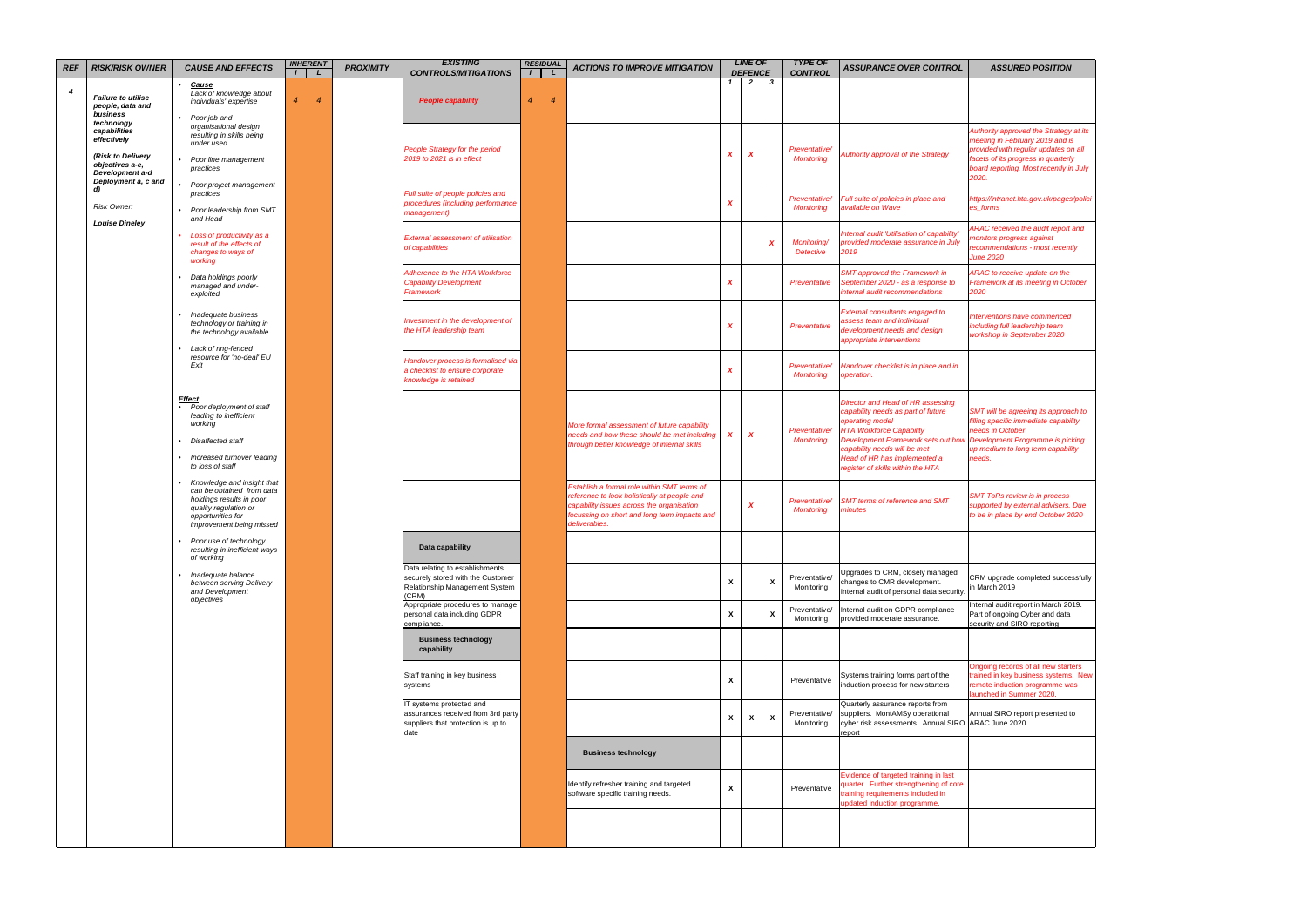| REF | RISK/RISK OWNER | CAUSE AND EFFECTS | INHERENT | | PROXIMITY | EXISTING CONTROLS/MITIGATIONS | RESIDUAL | | ACTIONS TO IMPROVE MITIGATION | LINE OF DEFENCE | | | TYPE OF CONTROL | ASSURANCE OVER CONTROL | ASSURED POSITION |
|---|---|---|---|---|---|---|---|---|---|---|---|---|---|---|---|
| | | | I | L | | | I | L | | 1 | 2 | 3 | | | |
| 4 | **Failure to utilise people, data and business technology capabilities effectively** (Risk to Delivery objectives a-e, Development a-d Deployment a, c and d) Risk Owner: **Louise Dineley** | **Cause** • Lack of knowledge about individuals' expertise • Poor job and organisational design resulting in skills being under used • Poor line management practices • Poor project management practices • Poor leadership from SMT and Head • Loss of productivity as a result of the effects of changes to ways of working • Data holdings poorly managed and under-exploited • Inadequate business technology or training in the technology available • Lack of ring-fenced resource for 'no-deal' EU Exit **Effect** • Poor deployment of staff leading to inefficient working • Disaffected staff • Increased turnover leading to loss of staff • Knowledge and insight that can be obtained from data holdings results in poor quality regulation or opportunities for improvement being missed • Poor use of technology resulting in inefficient ways of working • Inadequate balance between serving Delivery and Development objectives | 4 | 4 | | **People capability** | 4 | 4 | | | | | | | |
| | | | | | | People Strategy for the period 2019 to 2021 is in effect | | | | X | X | | Preventative/ Monitoring | Authority approval of the Strategy | Authority approved the Strategy at its meeting in February 2019 and is provided with regular updates on all facets of its progress in quarterly board reporting. Most recently in July 2020. |
| | | | | | | Full suite of people policies and procedures (including performance management) | | | | X | | | Preventative/ Monitoring | Full suite of policies in place and available on Wave | https://intranet.hta.gov.uk/pages/policies_forms |
| | | | | | | External assessment of utilisation of capabilities | | | | | | X | Monitoring/ Detective | Internal audit 'Utilisation of capability' provided moderate assurance in July 2019 | ARAC received the audit report and monitors progress against recommendations - most recently June 2020 |
| | | | | | | Adherence to the HTA Workforce Capability Development Framework | | | | X | | | Preventative | SMT approved the Framework in September 2020 - as a response to internal audit recommendations | ARAC to receive update on the Framework at its meeting in October 2020 |
| | | | | | | Investment in the development of the HTA leadership team | | | | X | | | Preventative | External consultants engaged to assess team and individual development needs and design appropriate interventions | Interventions have commenced including full leadership team workshop in September 2020 |
| | | | | | | Handover process is formalised via a checklist to ensure corporate knowledge is retained | | | | X | | | Preventative/ Monitoring | Handover checklist is in place and in operation, | |
| | | | | | | | | | More formal assessment of future capability needs and how these should be met including through better knowledge of internal skills | X | X | | Preventative/ Monitoring | Director and Head of HR assessing capability needs as part of future operating model HTA Workforce Capability Development Framework sets out how capability needs will be met Head of HR has implemented a register of skills within the HTA | SMT will be agreeing its approach to filling specific immediate capability needs in October Development Programme is picking up medium to long term capability needs. |
| | | | | | | | | | Establish a formal role within SMT terms of reference to look holistically at people and capability issues across the organisation focussing on short and long term impacts and deliverables. | | X | | Preventative/ Monitoring | SMT terms of reference and SMT minutes | SMT ToRs review is in process supported by external advisers. Due to be in place by end October 2020 |
| | | | | | | **Data capability** | | | | | | | | | |
| | | | | | | Data relating to establishments securely stored with the Customer Relationship Management System (CRM) | | | | x | | x | Preventative/ Monitoring | Upgrades to CRM, closely managed changes to CMR development. Internal audit of personal data security. | CRM upgrade completed successfully in March 2019 |
| | | | | | | Appropriate procedures to manage personal data including GDPR compliance. | | | | x | | x | Preventative/ Monitoring | Internal audit on GDPR compliance provided moderate assurance. | Internal audit report in March 2019. Part of ongoing Cyber and data security and SIRO reporting. |
| | | | | | | **Business technology capability** | | | | | | | | | |
| | | | | | | Staff training in key business systems | | | | x | | | Preventative | Systems training forms part of the induction process for new starters | Ongoing records of all new starters trained in key business systems. New remote induction programme was launched in Summer 2020. |
| | | | | | | IT systems protected and assurances received from 3rd party suppliers that protection is up to date | | | | x | x | x | Preventative/ Monitoring | Quarterly assurance reports from suppliers. MontAMSy operational cyber risk assessments. Annual SIRO report | Annual SIRO report presented to ARAC June 2020 |
| | | | | | | | | | **Business technology** | | | | | | |
| | | | | | | | | | Identify refresher training and targeted software specific training needs. | x | | | Preventative | Evidence of targeted training in last quarter. Further strengthening of core training requirements included in updated induction programme. | |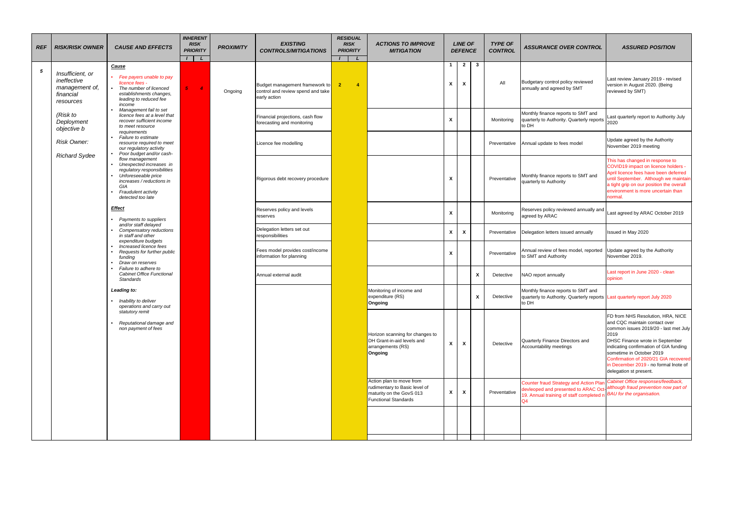| REF | RISK/RISK OWNER | CAUSE AND EFFECTS | INHERENT RISK PRIORITY | | PROXIMITY | EXISTING CONTROLS/MITIGATIONS | RESIDUAL RISK PRIORITY | | ACTIONS TO IMPROVE MITIGATION | LINE OF DEFENCE | | | TYPE OF CONTROL | ASSURANCE OVER CONTROL | ASSURED POSITION |
|---|---|---|---|---|---|---|---|---|---|---|---|---|---|---|---|
| | | | I | L | | | I | L | | 1 | 2 | 3 | | | |
| 5 | *Insufficient, or ineffective management of, financial resources*<br><br>*(Risk to Deployment objective b*<br><br>*Risk Owner:*<br><br>*Richard Sydee* | ***Cause***<br>• *Fee payers unable to pay licence fees -*<br>• *The number of licenced establishments changes, leading to reduced fee income*<br>• *Management fail to set licence fees at a level that recover sufficient income to meet resource requirements*<br>• *Failure to estimate resource required to meet our regulatory activity*<br>• *Poor budget and/or cash-flow management*<br>• *Unexpected increases in regulatory responsibilities*<br>• *Unforeseeable price increases / reductions in GIA*<br>• *Fraudulent activity detected too late*<br><br>***Effect***<br>• *Payments to suppliers and/or staff delayed*<br>• *Compensatory reductions in staff and other expenditure budgets*<br>• *Increased licence fees*<br>• *Requests for further public funding*<br>• *Draw on reserves*<br>• *Failure to adhere to Cabinet Office Functional Standards*<br><br>***Leading to:***<br>• *Inability to deliver operations and carry out statutory remit*<br>• *Reputational damage and non payment of fees* | 5 | 4 | Ongoing | Budget management framework to control and review spend and take early action | 2 | 4 | | X | X | | All | Budgetary control policy reviewed annually and agreed by SMT | Last review January 2019 - revised version in August 2020. (Being reviewed by SMT) |
| | | | | | | Financial projections, cash flow forecasting and monitoring | | | | X | | | Monitoring | Monthly finance reports to SMT and quarterly to Authority. Quarterly reports to DH | Last quarterly report to Authority July 2020 |
| | | | | | | Licence fee modelling | | | | | | | Preventative | Annual update to fees model | Update agreed by the Authority November 2019 meeting |
| | | | | | | Rigorous debt recovery procedure | | | | X | | | Preventative | Monthly finance reports to SMT and quarterly to Authority | This has changed in response to COVID19 impact on licence holders - April licence fees have been deferred until September. Although we maintain a tight grip on our position the overall environment is more uncertain than normal. |
| | | | | | | Reserves policy and levels reserves | | | | X | | | Monitoring | Reserves policy reviewed annually and agreed by ARAC | Last agreed by ARAC October 2019 |
| | | | | | | Delegation letters set out responsibilities | | | | X | X | | Preventative | Delegation letters issued annually | Issued in May 2020 |
| | | | | | | Fees model provides cost/income information for planning | | | | X | | | Preventative | Annual review of fees model, reported to SMT and Authority | Update agreed by the Authority November 2019. |
| | | | | | | Annual external audit | | | | | | X | Detective | NAO report annually | Last report in June 2020 - clean opinion |
| | | | | | | | | | Monitoring of income and expenditure (RS)<br>**Ongoing** | | | X | Detective | Monthly finance reports to SMT and quarterly to Authority. Quarterly reports to DH | Last quarterly report July 2020 |
| | | | | | | | | | Horizon scanning for changes to DH Grant-in-aid levels and arrangements (RS)<br>**Ongoing** | X | X | | Detective | Quarterly Finance Directors and Accountability meetings | FD from NHS Resolution, HRA, NICE and CQC maintain contact over common issues 2019/20 - last met July 2019<br>DHSC Finance wrote in September indicating confirmation of GIA funding sometime in October 2019<br>Confirmation of 2020/21 GIA recovered in December 2019 - no formal lnote of delegation st present. |
| | | | | | | | | | Action plan to move from rudimentary to Basic level of maturity on the GovS 013 Functional Standards | X | X | | Preventative | Counter fraud Strategy and Action Plan devleoped and presented to ARAC Oct-19. Annual training of staff completed n Q4 | *Cabinet Office responses/feedback, although fraud prevention now part of BAU for the organisation.* |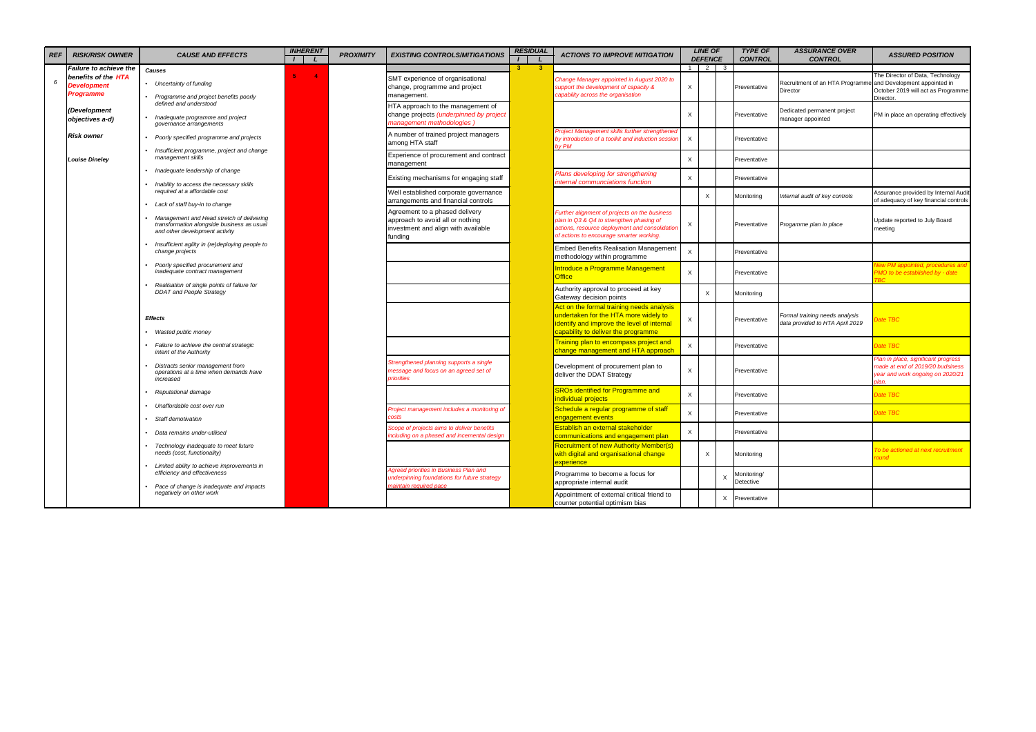| REF | RISK/RISK OWNER | CAUSE AND EFFECTS | INHERENT | | PROXIMITY | EXISTING CONTROLS/MITIGATIONS | RESIDUAL | | ACTIONS TO IMPROVE MITIGATION | LINE OF DEFENCE | | | TYPE OF CONTROL | ASSURANCE OVER CONTROL | ASSURED POSITION |
|---|---|---|---|---|---|---|---|---|---|---|---|---|---|---|---|
| | | | I | L | | | I | L | | 1 | 2 | 3 | | | |
| 6 | ***Failure to achieve the benefits of the HTA Development Programme*** <br><br> ***(Development objectives a-d)*** <br><br> ***Risk owner*** <br><br> ***Louise Dineley*** | ***Causes*** <br> • *Uncertainty of funding* <br> • *Programme and project benefits poorly defined and understood* <br> • *Inadequate programme and project governance arrangements* <br> • *Poorly specified programme and projects* <br> • *Insufficient programme, project and change management skills* <br> • *Inadequate leadership of change* <br> • *Inability to access the necessary skills required at a affordable cost* <br> • *Lack of staff buy-in to change* <br> • *Management and Head stretch of delivering transformation alongside business as usual and other development activity* <br> • *Insufficient agility in (re)deploying people to change projects* <br> • *Poorly specified procurement and inadequate contract management* <br> • *Realisation of single points of failure for DDAT and People Strategy* <br><br> ***Effects*** <br> • *Wasted public money* <br> • *Failure to achieve the central strategic intent of the Authority* <br> • *Distracts senior management from operations at a time when demands have increased* <br> • *Reputational damage* <br> • *Unaffordable cost over run* <br> • *Staff demotivation* <br> • *Data remains under-utilised* <br> • *Technology inadequate to meet future needs (cost, functionality)* <br> • *Limited ability to achieve improvements in efficiency and effectiveness* <br> • *Pace of change is inadequate and impacts negatively on other work* | 5 | 4 | | SMT experience of organisational change, programme and project management. | 3 | 3 | *Change Manager appointed in August 2020 to support the development of capacity & capability across the organisation* | X | | | Preventative | Recruitment of an HTA Programme Director | The Director of Data, Technology and Development appointed in October 2019 will act as Programme Director. |
| | | | | | | HTA approach to the management of change projects *(underpinned by project management methodologies )* | | | | X | | | Preventative | Dedicated permanent project manager appointed | PM in place an operating effectively |
| | | | | | | A number of trained project managers among HTA staff | | | *Project Management skills further strengthened by introduction of a toolkit and induction session by PM* | X | | | Preventative | | |
| | | | | | | Experience of procurement and contract management | | | | X | | | Preventative | | |
| | | | | | | Existing mechanisms for engaging staff | | | *Plans developing for strengthening internal communciations function* | X | | | Preventative | | |
| | | | | | | Well established corporate governance arrangements and financial controls | | | | | X | | Monitoring | *Internal audit of key controls* | Assurance provided by Internal Audit of adequacy of key financial controls |
| | | | | | | Agreement to a phased delivery approach to avoid all or nothing investment and align with available funding | | | *Further alignment of projects on the business plan in Q3 & Q4 to strengthen phasing of actions, resource deployment and consolidation of actions to encourage smarter working.* | X | | | Preventative | *Progamme plan in place* | Update reported to July Board meeting |
| | | | | | | | | | Embed Benefits Realisation Management methodology within programme | X | | | Preventative | | |
| | | | | | | | | | Introduce a Programme Management Office | X | | | Preventative | | *New PM appointed, procedures and PMO to be established by - date TBC* |
| | | | | | | | | | Authority approval to proceed at key Gateway decision points | | X | | Monitoring | | |
| | | | | | | | | | Act on the formal training needs analysis undertaken for the HTA more widely to identify and improve the level of internal capability to deliver the programme | X | | | Preventative | *Formal training needs analysis data provided to HTA April 2019* | *Date TBC* |
| | | | | | | | | | Training plan to encompass project and change management and HTA approach | X | | | Preventative | | *Date TBC* |
| | | | | | | *Strengthened planning supports a single message and focus on an agreed set of priorities* | | | Development of procurement plan to deliver the DDAT Strategy | X | | | Preventative | | *Plan in place, significant progress made at end of 2019/20 budsiness year and work ongoing on 2020/21 plan.* |
| | | | | | | | | | SROs identified for Programme and individual projects | X | | | Preventative | | *Date TBC* |
| | | | | | | *Project management includes a monitoring of costs* | | | Schedule a regular programme of staff engagement events | X | | | Preventative | | *Date TBC* |
| | | | | | | *Scope of projects aims to deliver benefits including on a phased and incremental design* | | | Establish an external stakeholder communications and engagement plan | X | | | Preventative | | |
| | | | | | | | | | Recruitment of new Authority Member(s) with digital and organisational change experience | | X | | Monitoring | | *To be actioned at next recruitment round* |
| | | | | | | *Agreed priorities in Business Plan and underpinning foundations for future strategy maintain required pace* | | | Programme to become a focus for appropriate internal audit | | | X | Monitoring/ Detective | | |
| | | | | | | | | | Appointment of external critical friend to counter potential optimism bias | | | X | Preventative | | |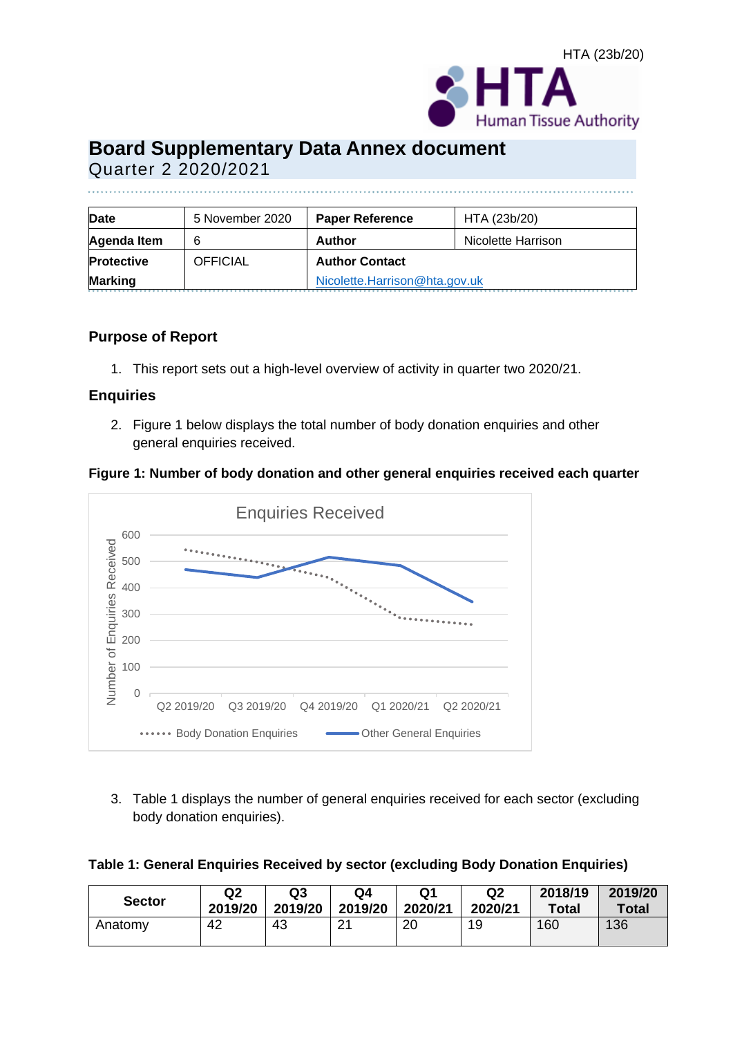HTA (23b/20)

# Board Supplementary Data Annex document

Quarter 2 2020/2021

| Date | 5 November 2020 | Paper Reference | HTA (23b/20) |
|---|---|---|---|
| Agenda Item | 6 | Author | Nicolette Harrison |
| Protective Marking | OFFICIAL | Author Contact | Nicolette.Harrison@hta.gov.uk |

## Purpose of Report

1. This report sets out a high-level overview of activity in quarter two 2020/21.

## Enquiries

2. Figure 1 below displays the total number of body donation enquiries and other general enquiries received.

**Figure 1: Number of body donation and other general enquiries received each quarter**

3. Table 1 displays the number of general enquiries received for each sector (excluding body donation enquiries).

**Table 1: General Enquiries Received by sector (excluding Body Donation Enquiries)**

| Sector | Q2 2019/20 | Q3 2019/20 | Q4 2019/20 | Q1 2020/21 | Q2 2020/21 | 2018/19 Total | 2019/20 Total |
|---|---|---|---|---|---|---|---|
| Anatomy | 42 | 43 | 21 | 20 | 19 | 160 | 136 |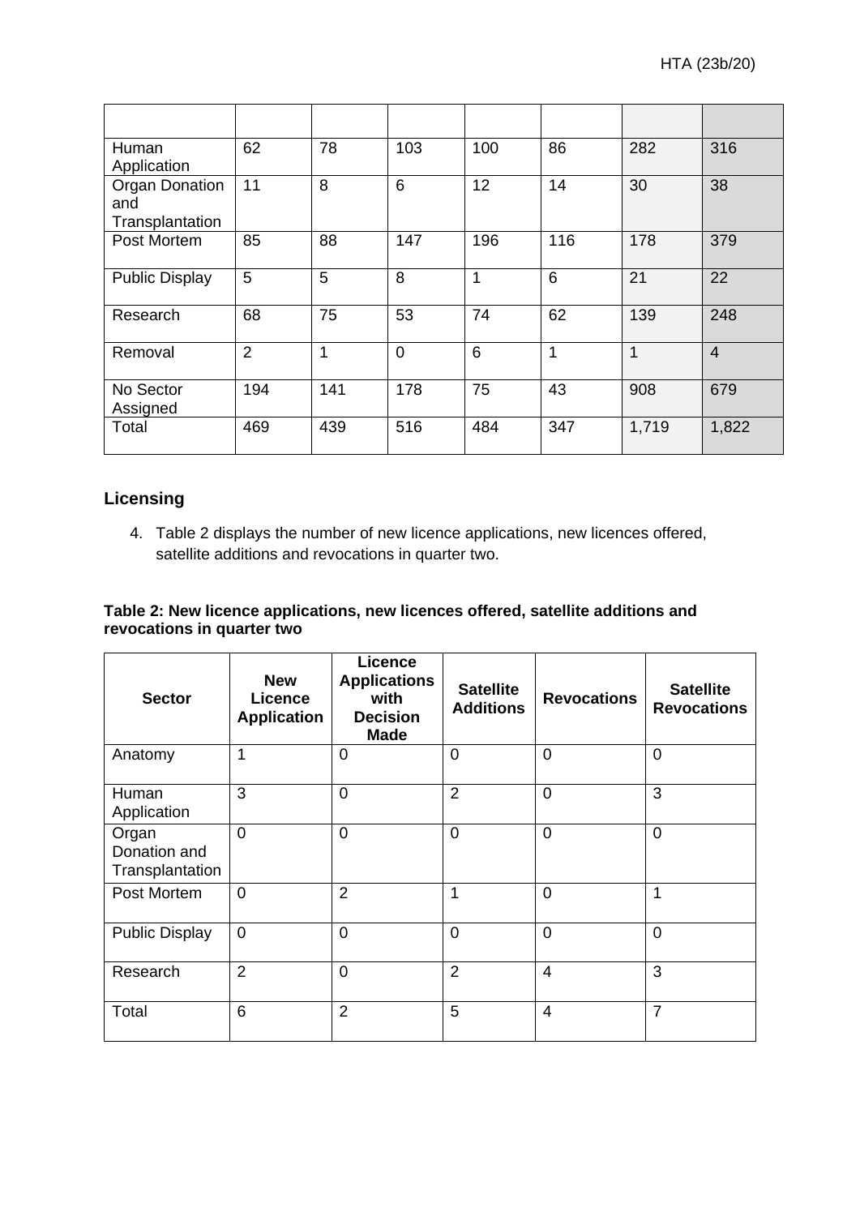| | | | | | | | |
|---|---|---|---|---|---|---|---|
| Human Application | 62 | 78 | 103 | 100 | 86 | 282 | 316 |
| Organ Donation and Transplantation | 11 | 8 | 6 | 12 | 14 | 30 | 38 |
| Post Mortem | 85 | 88 | 147 | 196 | 116 | 178 | 379 |
| Public Display | 5 | 5 | 8 | 1 | 6 | 21 | 22 |
| Research | 68 | 75 | 53 | 74 | 62 | 139 | 248 |
| Removal | 2 | 1 | 0 | 6 | 1 | 1 | 4 |
| No Sector Assigned | 194 | 141 | 178 | 75 | 43 | 908 | 679 |
| Total | 469 | 439 | 516 | 484 | 347 | 1,719 | 1,822 |

## Licensing

4. Table 2 displays the number of new licence applications, new licences offered, satellite additions and revocations in quarter two.

**Table 2: New licence applications, new licences offered, satellite additions and revocations in quarter two**

| Sector | New Licence Application | Licence Applications with Decision Made | Satellite Additions | Revocations | Satellite Revocations |
|---|---|---|---|---|---|
| Anatomy | 1 | 0 | 0 | 0 | 0 |
| Human Application | 3 | 0 | 2 | 0 | 3 |
| Organ Donation and Transplantation | 0 | 0 | 0 | 0 | 0 |
| Post Mortem | 0 | 2 | 1 | 0 | 1 |
| Public Display | 0 | 0 | 0 | 0 | 0 |
| Research | 2 | 0 | 2 | 4 | 3 |
| Total | 6 | 2 | 5 | 4 | 7 |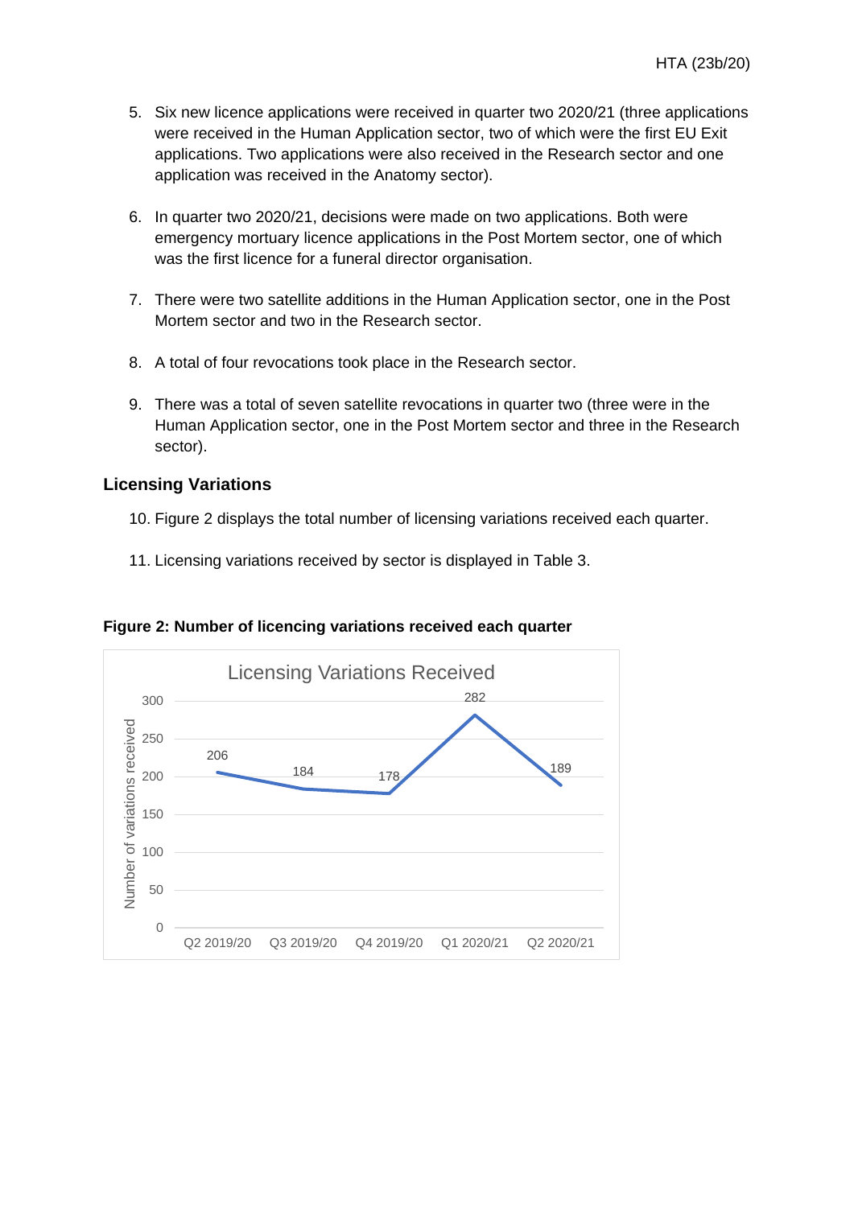5. Six new licence applications were received in quarter two 2020/21 (three applications were received in the Human Application sector, two of which were the first EU Exit applications. Two applications were also received in the Research sector and one application was received in the Anatomy sector).

6. In quarter two 2020/21, decisions were made on two applications. Both were emergency mortuary licence applications in the Post Mortem sector, one of which was the first licence for a funeral director organisation.

7. There were two satellite additions in the Human Application sector, one in the Post Mortem sector and two in the Research sector.

8. A total of four revocations took place in the Research sector.

9. There was a total of seven satellite revocations in quarter two (three were in the Human Application sector, one in the Post Mortem sector and three in the Research sector).

## Licensing Variations

10. Figure 2 displays the total number of licensing variations received each quarter.

11. Licensing variations received by sector is displayed in Table 3.

**Figure 2: Number of licencing variations received each quarter**

Licensing Variations Received

| Quarter | Number of variations received |
|---|---|
| Q2 2019/20 | 206 |
| Q3 2019/20 | 184 |
| Q4 2019/20 | 178 |
| Q1 2020/21 | 282 |
| Q2 2020/21 | 189 |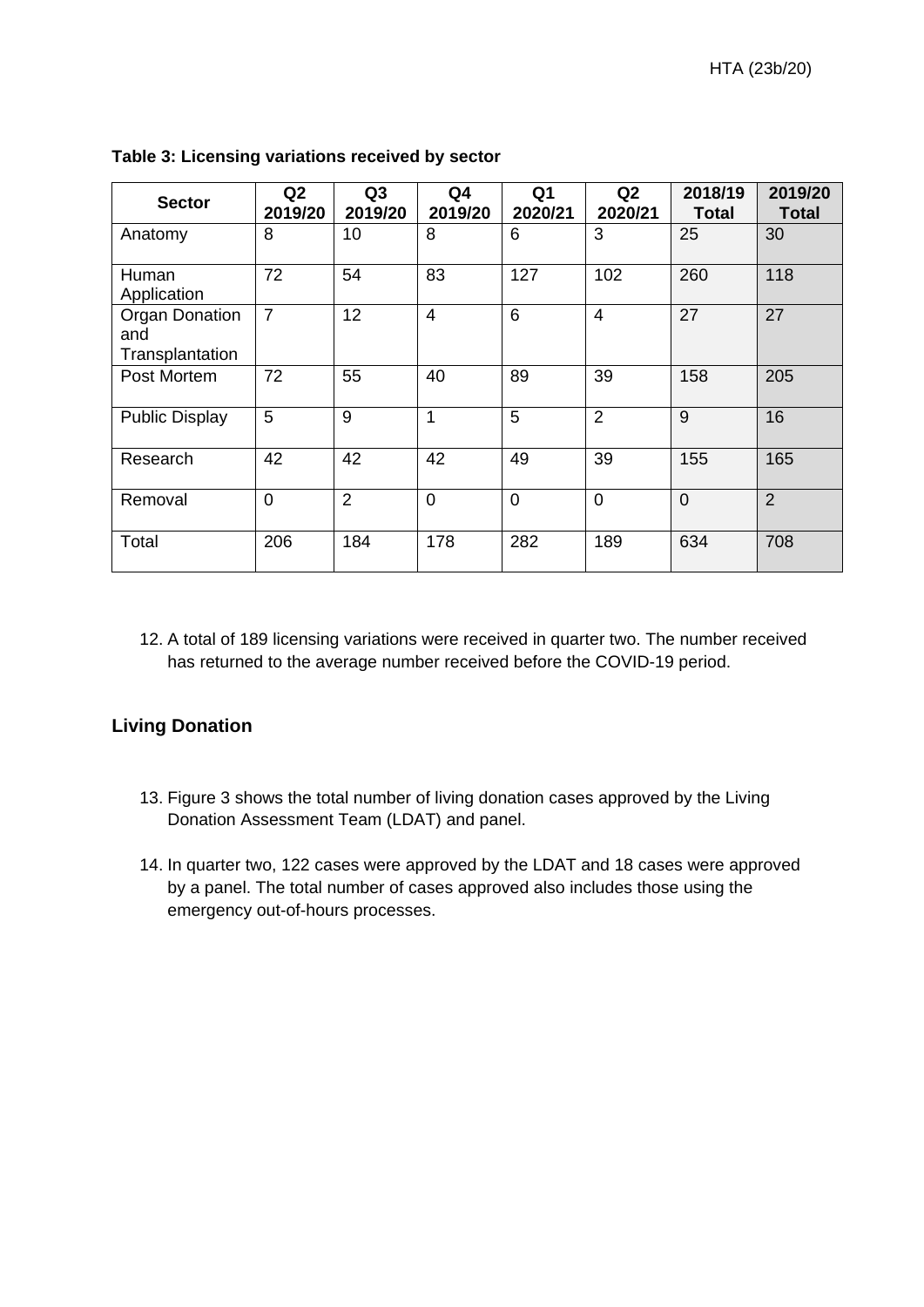**Table 3: Licensing variations received by sector**

| Sector | Q2 2019/20 | Q3 2019/20 | Q4 2019/20 | Q1 2020/21 | Q2 2020/21 | 2018/19 Total | 2019/20 Total |
|---|---|---|---|---|---|---|---|
| Anatomy | 8 | 10 | 8 | 6 | 3 | 25 | 30 |
| Human Application | 72 | 54 | 83 | 127 | 102 | 260 | 118 |
| Organ Donation and Transplantation | 7 | 12 | 4 | 6 | 4 | 27 | 27 |
| Post Mortem | 72 | 55 | 40 | 89 | 39 | 158 | 205 |
| Public Display | 5 | 9 | 1 | 5 | 2 | 9 | 16 |
| Research | 42 | 42 | 42 | 49 | 39 | 155 | 165 |
| Removal | 0 | 2 | 0 | 0 | 0 | 0 | 2 |
| Total | 206 | 184 | 178 | 282 | 189 | 634 | 708 |

12. A total of 189 licensing variations were received in quarter two. The number received has returned to the average number received before the COVID-19 period.

## Living Donation

13. Figure 3 shows the total number of living donation cases approved by the Living Donation Assessment Team (LDAT) and panel.

14. In quarter two, 122 cases were approved by the LDAT and 18 cases were approved by a panel. The total number of cases approved also includes those using the emergency out-of-hours processes.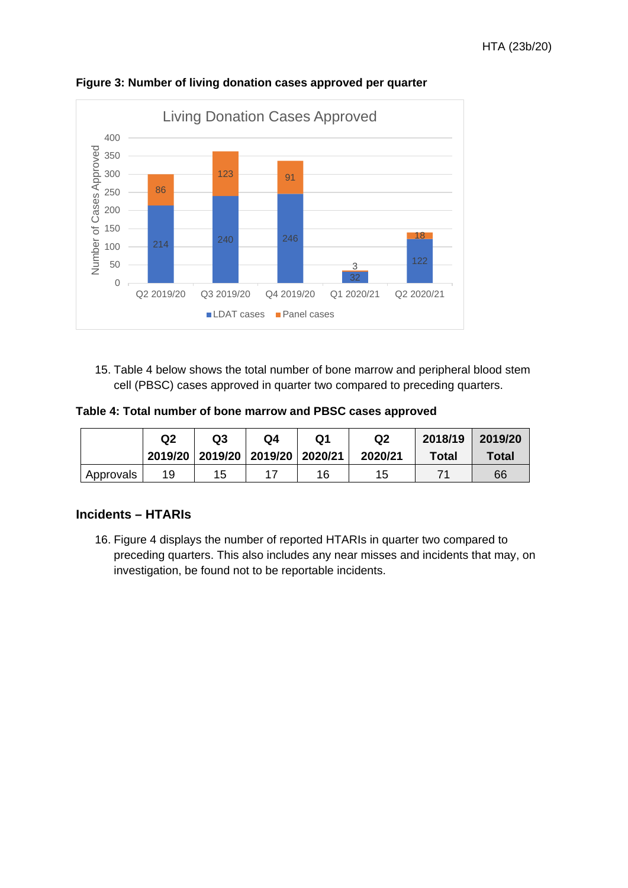**Figure 3: Number of living donation cases approved per quarter**

Living Donation Cases Approved

| | Q2 2019/20 | Q3 2019/20 | Q4 2019/20 | Q1 2020/21 | Q2 2020/21 |
|---|---|---|---|---|---|
| LDAT cases | 214 | 240 | 246 | 32 | 122 |
| Panel cases | 86 | 123 | 91 | 3 | 18 |

15. Table 4 below shows the total number of bone marrow and peripheral blood stem cell (PBSC) cases approved in quarter two compared to preceding quarters.

**Table 4: Total number of bone marrow and PBSC cases approved**

| | Q2 2019/20 | Q3 2019/20 | Q4 2019/20 | Q1 2020/21 | Q2 2020/21 | 2018/19 Total | 2019/20 Total |
|---|---|---|---|---|---|---|---|
| Approvals | 19 | 15 | 17 | 16 | 15 | 71 | 66 |

## Incidents – HTARIs

16. Figure 4 displays the number of reported HTARIs in quarter two compared to preceding quarters. This also includes any near misses and incidents that may, on investigation, be found not to be reportable incidents.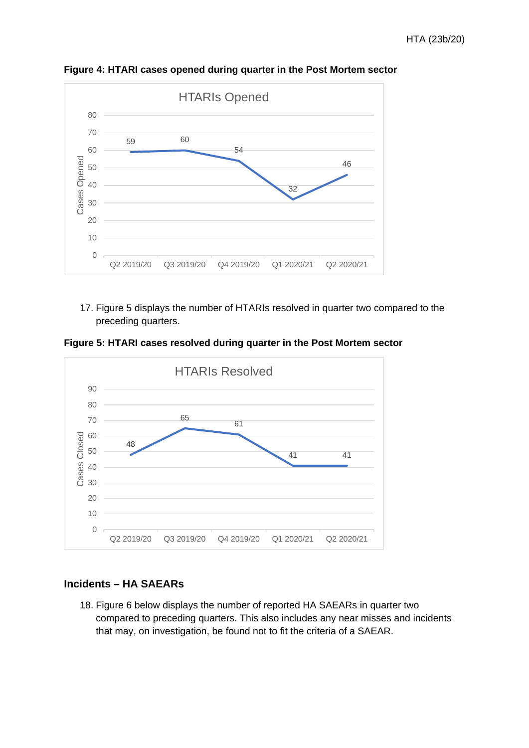**Figure 4: HTARI cases opened during quarter in the Post Mortem sector**

17. Figure 5 displays the number of HTARIs resolved in quarter two compared to the preceding quarters.

**Figure 5: HTARI cases resolved during quarter in the Post Mortem sector**

## Incidents – HA SAEARs

18. Figure 6 below displays the number of reported HA SAEARs in quarter two compared to preceding quarters. This also includes any near misses and incidents that may, on investigation, be found not to fit the criteria of a SAEAR.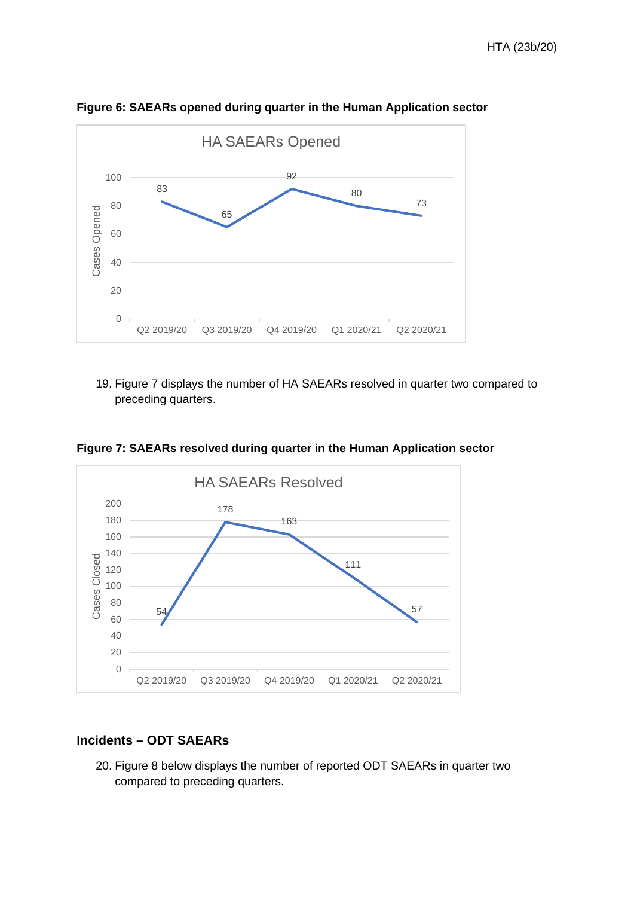**Figure 6: SAEARs opened during quarter in the Human Application sector**

| Quarter | HA SAEARs Opened |
|---|---|
| Q2 2019/20 | 83 |
| Q3 2019/20 | 65 |
| Q4 2019/20 | 92 |
| Q1 2020/21 | 80 |
| Q2 2020/21 | 73 |

19. Figure 7 displays the number of HA SAEARs resolved in quarter two compared to preceding quarters.

**Figure 7: SAEARs resolved during quarter in the Human Application sector**

| Quarter | HA SAEARs Resolved |
|---|---|
| Q2 2019/20 | 54 |
| Q3 2019/20 | 178 |
| Q4 2019/20 | 163 |
| Q1 2020/21 | 111 |
| Q2 2020/21 | 57 |

## Incidents – ODT SAEARs

20. Figure 8 below displays the number of reported ODT SAEARs in quarter two compared to preceding quarters.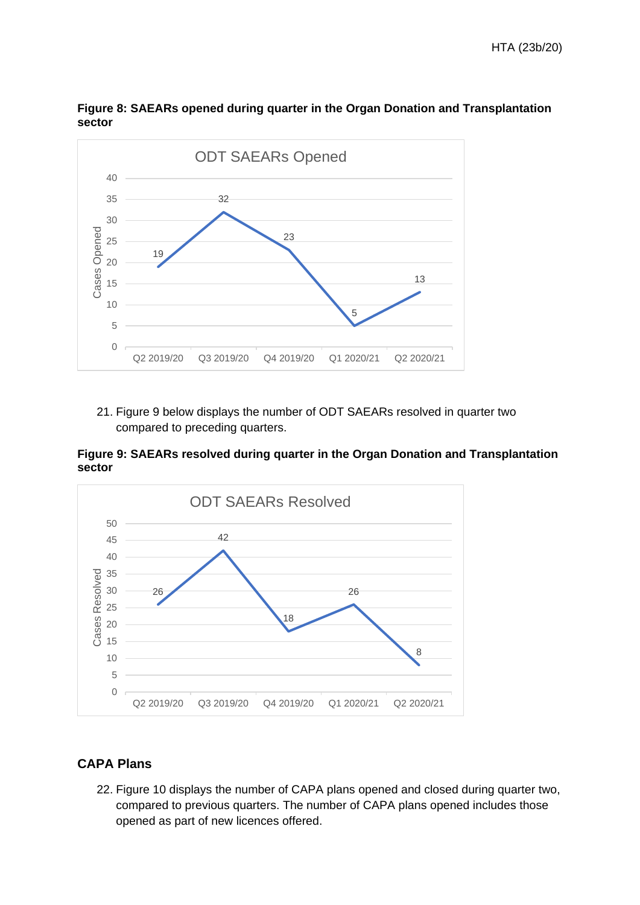**Figure 8: SAEARs opened during quarter in the Organ Donation and Transplantation sector**

21. Figure 9 below displays the number of ODT SAEARs resolved in quarter two compared to preceding quarters.

**Figure 9: SAEARs resolved during quarter in the Organ Donation and Transplantation sector**

## CAPA Plans

22. Figure 10 displays the number of CAPA plans opened and closed during quarter two, compared to previous quarters. The number of CAPA plans opened includes those opened as part of new licences offered.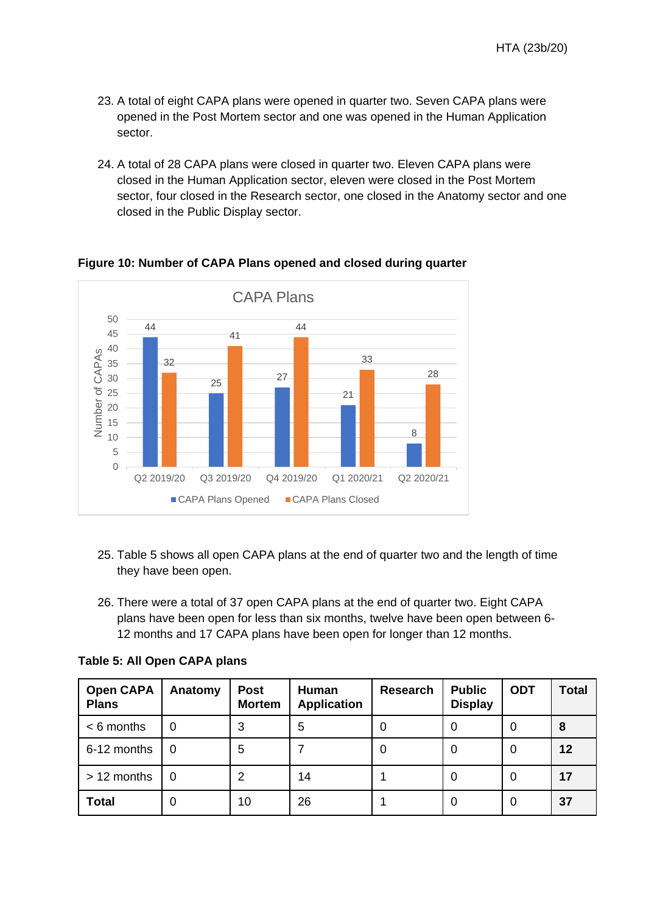23. A total of eight CAPA plans were opened in quarter two. Seven CAPA plans were opened in the Post Mortem sector and one was opened in the Human Application sector.

24. A total of 28 CAPA plans were closed in quarter two. Eleven CAPA plans were closed in the Human Application sector, eleven were closed in the Post Mortem sector, four closed in the Research sector, one closed in the Anatomy sector and one closed in the Public Display sector.

**Figure 10: Number of CAPA Plans opened and closed during quarter**

25. Table 5 shows all open CAPA plans at the end of quarter two and the length of time they have been open.

26. There were a total of 37 open CAPA plans at the end of quarter two. Eight CAPA plans have been open for less than six months, twelve have been open between 6-12 months and 17 CAPA plans have been open for longer than 12 months.

**Table 5: All Open CAPA plans**

| Open CAPA Plans | Anatomy | Post Mortem | Human Application | Research | Public Display | ODT | Total |
|---|---|---|---|---|---|---|---|
| < 6 months | 0 | 3 | 5 | 0 | 0 | 0 | **8** |
| 6-12 months | 0 | 5 | 7 | 0 | 0 | 0 | **12** |
| > 12 months | 0 | 2 | 14 | 1 | 0 | 0 | **17** |
| **Total** | 0 | 10 | 26 | 1 | 0 | 0 | **37** |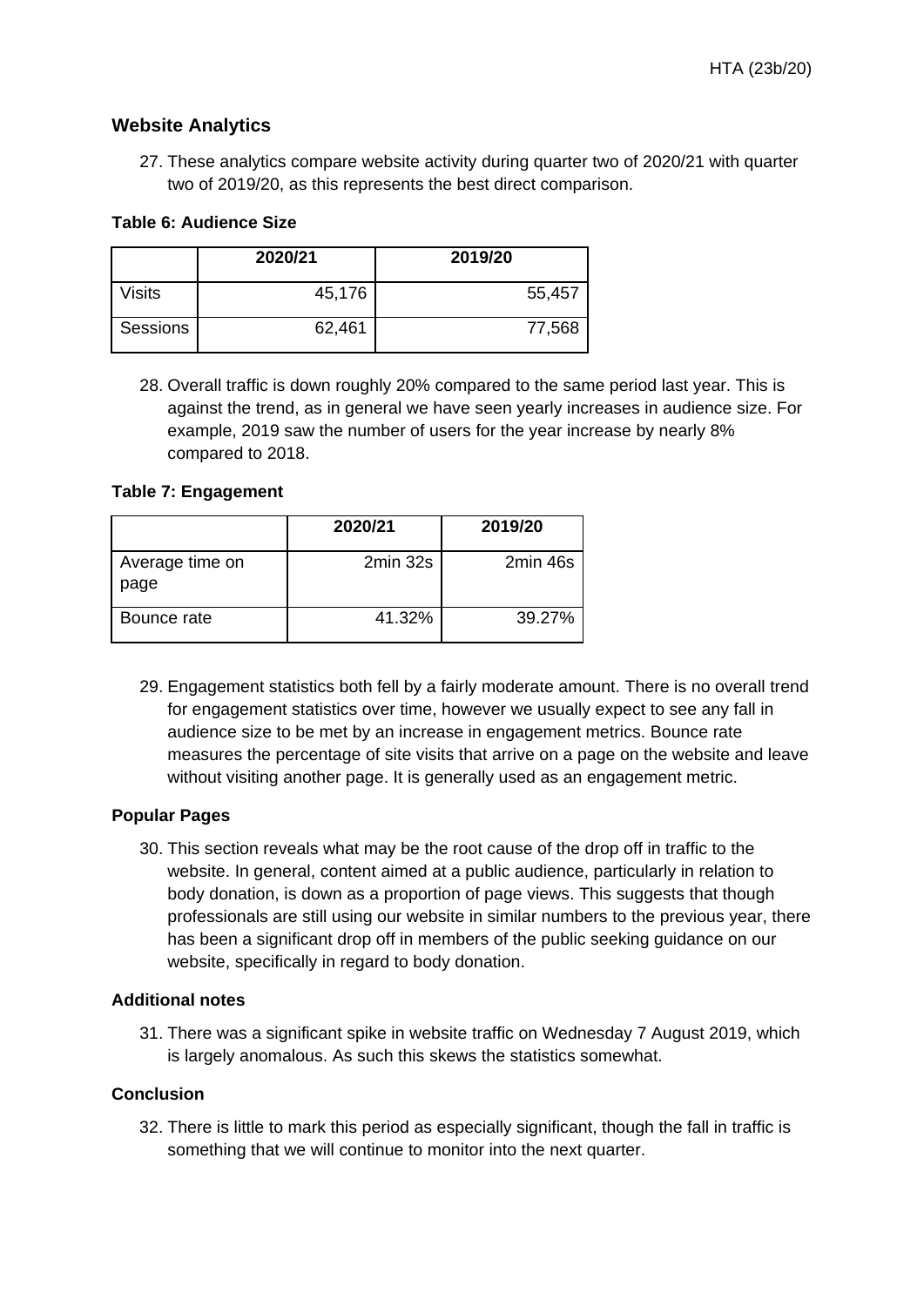## Website Analytics

27. These analytics compare website activity during quarter two of 2020/21 with quarter two of 2019/20, as this represents the best direct comparison.

**Table 6: Audience Size**

| | 2020/21 | 2019/20 |
|---|---|---|
| Visits | 45,176 | 55,457 |
| Sessions | 62,461 | 77,568 |

28. Overall traffic is down roughly 20% compared to the same period last year. This is against the trend, as in general we have seen yearly increases in audience size. For example, 2019 saw the number of users for the year increase by nearly 8% compared to 2018.

**Table 7: Engagement**

| | 2020/21 | 2019/20 |
|---|---|---|
| Average time on page | 2min 32s | 2min 46s |
| Bounce rate | 41.32% | 39.27% |

29. Engagement statistics both fell by a fairly moderate amount. There is no overall trend for engagement statistics over time, however we usually expect to see any fall in audience size to be met by an increase in engagement metrics. Bounce rate measures the percentage of site visits that arrive on a page on the website and leave without visiting another page. It is generally used as an engagement metric.

### Popular Pages

30. This section reveals what may be the root cause of the drop off in traffic to the website. In general, content aimed at a public audience, particularly in relation to body donation, is down as a proportion of page views. This suggests that though professionals are still using our website in similar numbers to the previous year, there has been a significant drop off in members of the public seeking guidance on our website, specifically in regard to body donation.

### Additional notes

31. There was a significant spike in website traffic on Wednesday 7 August 2019, which is largely anomalous. As such this skews the statistics somewhat.

### Conclusion

32. There is little to mark this period as especially significant, though the fall in traffic is something that we will continue to monitor into the next quarter.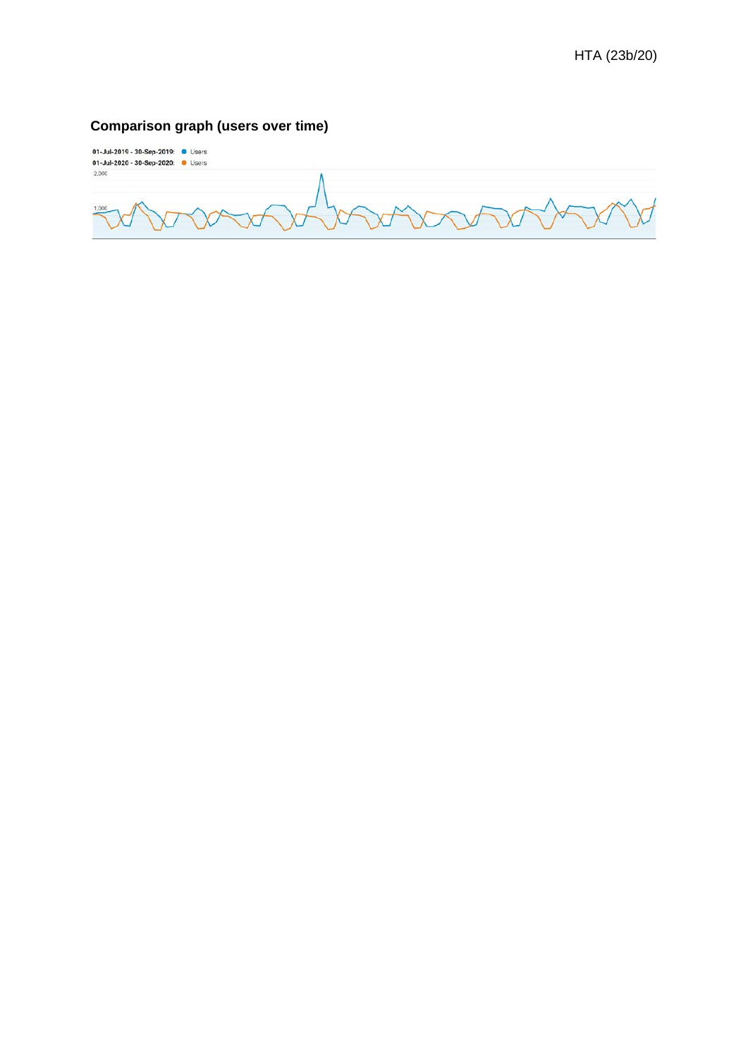**Comparison graph (users over time)**

01-Jul-2019 - 30-Sep-2019: Users

01-Jul-2020 - 30-Sep-2020: Users

2,000

1,000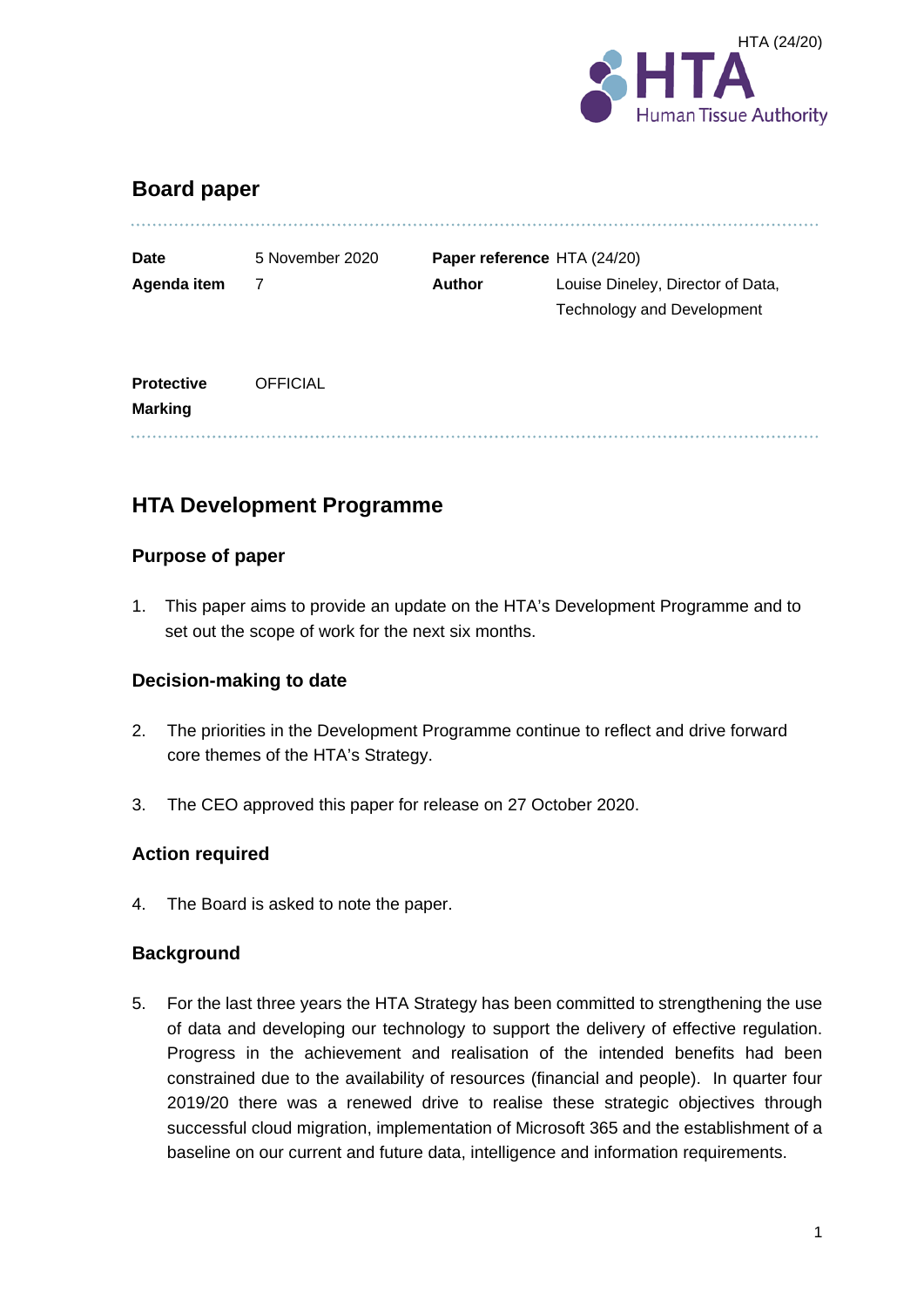HTA (24/20)

# Board paper

| | | | |
|---|---|---|---|
| **Date** | 5 November 2020 | **Paper reference** | HTA (24/20) |
| **Agenda item** | 7 | **Author** | Louise Dineley, Director of Data, Technology and Development |
| **Protective Marking** | OFFICIAL | | |

## HTA Development Programme

### Purpose of paper

1. This paper aims to provide an update on the HTA's Development Programme and to set out the scope of work for the next six months.

### Decision-making to date

2. The priorities in the Development Programme continue to reflect and drive forward core themes of the HTA's Strategy.

3. The CEO approved this paper for release on 27 October 2020.

### Action required

4. The Board is asked to note the paper.

### Background

5. For the last three years the HTA Strategy has been committed to strengthening the use of data and developing our technology to support the delivery of effective regulation. Progress in the achievement and realisation of the intended benefits had been constrained due to the availability of resources (financial and people). In quarter four 2019/20 there was a renewed drive to realise these strategic objectives through successful cloud migration, implementation of Microsoft 365 and the establishment of a baseline on our current and future data, intelligence and information requirements.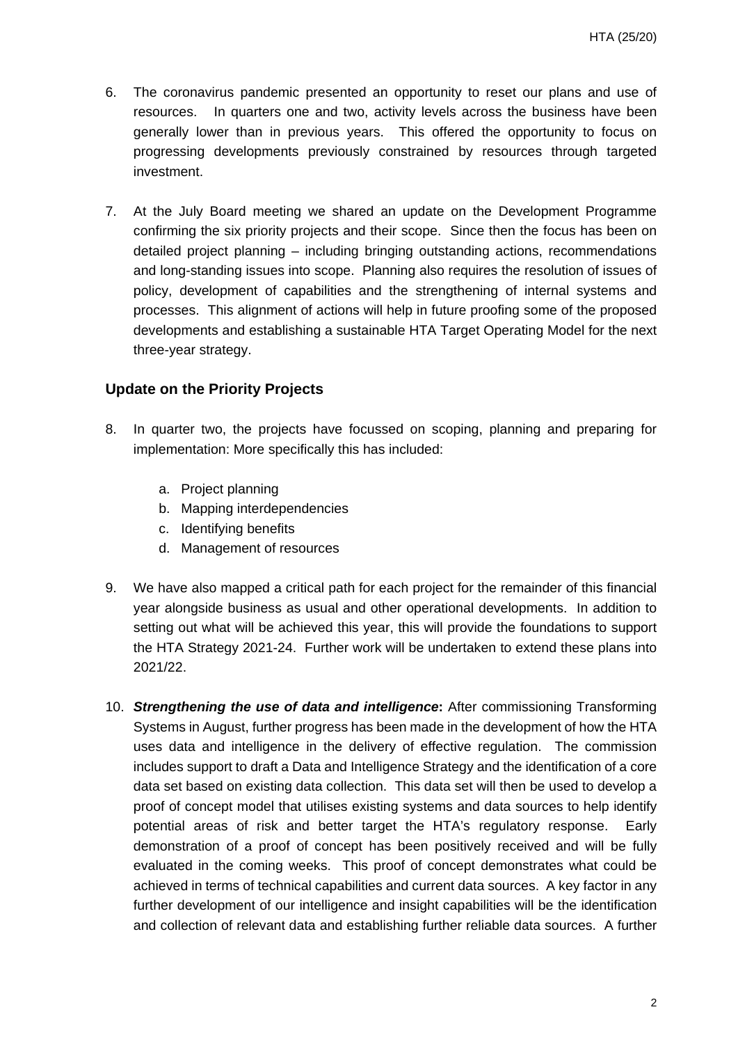6. The coronavirus pandemic presented an opportunity to reset our plans and use of resources. In quarters one and two, activity levels across the business have been generally lower than in previous years. This offered the opportunity to focus on progressing developments previously constrained by resources through targeted investment.

7. At the July Board meeting we shared an update on the Development Programme confirming the six priority projects and their scope. Since then the focus has been on detailed project planning – including bringing outstanding actions, recommendations and long-standing issues into scope. Planning also requires the resolution of issues of policy, development of capabilities and the strengthening of internal systems and processes. This alignment of actions will help in future proofing some of the proposed developments and establishing a sustainable HTA Target Operating Model for the next three-year strategy.

## Update on the Priority Projects

8. In quarter two, the projects have focussed on scoping, planning and preparing for implementation: More specifically this has included:

   a. Project planning
   b. Mapping interdependencies
   c. Identifying benefits
   d. Management of resources

9. We have also mapped a critical path for each project for the remainder of this financial year alongside business as usual and other operational developments. In addition to setting out what will be achieved this year, this will provide the foundations to support the HTA Strategy 2021-24. Further work will be undertaken to extend these plans into 2021/22.

10. ***Strengthening the use of data and intelligence*:** After commissioning Transforming Systems in August, further progress has been made in the development of how the HTA uses data and intelligence in the delivery of effective regulation. The commission includes support to draft a Data and Intelligence Strategy and the identification of a core data set based on existing data collection. This data set will then be used to develop a proof of concept model that utilises existing systems and data sources to help identify potential areas of risk and better target the HTA's regulatory response. Early demonstration of a proof of concept has been positively received and will be fully evaluated in the coming weeks. This proof of concept demonstrates what could be achieved in terms of technical capabilities and current data sources. A key factor in any further development of our intelligence and insight capabilities will be the identification and collection of relevant data and establishing further reliable data sources. A further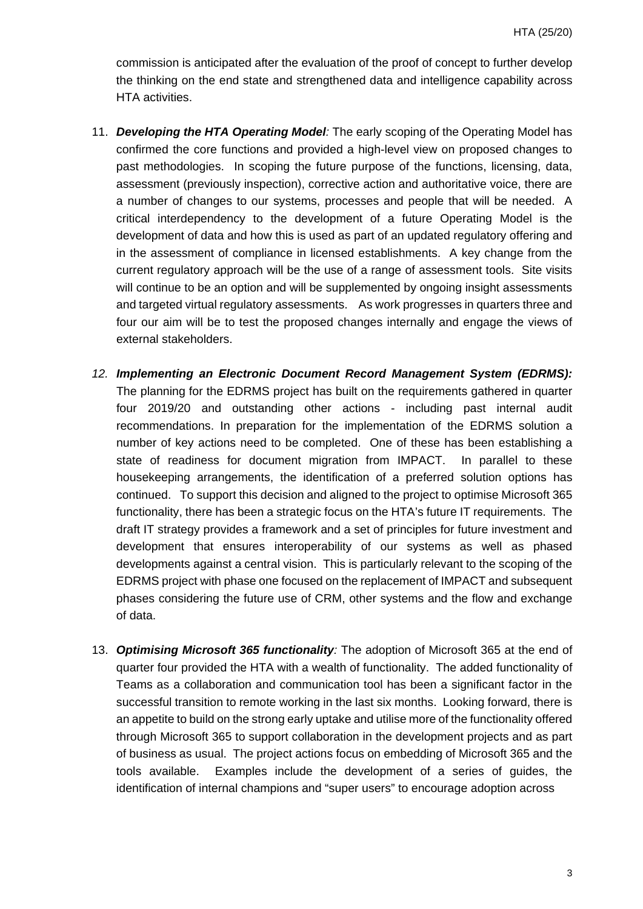commission is anticipated after the evaluation of the proof of concept to further develop the thinking on the end state and strengthened data and intelligence capability across HTA activities.

11. ***Developing the HTA Operating Model**:* The early scoping of the Operating Model has confirmed the core functions and provided a high-level view on proposed changes to past methodologies. In scoping the future purpose of the functions, licensing, data, assessment (previously inspection), corrective action and authoritative voice, there are a number of changes to our systems, processes and people that will be needed. A critical interdependency to the development of a future Operating Model is the development of data and how this is used as part of an updated regulatory offering and in the assessment of compliance in licensed establishments. A key change from the current regulatory approach will be the use of a range of assessment tools. Site visits will continue to be an option and will be supplemented by ongoing insight assessments and targeted virtual regulatory assessments. As work progresses in quarters three and four our aim will be to test the proposed changes internally and engage the views of external stakeholders.

12. ***Implementing an Electronic Document Record Management System (EDRMS):*** The planning for the EDRMS project has built on the requirements gathered in quarter four 2019/20 and outstanding other actions - including past internal audit recommendations. In preparation for the implementation of the EDRMS solution a number of key actions need to be completed. One of these has been establishing a state of readiness for document migration from IMPACT. In parallel to these housekeeping arrangements, the identification of a preferred solution options has continued. To support this decision and aligned to the project to optimise Microsoft 365 functionality, there has been a strategic focus on the HTA's future IT requirements. The draft IT strategy provides a framework and a set of principles for future investment and development that ensures interoperability of our systems as well as phased developments against a central vision. This is particularly relevant to the scoping of the EDRMS project with phase one focused on the replacement of IMPACT and subsequent phases considering the future use of CRM, other systems and the flow and exchange of data.

13. ***Optimising Microsoft 365 functionality**:* The adoption of Microsoft 365 at the end of quarter four provided the HTA with a wealth of functionality. The added functionality of Teams as a collaboration and communication tool has been a significant factor in the successful transition to remote working in the last six months. Looking forward, there is an appetite to build on the strong early uptake and utilise more of the functionality offered through Microsoft 365 to support collaboration in the development projects and as part of business as usual. The project actions focus on embedding of Microsoft 365 and the tools available. Examples include the development of a series of guides, the identification of internal champions and "super users" to encourage adoption across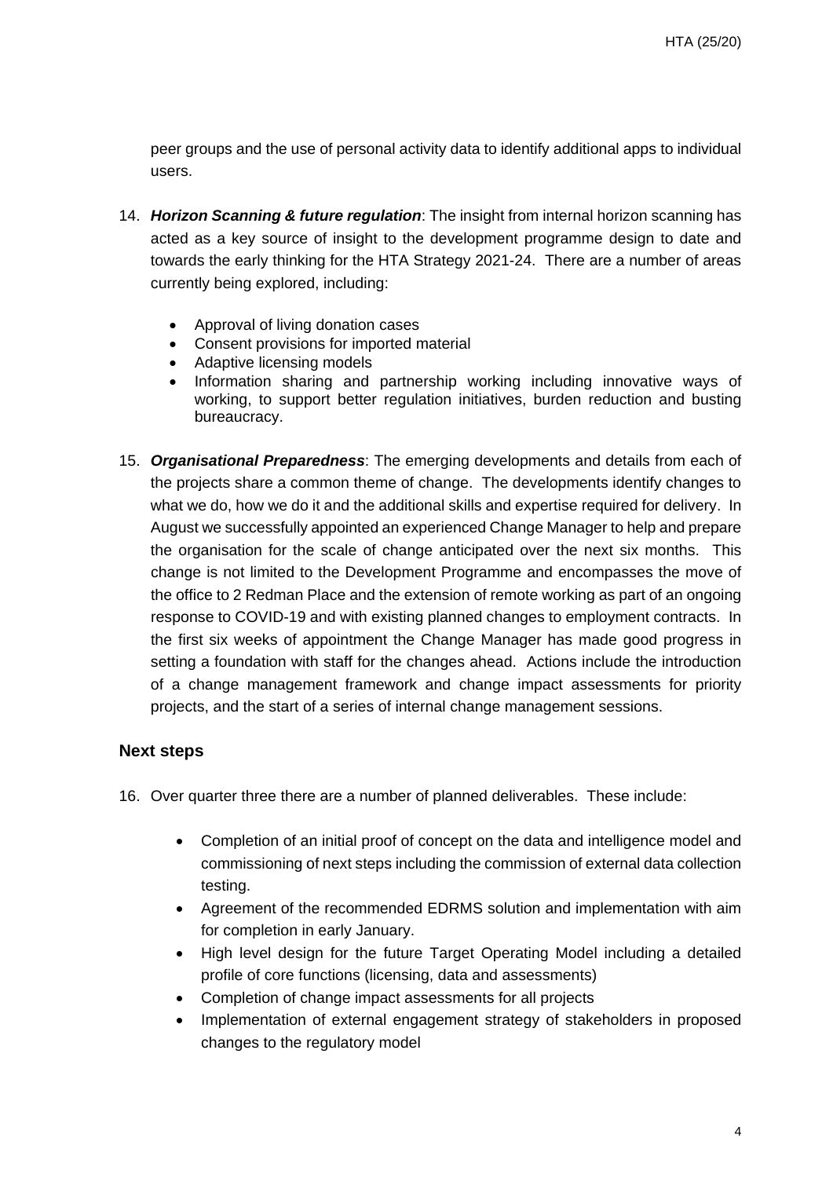peer groups and the use of personal activity data to identify additional apps to individual users.

14. ***Horizon Scanning & future regulation***: The insight from internal horizon scanning has acted as a key source of insight to the development programme design to date and towards the early thinking for the HTA Strategy 2021-24. There are a number of areas currently being explored, including:

    - Approval of living donation cases
    - Consent provisions for imported material
    - Adaptive licensing models
    - Information sharing and partnership working including innovative ways of working, to support better regulation initiatives, burden reduction and busting bureaucracy.

15. ***Organisational Preparedness***: The emerging developments and details from each of the projects share a common theme of change. The developments identify changes to what we do, how we do it and the additional skills and expertise required for delivery. In August we successfully appointed an experienced Change Manager to help and prepare the organisation for the scale of change anticipated over the next six months. This change is not limited to the Development Programme and encompasses the move of the office to 2 Redman Place and the extension of remote working as part of an ongoing response to COVID-19 and with existing planned changes to employment contracts. In the first six weeks of appointment the Change Manager has made good progress in setting a foundation with staff for the changes ahead. Actions include the introduction of a change management framework and change impact assessments for priority projects, and the start of a series of internal change management sessions.

## Next steps

16. Over quarter three there are a number of planned deliverables. These include:

    - Completion of an initial proof of concept on the data and intelligence model and commissioning of next steps including the commission of external data collection testing.
    - Agreement of the recommended EDRMS solution and implementation with aim for completion in early January.
    - High level design for the future Target Operating Model including a detailed profile of core functions (licensing, data and assessments)
    - Completion of change impact assessments for all projects
    - Implementation of external engagement strategy of stakeholders in proposed changes to the regulatory model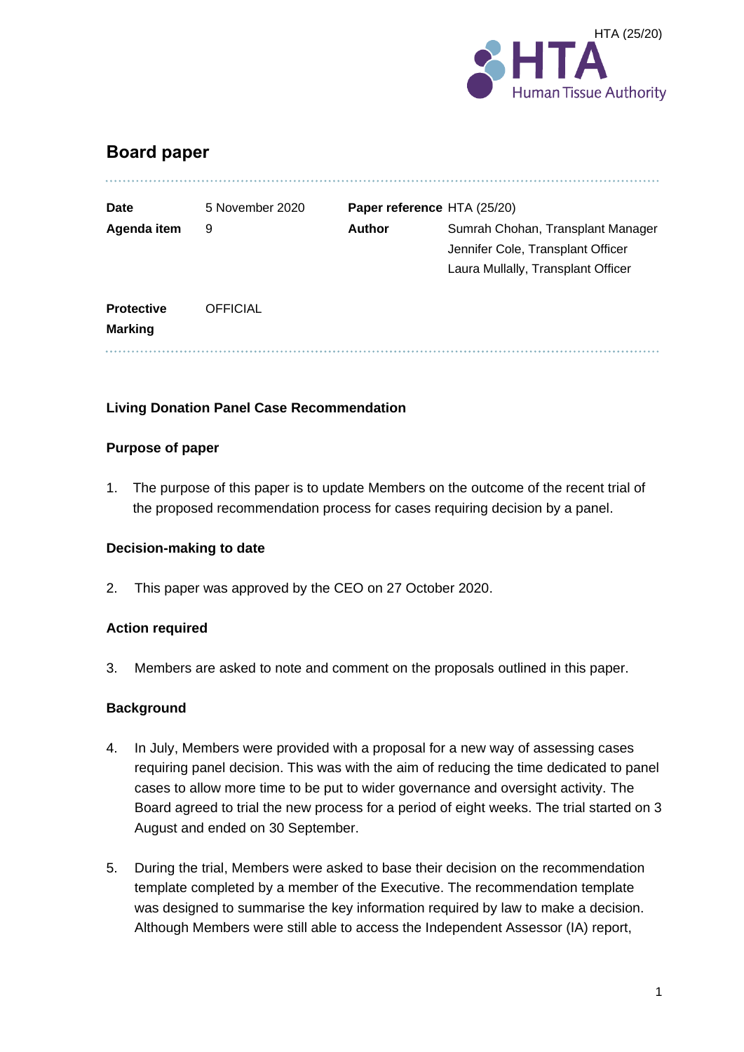HTA (25/20)

## Board paper

| | | | |
|---|---|---|---|
| **Date** | 5 November 2020 | **Paper reference** | HTA (25/20) |
| **Agenda item** | 9 | **Author** | Sumrah Chohan, Transplant Manager<br>Jennifer Cole, Transplant Officer<br>Laura Mullally, Transplant Officer |
| **Protective Marking** | OFFICIAL | | |

### Living Donation Panel Case Recommendation

### Purpose of paper

1. The purpose of this paper is to update Members on the outcome of the recent trial of the proposed recommendation process for cases requiring decision by a panel.

### Decision-making to date

2. This paper was approved by the CEO on 27 October 2020.

### Action required

3. Members are asked to note and comment on the proposals outlined in this paper.

### Background

4. In July, Members were provided with a proposal for a new way of assessing cases requiring panel decision. This was with the aim of reducing the time dedicated to panel cases to allow more time to be put to wider governance and oversight activity. The Board agreed to trial the new process for a period of eight weeks. The trial started on 3 August and ended on 30 September.

5. During the trial, Members were asked to base their decision on the recommendation template completed by a member of the Executive. The recommendation template was designed to summarise the key information required by law to make a decision. Although Members were still able to access the Independent Assessor (IA) report,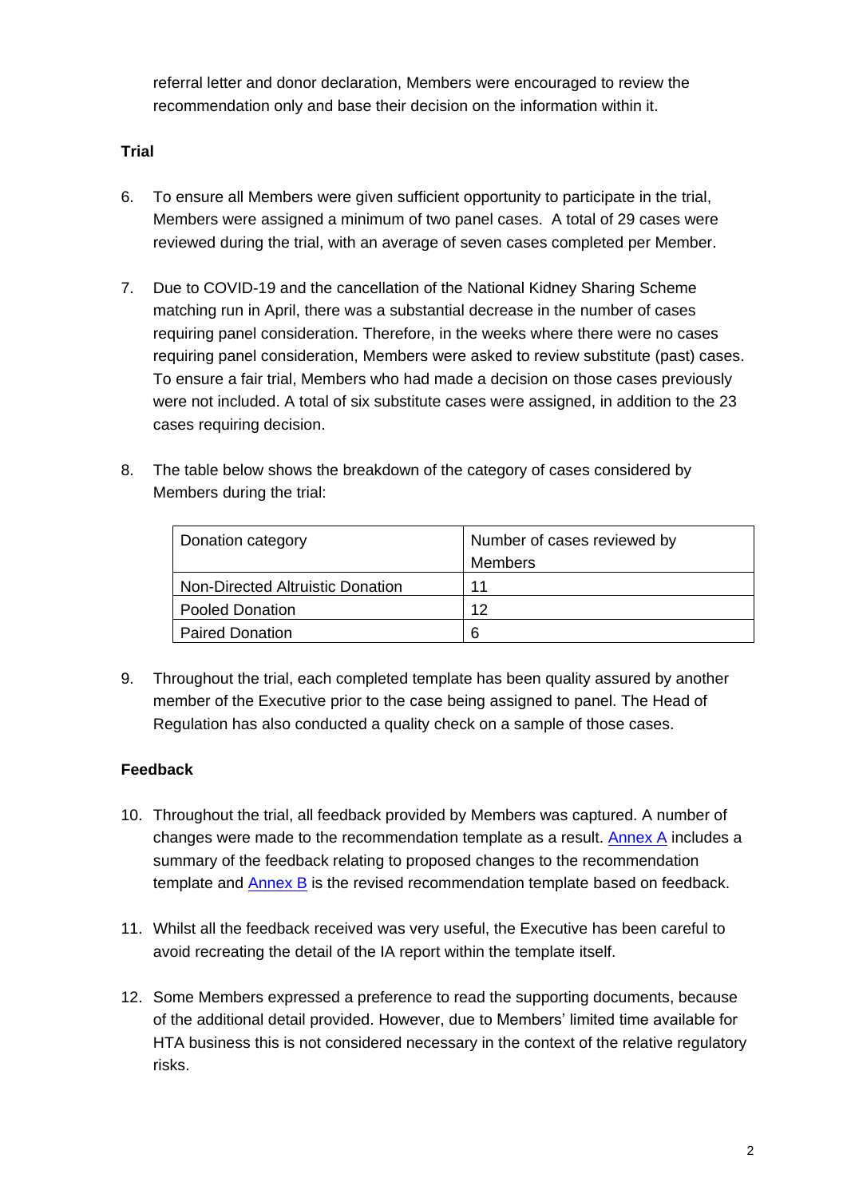referral letter and donor declaration, Members were encouraged to review the recommendation only and base their decision on the information within it.

### Trial

6. To ensure all Members were given sufficient opportunity to participate in the trial, Members were assigned a minimum of two panel cases. A total of 29 cases were reviewed during the trial, with an average of seven cases completed per Member.

7. Due to COVID-19 and the cancellation of the National Kidney Sharing Scheme matching run in April, there was a substantial decrease in the number of cases requiring panel consideration. Therefore, in the weeks where there were no cases requiring panel consideration, Members were asked to review substitute (past) cases. To ensure a fair trial, Members who had made a decision on those cases previously were not included. A total of six substitute cases were assigned, in addition to the 23 cases requiring decision.

8. The table below shows the breakdown of the category of cases considered by Members during the trial:

| Donation category | Number of cases reviewed by Members |
|---|---|
| Non-Directed Altruistic Donation | 11 |
| Pooled Donation | 12 |
| Paired Donation | 6 |

9. Throughout the trial, each completed template has been quality assured by another member of the Executive prior to the case being assigned to panel. The Head of Regulation has also conducted a quality check on a sample of those cases.

### Feedback

10. Throughout the trial, all feedback provided by Members was captured. A number of changes were made to the recommendation template as a result. Annex A includes a summary of the feedback relating to proposed changes to the recommendation template and Annex B is the revised recommendation template based on feedback.

11. Whilst all the feedback received was very useful, the Executive has been careful to avoid recreating the detail of the IA report within the template itself.

12. Some Members expressed a preference to read the supporting documents, because of the additional detail provided. However, due to Members' limited time available for HTA business this is not considered necessary in the context of the relative regulatory risks.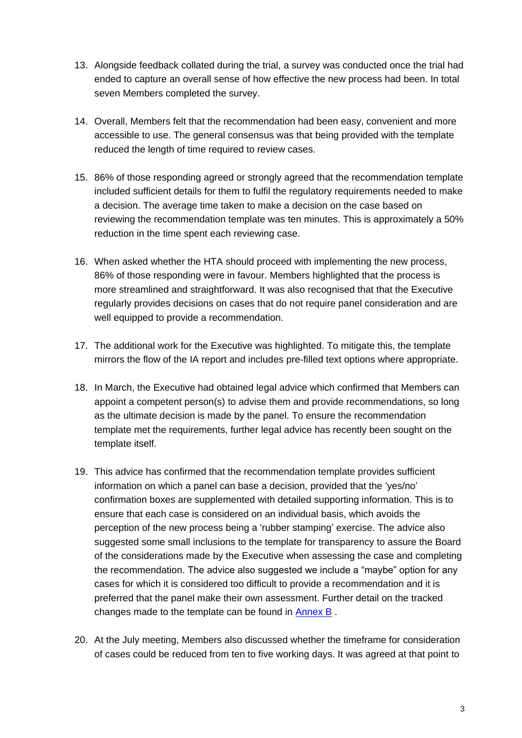13. Alongside feedback collated during the trial, a survey was conducted once the trial had ended to capture an overall sense of how effective the new process had been. In total seven Members completed the survey.

14. Overall, Members felt that the recommendation had been easy, convenient and more accessible to use. The general consensus was that being provided with the template reduced the length of time required to review cases.

15. 86% of those responding agreed or strongly agreed that the recommendation template included sufficient details for them to fulfil the regulatory requirements needed to make a decision. The average time taken to make a decision on the case based on reviewing the recommendation template was ten minutes. This is approximately a 50% reduction in the time spent each reviewing case.

16. When asked whether the HTA should proceed with implementing the new process, 86% of those responding were in favour. Members highlighted that the process is more streamlined and straightforward. It was also recognised that that the Executive regularly provides decisions on cases that do not require panel consideration and are well equipped to provide a recommendation.

17. The additional work for the Executive was highlighted. To mitigate this, the template mirrors the flow of the IA report and includes pre-filled text options where appropriate.

18. In March, the Executive had obtained legal advice which confirmed that Members can appoint a competent person(s) to advise them and provide recommendations, so long as the ultimate decision is made by the panel. To ensure the recommendation template met the requirements, further legal advice has recently been sought on the template itself.

19. This advice has confirmed that the recommendation template provides sufficient information on which a panel can base a decision, provided that the 'yes/no' confirmation boxes are supplemented with detailed supporting information. This is to ensure that each case is considered on an individual basis, which avoids the perception of the new process being a 'rubber stamping' exercise. The advice also suggested some small inclusions to the template for transparency to assure the Board of the considerations made by the Executive when assessing the case and completing the recommendation. The advice also suggested we include a "maybe" option for any cases for which it is considered too difficult to provide a recommendation and it is preferred that the panel make their own assessment. Further detail on the tracked changes made to the template can be found in Annex B .

20. At the July meeting, Members also discussed whether the timeframe for consideration of cases could be reduced from ten to five working days. It was agreed at that point to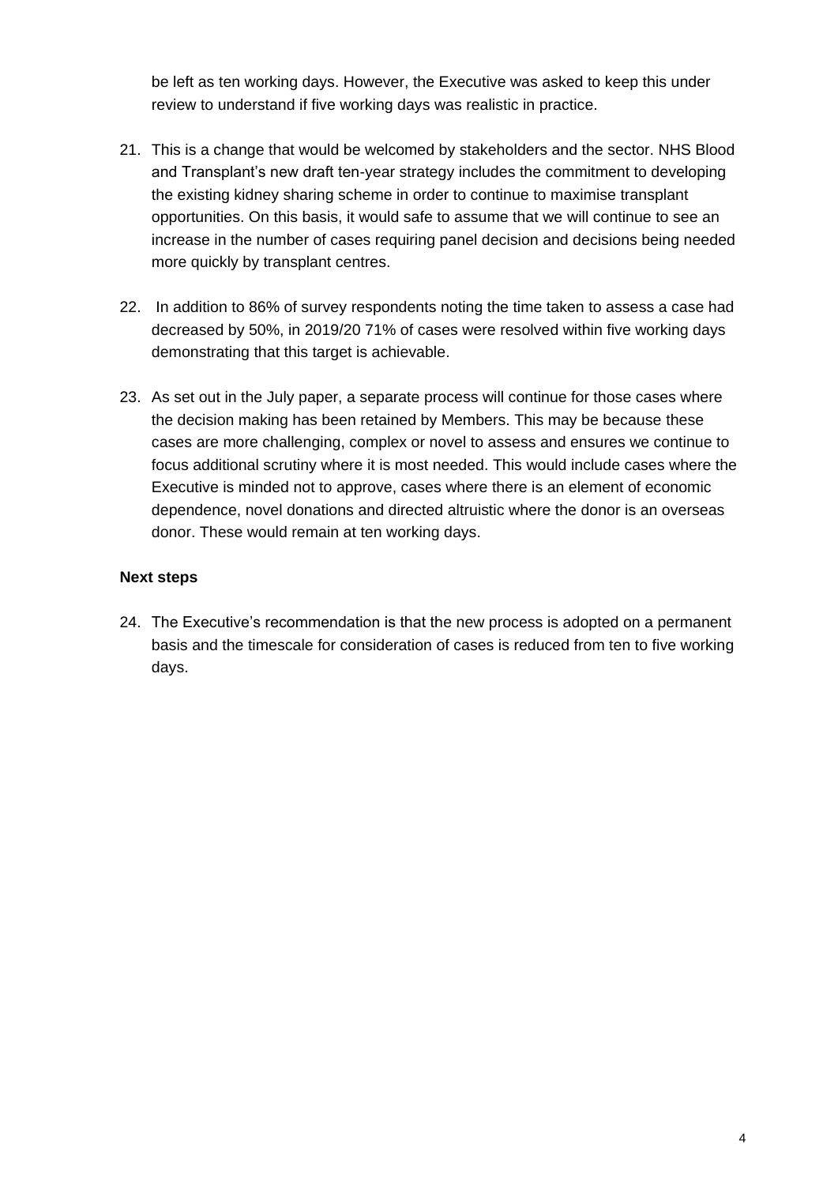be left as ten working days. However, the Executive was asked to keep this under review to understand if five working days was realistic in practice.

21. This is a change that would be welcomed by stakeholders and the sector. NHS Blood and Transplant's new draft ten-year strategy includes the commitment to developing the existing kidney sharing scheme in order to continue to maximise transplant opportunities. On this basis, it would safe to assume that we will continue to see an increase in the number of cases requiring panel decision and decisions being needed more quickly by transplant centres.

22. In addition to 86% of survey respondents noting the time taken to assess a case had decreased by 50%, in 2019/20 71% of cases were resolved within five working days demonstrating that this target is achievable.

23. As set out in the July paper, a separate process will continue for those cases where the decision making has been retained by Members. This may be because these cases are more challenging, complex or novel to assess and ensures we continue to focus additional scrutiny where it is most needed. This would include cases where the Executive is minded not to approve, cases where there is an element of economic dependence, novel donations and directed altruistic where the donor is an overseas donor. These would remain at ten working days.

**Next steps**

24. The Executive's recommendation is that the new process is adopted on a permanent basis and the timescale for consideration of cases is reduced from ten to five working days.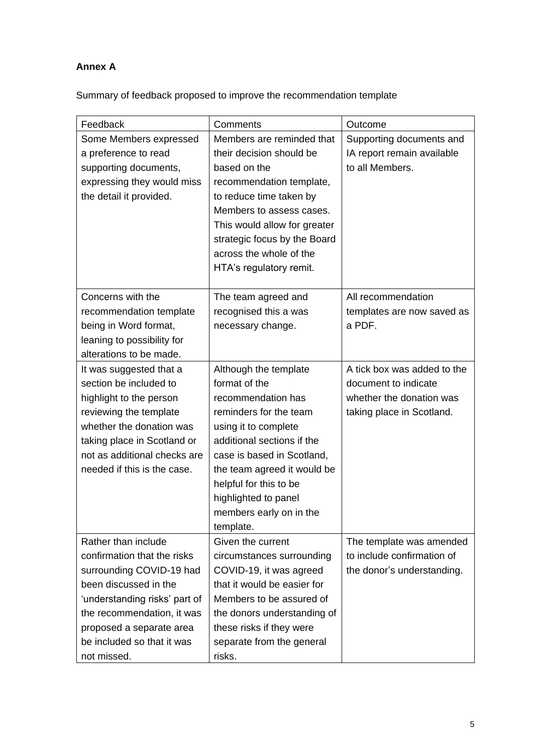**Annex A**

Summary of feedback proposed to improve the recommendation template

| Feedback | Comments | Outcome |
| --- | --- | --- |
| Some Members expressed a preference to read supporting documents, expressing they would miss the detail it provided. | Members are reminded that their decision should be based on the recommendation template, to reduce time taken by Members to assess cases. This would allow for greater strategic focus by the Board across the whole of the HTA's regulatory remit. | Supporting documents and IA report remain available to all Members. |
| Concerns with the recommendation template being in Word format, leaning to possibility for alterations to be made. | The team agreed and recognised this a was necessary change. | All recommendation templates are now saved as a PDF. |
| It was suggested that a section be included to highlight to the person reviewing the template whether the donation was taking place in Scotland or not as additional checks are needed if this is the case. | Although the template format of the recommendation has reminders for the team using it to complete additional sections if the case is based in Scotland, the team agreed it would be helpful for this to be highlighted to panel members early on in the template. | A tick box was added to the document to indicate whether the donation was taking place in Scotland. |
| Rather than include confirmation that the risks surrounding COVID-19 had been discussed in the 'understanding risks' part of the recommendation, it was proposed a separate area be included so that it was not missed. | Given the current circumstances surrounding COVID-19, it was agreed that it would be easier for Members to be assured of the donors understanding of these risks if they were separate from the general risks. | The template was amended to include confirmation of the donor's understanding. |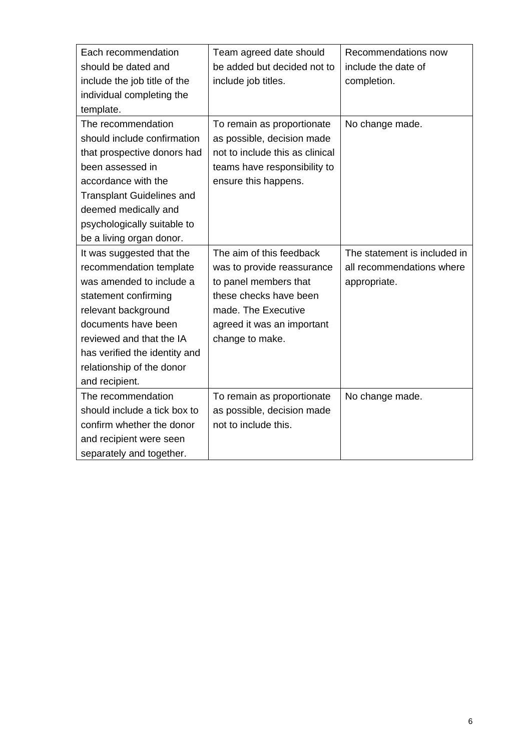| Each recommendation should be dated and include the job title of the individual completing the template. | Team agreed date should be added but decided not to include job titles. | Recommendations now include the date of completion. |
|---|---|---|
| The recommendation should include confirmation that prospective donors had been assessed in accordance with the Transplant Guidelines and deemed medically and psychologically suitable to be a living organ donor. | To remain as proportionate as possible, decision made not to include this as clinical teams have responsibility to ensure this happens. | No change made. |
| It was suggested that the recommendation template was amended to include a statement confirming relevant background documents have been reviewed and that the IA has verified the identity and relationship of the donor and recipient. | The aim of this feedback was to provide reassurance to panel members that these checks have been made. The Executive agreed it was an important change to make. | The statement is included in all recommendations where appropriate. |
| The recommendation should include a tick box to confirm whether the donor and recipient were seen separately and together. | To remain as proportionate as possible, decision made not to include this. | No change made. |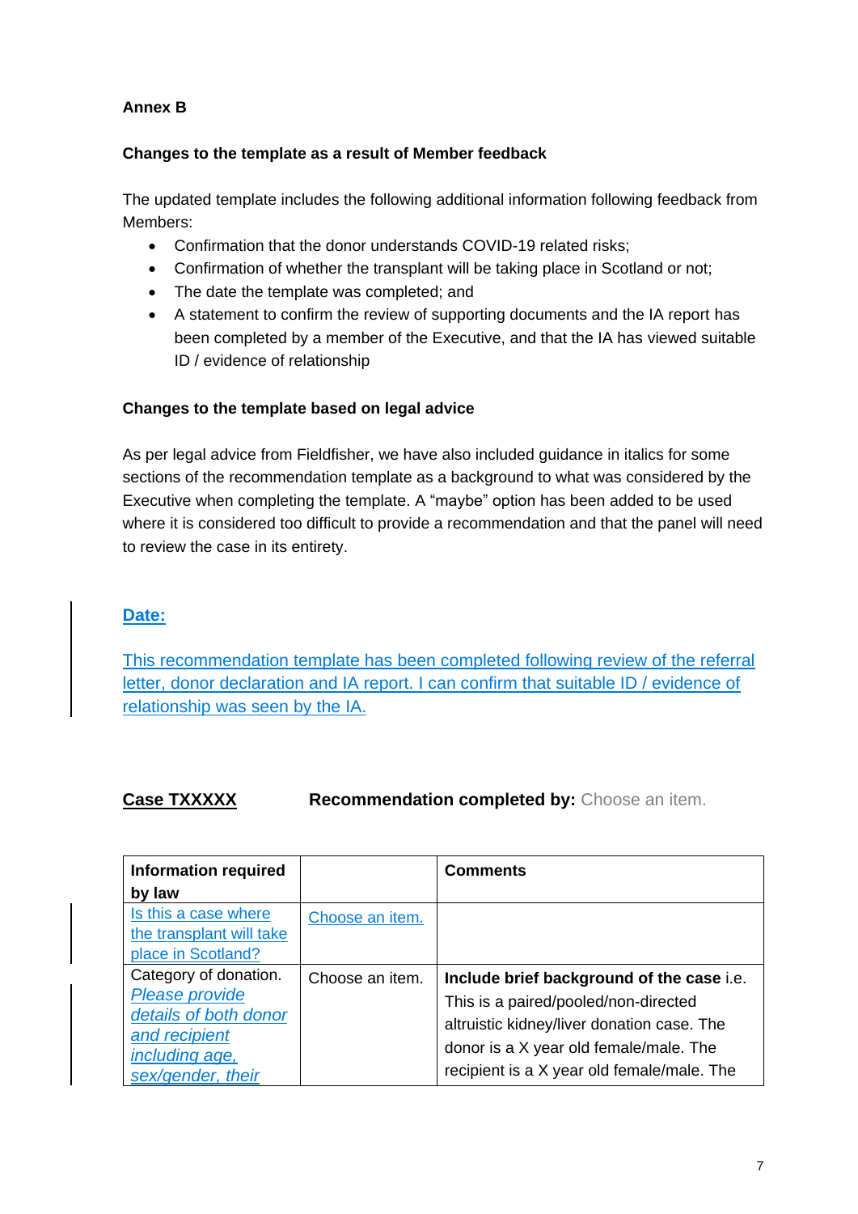**Annex B**

**Changes to the template as a result of Member feedback**

The updated template includes the following additional information following feedback from Members:

- Confirmation that the donor understands COVID-19 related risks;
- Confirmation of whether the transplant will be taking place in Scotland or not;
- The date the template was completed; and
- A statement to confirm the review of supporting documents and the IA report has been completed by a member of the Executive, and that the IA has viewed suitable ID / evidence of relationship

**Changes to the template based on legal advice**

As per legal advice from Fieldfisher, we have also included guidance in italics for some sections of the recommendation template as a background to what was considered by the Executive when completing the template. A "maybe" option has been added to be used where it is considered too difficult to provide a recommendation and that the panel will need to review the case in its entirety.

**Date:**

This recommendation template has been completed following review of the referral letter, donor declaration and IA report. I can confirm that suitable ID / evidence of relationship was seen by the IA.

**Case TXXXXX** **Recommendation completed by:** Choose an item.

| Information required by law | | Comments |
|---|---|---|
| Is this a case where the transplant will take place in Scotland? | Choose an item. | |
| Category of donation. *Please provide details of both donor and recipient including age, sex/gender, their* | Choose an item. | **Include brief background of the case** i.e. This is a paired/pooled/non-directed altruistic kidney/liver donation case. The donor is a X year old female/male. The recipient is a X year old female/male. The |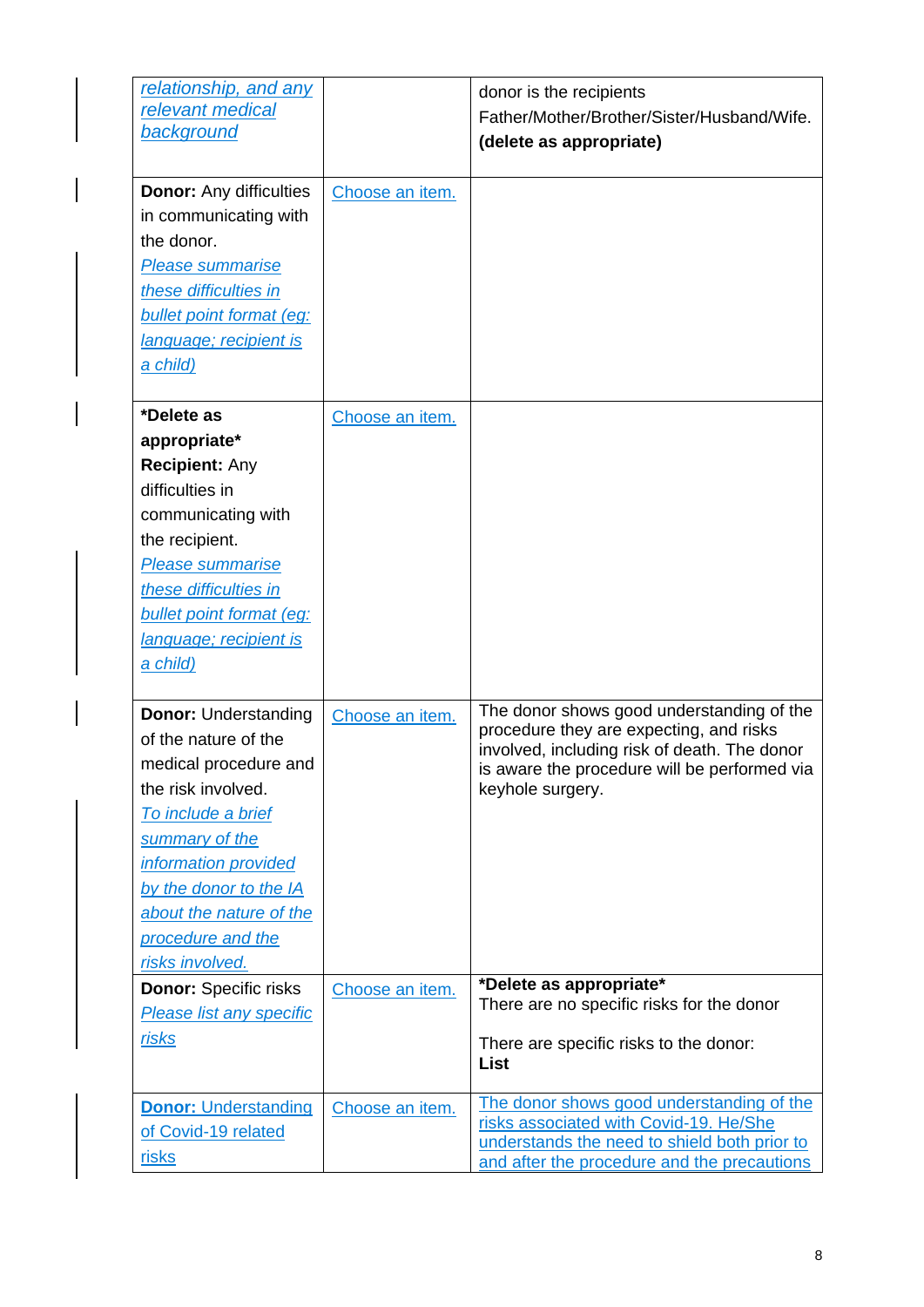| | | |
|---|---|---|
| *relationship, and any relevant medical background* | | donor is the recipients Father/Mother/Brother/Sister/Husband/Wife. **(delete as appropriate)** |
| **Donor:** Any difficulties in communicating with the donor. *Please summarise these difficulties in bullet point format (eg: language; recipient is a child)* | Choose an item. | |
| ***Delete as appropriate\*** **Recipient:** Any difficulties in communicating with the recipient. *Please summarise these difficulties in bullet point format (eg: language; recipient is a child)* | Choose an item. | |
| **Donor:** Understanding of the nature of the medical procedure and the risk involved. *To include a brief summary of the information provided by the donor to the IA about the nature of the procedure and the risks involved.* | Choose an item. | The donor shows good understanding of the procedure they are expecting, and risks involved, including risk of death. The donor is aware the procedure will be performed via keyhole surgery. |
| **Donor:** Specific risks *Please list any specific risks* | Choose an item. | ***Delete as appropriate\*** There are no specific risks for the donor<br><br>There are specific risks to the donor: **List** |
| **Donor:** Understanding of Covid-19 related risks | Choose an item. | The donor shows good understanding of the risks associated with Covid-19. He/She understands the need to shield both prior to and after the procedure and the precautions |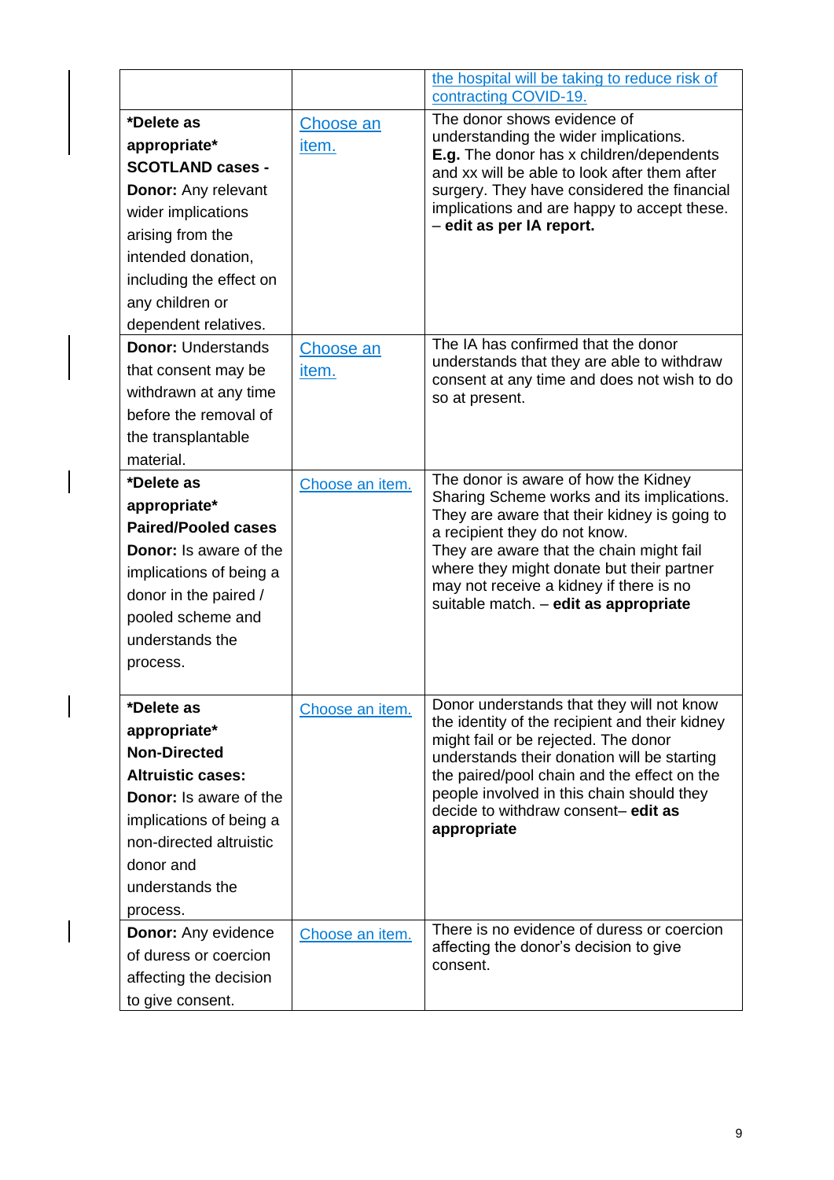| | | |
|---|---|---|
| | | the hospital will be taking to reduce risk of contracting COVID-19. |
| **\*Delete as appropriate\* SCOTLAND cases - Donor:** Any relevant wider implications arising from the intended donation, including the effect on any children or dependent relatives. | Choose an item. | The donor shows evidence of understanding the wider implications. **E.g.** The donor has x children/dependents and xx will be able to look after them after surgery. They have considered the financial implications and are happy to accept these. – **edit as per IA report.** |
| **Donor:** Understands that consent may be withdrawn at any time before the removal of the transplantable material. | Choose an item. | The IA has confirmed that the donor understands that they are able to withdraw consent at any time and does not wish to do so at present. |
| **\*Delete as appropriate\* Paired/Pooled cases Donor:** Is aware of the implications of being a donor in the paired / pooled scheme and understands the process. | Choose an item. | The donor is aware of how the Kidney Sharing Scheme works and its implications. They are aware that their kidney is going to a recipient they do not know. They are aware that the chain might fail where they might donate but their partner may not receive a kidney if there is no suitable match. – **edit as appropriate** |
| **\*Delete as appropriate\* Non-Directed Altruistic cases: Donor:** Is aware of the implications of being a non-directed altruistic donor and understands the process. | Choose an item. | Donor understands that they will not know the identity of the recipient and their kidney might fail or be rejected. The donor understands their donation will be starting the paired/pool chain and the effect on the people involved in this chain should they decide to withdraw consent– **edit as appropriate** |
| **Donor:** Any evidence of duress or coercion affecting the decision to give consent. | Choose an item. | There is no evidence of duress or coercion affecting the donor's decision to give consent. |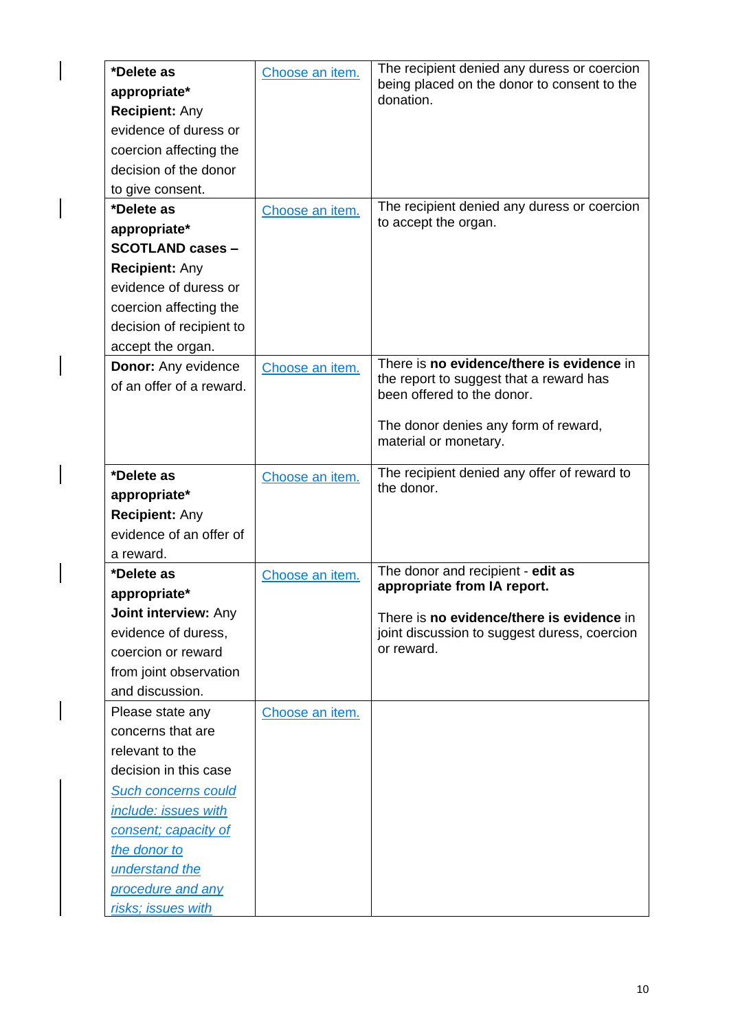| **\*Delete as appropriate\* Recipient:** Any evidence of duress or coercion affecting the decision of the donor to give consent. | Choose an item. | The recipient denied any duress or coercion being placed on the donor to consent to the donation. |
|---|---|---|
| **\*Delete as appropriate\* SCOTLAND cases – Recipient:** Any evidence of duress or coercion affecting the decision of recipient to accept the organ. | Choose an item. | The recipient denied any duress or coercion to accept the organ. |
| **Donor:** Any evidence of an offer of a reward. | Choose an item. | There is **no evidence/there is evidence** in the report to suggest that a reward has been offered to the donor.<br><br>The donor denies any form of reward, material or monetary. |
| **\*Delete as appropriate\* Recipient:** Any evidence of an offer of a reward. | Choose an item. | The recipient denied any offer of reward to the donor. |
| **\*Delete as appropriate\* Joint interview:** Any evidence of duress, coercion or reward from joint observation and discussion. | Choose an item. | The donor and recipient - **edit as appropriate from IA report.**<br><br>There is **no evidence/there is evidence** in joint discussion to suggest duress, coercion or reward. |
| Please state any concerns that are relevant to the decision in this case *Such concerns could include: issues with consent; capacity of the donor to understand the procedure and any risks; issues with* | Choose an item. | |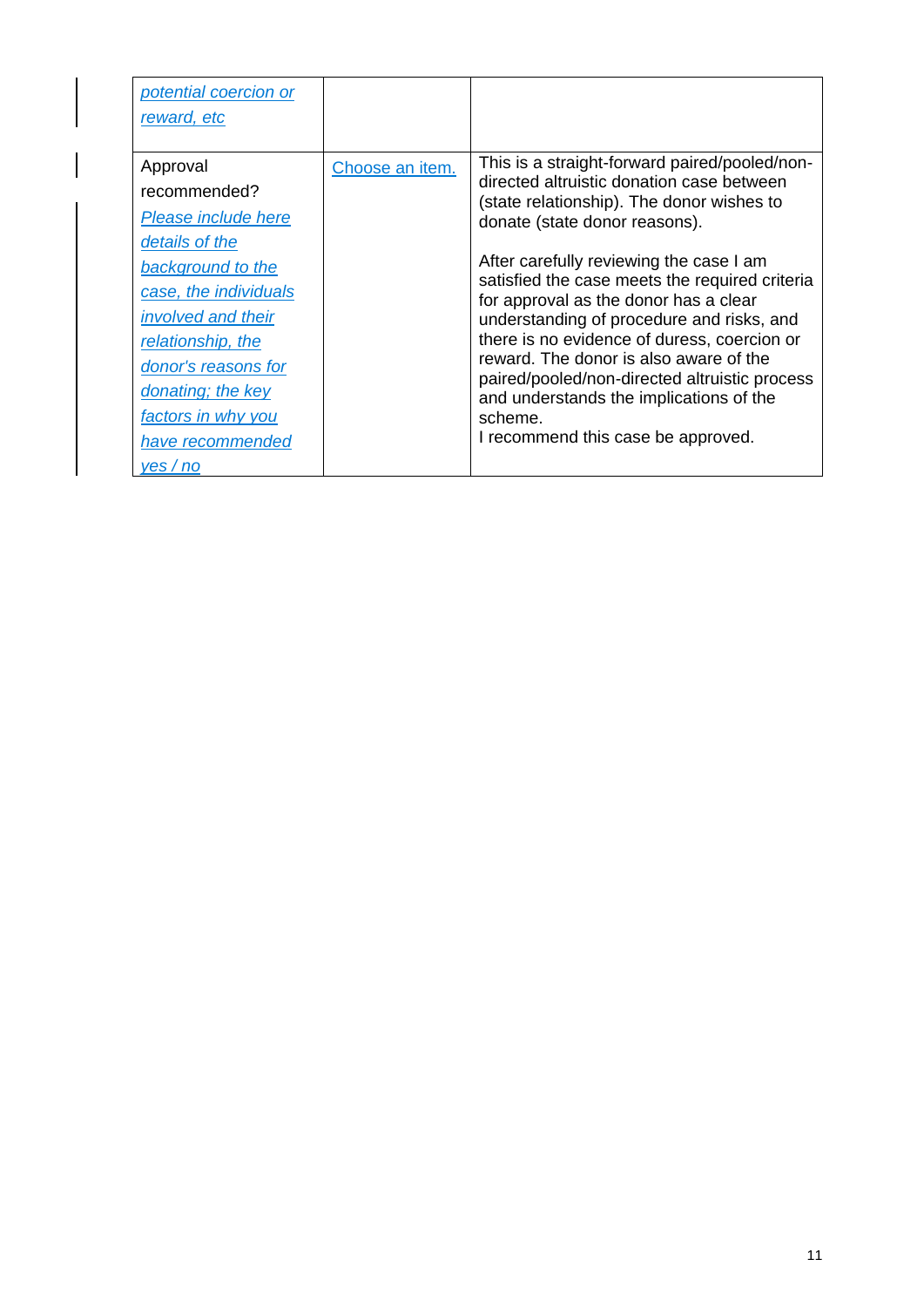| | | |
|---|---|---|
| *potential coercion or reward, etc* | | |
| Approval recommended? *Please include here details of the background to the case, the individuals involved and their relationship, the donor's reasons for donating; the key factors in why you have recommended yes / no* | Choose an item. | This is a straight-forward paired/pooled/non-directed altruistic donation case between (state relationship). The donor wishes to donate (state donor reasons).<br><br>After carefully reviewing the case I am satisfied the case meets the required criteria for approval as the donor has a clear understanding of procedure and risks, and there is no evidence of duress, coercion or reward. The donor is also aware of the paired/pooled/non-directed altruistic process and understands the implications of the scheme.<br>I recommend this case be approved. |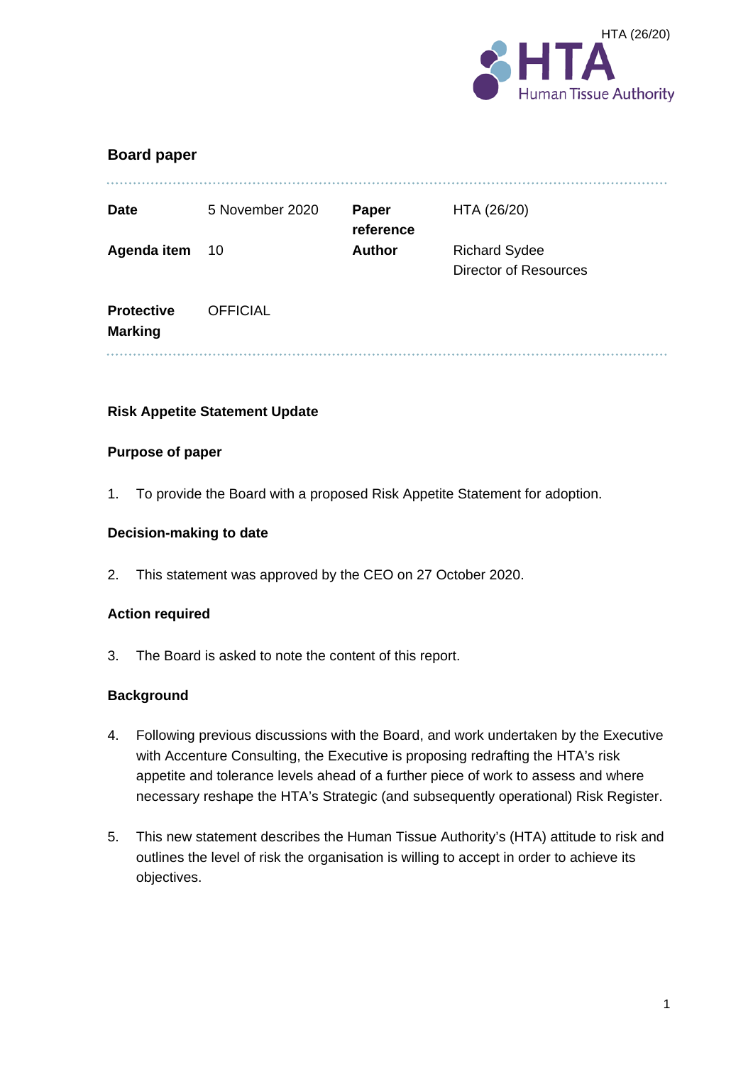HTA (26/20)

## Board paper

| Date | 5 November 2020 | Paper reference | HTA (26/20) |
| --- | --- | --- | --- |
| Agenda item | 10 | Author | Richard Sydee<br>Director of Resources |
| Protective Marking | OFFICIAL | | |

### Risk Appetite Statement Update

### Purpose of paper

1. To provide the Board with a proposed Risk Appetite Statement for adoption.

### Decision-making to date

2. This statement was approved by the CEO on 27 October 2020.

### Action required

3. The Board is asked to note the content of this report.

### Background

4. Following previous discussions with the Board, and work undertaken by the Executive with Accenture Consulting, the Executive is proposing redrafting the HTA's risk appetite and tolerance levels ahead of a further piece of work to assess and where necessary reshape the HTA's Strategic (and subsequently operational) Risk Register.

5. This new statement describes the Human Tissue Authority's (HTA) attitude to risk and outlines the level of risk the organisation is willing to accept in order to achieve its objectives.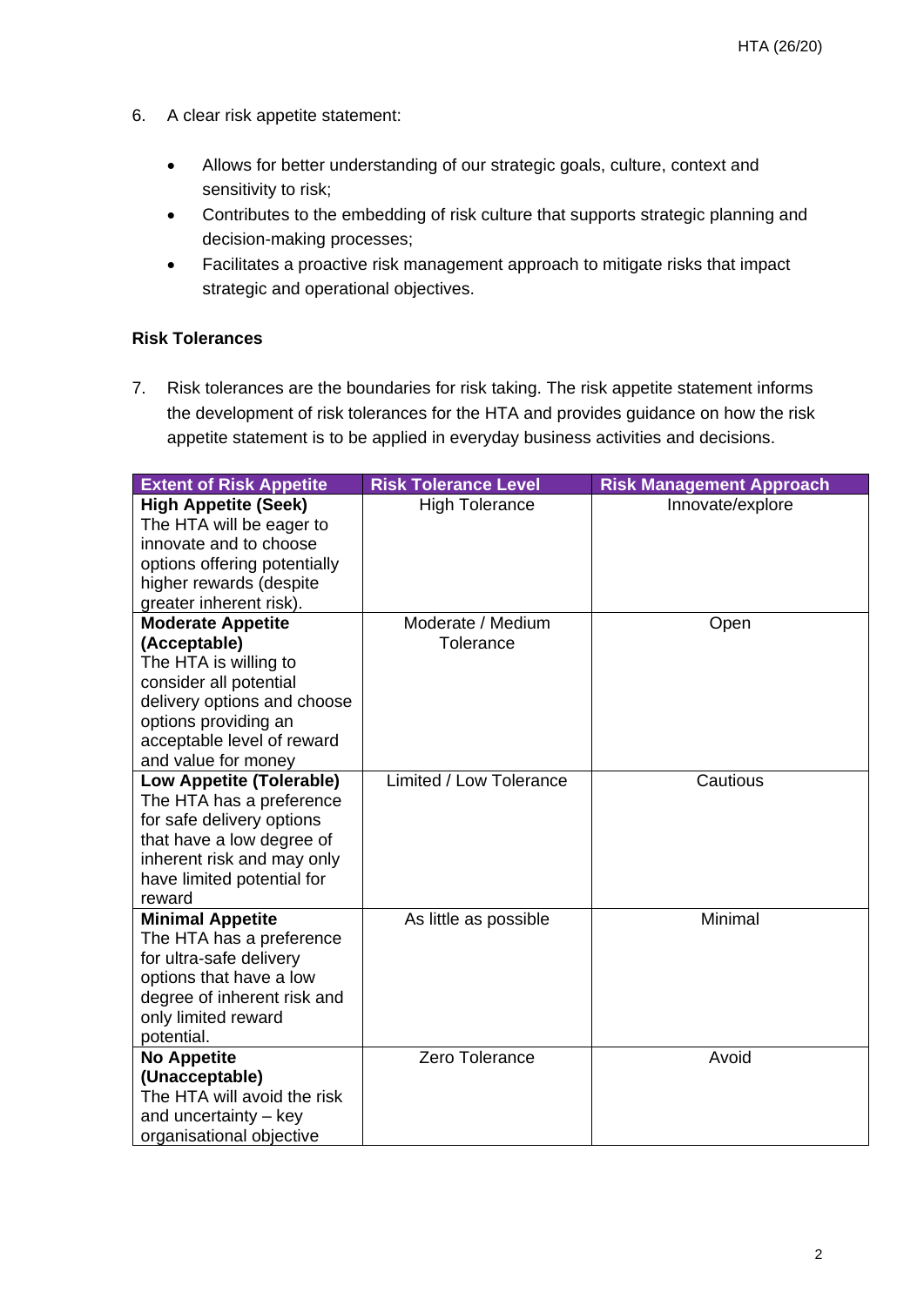6. A clear risk appetite statement:

   - Allows for better understanding of our strategic goals, culture, context and sensitivity to risk;
   - Contributes to the embedding of risk culture that supports strategic planning and decision-making processes;
   - Facilitates a proactive risk management approach to mitigate risks that impact strategic and operational objectives.

**Risk Tolerances**

7. Risk tolerances are the boundaries for risk taking. The risk appetite statement informs the development of risk tolerances for the HTA and provides guidance on how the risk appetite statement is to be applied in everyday business activities and decisions.

| Extent of Risk Appetite | Risk Tolerance Level | Risk Management Approach |
|---|---|---|
| **High Appetite (Seek)** The HTA will be eager to innovate and to choose options offering potentially higher rewards (despite greater inherent risk). | High Tolerance | Innovate/explore |
| **Moderate Appetite (Acceptable)** The HTA is willing to consider all potential delivery options and choose options providing an acceptable level of reward and value for money | Moderate / Medium Tolerance | Open |
| **Low Appetite (Tolerable)** The HTA has a preference for safe delivery options that have a low degree of inherent risk and may only have limited potential for reward | Limited / Low Tolerance | Cautious |
| **Minimal Appetite** The HTA has a preference for ultra-safe delivery options that have a low degree of inherent risk and only limited reward potential. | As little as possible | Minimal |
| **No Appetite (Unacceptable)** The HTA will avoid the risk and uncertainty – key organisational objective | Zero Tolerance | Avoid |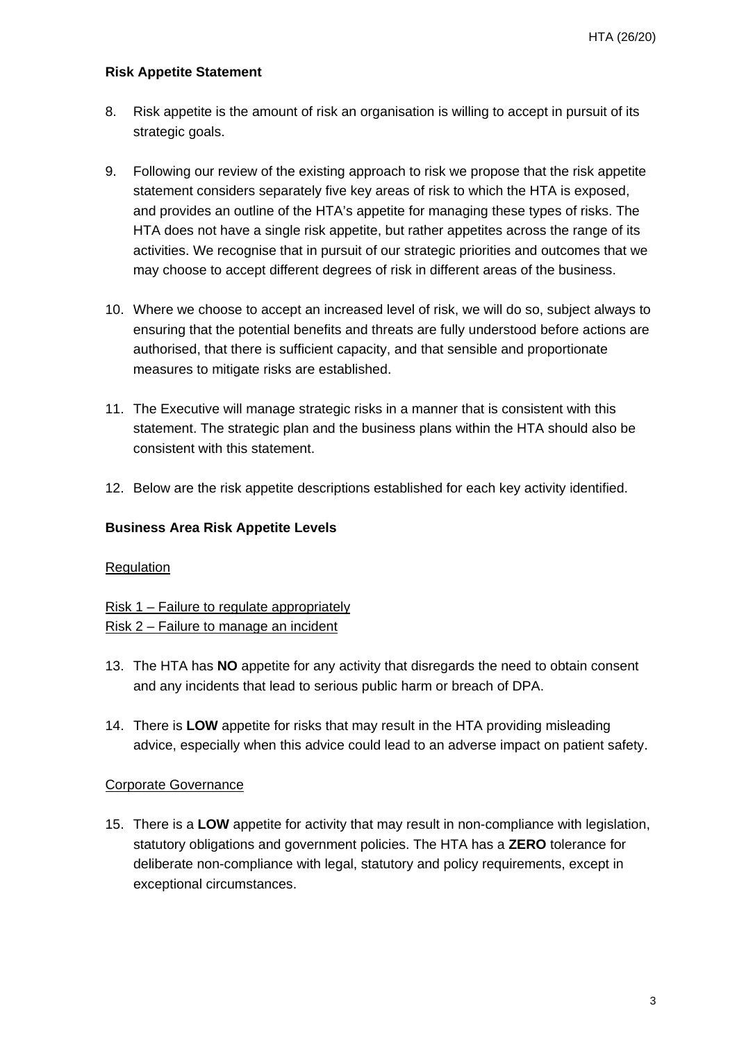**Risk Appetite Statement**

8. Risk appetite is the amount of risk an organisation is willing to accept in pursuit of its strategic goals.

9. Following our review of the existing approach to risk we propose that the risk appetite statement considers separately five key areas of risk to which the HTA is exposed, and provides an outline of the HTA's appetite for managing these types of risks. The HTA does not have a single risk appetite, but rather appetites across the range of its activities. We recognise that in pursuit of our strategic priorities and outcomes that we may choose to accept different degrees of risk in different areas of the business.

10. Where we choose to accept an increased level of risk, we will do so, subject always to ensuring that the potential benefits and threats are fully understood before actions are authorised, that there is sufficient capacity, and that sensible and proportionate measures to mitigate risks are established.

11. The Executive will manage strategic risks in a manner that is consistent with this statement. The strategic plan and the business plans within the HTA should also be consistent with this statement.

12. Below are the risk appetite descriptions established for each key activity identified.

**Business Area Risk Appetite Levels**

<u>Regulation</u>

<u>Risk 1 – Failure to regulate appropriately</u>
<u>Risk 2 – Failure to manage an incident</u>

13. The HTA has **NO** appetite for any activity that disregards the need to obtain consent and any incidents that lead to serious public harm or breach of DPA.

14. There is **LOW** appetite for risks that may result in the HTA providing misleading advice, especially when this advice could lead to an adverse impact on patient safety.

<u>Corporate Governance</u>

15. There is a **LOW** appetite for activity that may result in non-compliance with legislation, statutory obligations and government policies. The HTA has a **ZERO** tolerance for deliberate non-compliance with legal, statutory and policy requirements, except in exceptional circumstances.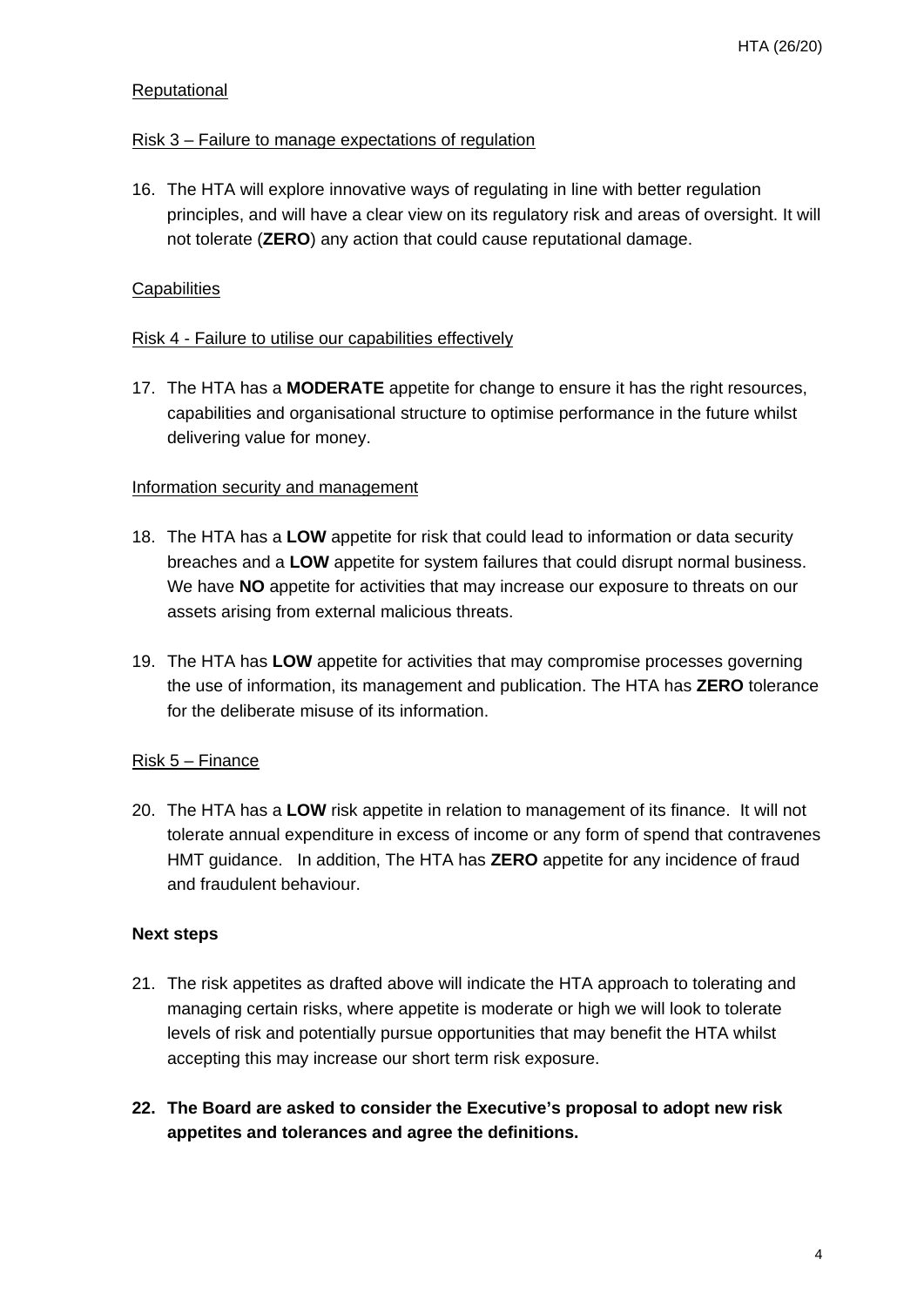Reputational

Risk 3 – Failure to manage expectations of regulation

16. The HTA will explore innovative ways of regulating in line with better regulation principles, and will have a clear view on its regulatory risk and areas of oversight. It will not tolerate (**ZERO**) any action that could cause reputational damage.

Capabilities

Risk 4 - Failure to utilise our capabilities effectively

17. The HTA has a **MODERATE** appetite for change to ensure it has the right resources, capabilities and organisational structure to optimise performance in the future whilst delivering value for money.

Information security and management

18. The HTA has a **LOW** appetite for risk that could lead to information or data security breaches and a **LOW** appetite for system failures that could disrupt normal business. We have **NO** appetite for activities that may increase our exposure to threats on our assets arising from external malicious threats.

19. The HTA has **LOW** appetite for activities that may compromise processes governing the use of information, its management and publication. The HTA has **ZERO** tolerance for the deliberate misuse of its information.

Risk 5 – Finance

20. The HTA has a **LOW** risk appetite in relation to management of its finance. It will not tolerate annual expenditure in excess of income or any form of spend that contravenes HMT guidance. In addition, The HTA has **ZERO** appetite for any incidence of fraud and fraudulent behaviour.

**Next steps**

21. The risk appetites as drafted above will indicate the HTA approach to tolerating and managing certain risks, where appetite is moderate or high we will look to tolerate levels of risk and potentially pursue opportunities that may benefit the HTA whilst accepting this may increase our short term risk exposure.

**22. The Board are asked to consider the Executive's proposal to adopt new risk appetites and tolerances and agree the definitions.**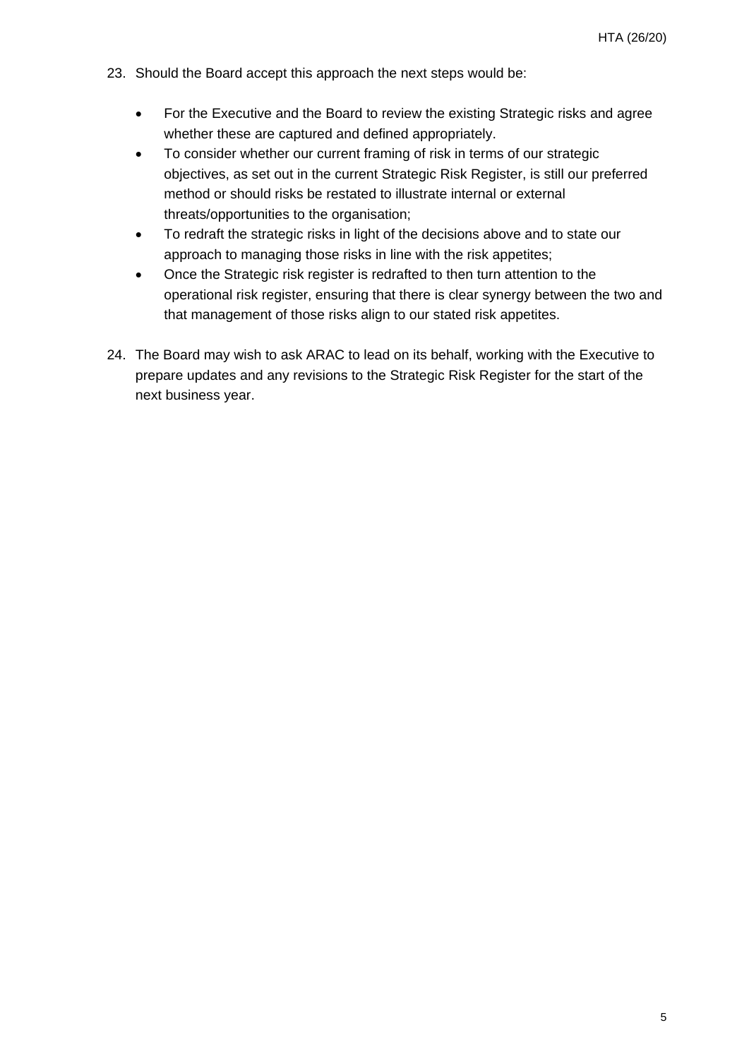23. Should the Board accept this approach the next steps would be:

    - For the Executive and the Board to review the existing Strategic risks and agree whether these are captured and defined appropriately.
    - To consider whether our current framing of risk in terms of our strategic objectives, as set out in the current Strategic Risk Register, is still our preferred method or should risks be restated to illustrate internal or external threats/opportunities to the organisation;
    - To redraft the strategic risks in light of the decisions above and to state our approach to managing those risks in line with the risk appetites;
    - Once the Strategic risk register is redrafted to then turn attention to the operational risk register, ensuring that there is clear synergy between the two and that management of those risks align to our stated risk appetites.

24. The Board may wish to ask ARAC to lead on its behalf, working with the Executive to prepare updates and any revisions to the Strategic Risk Register for the start of the next business year.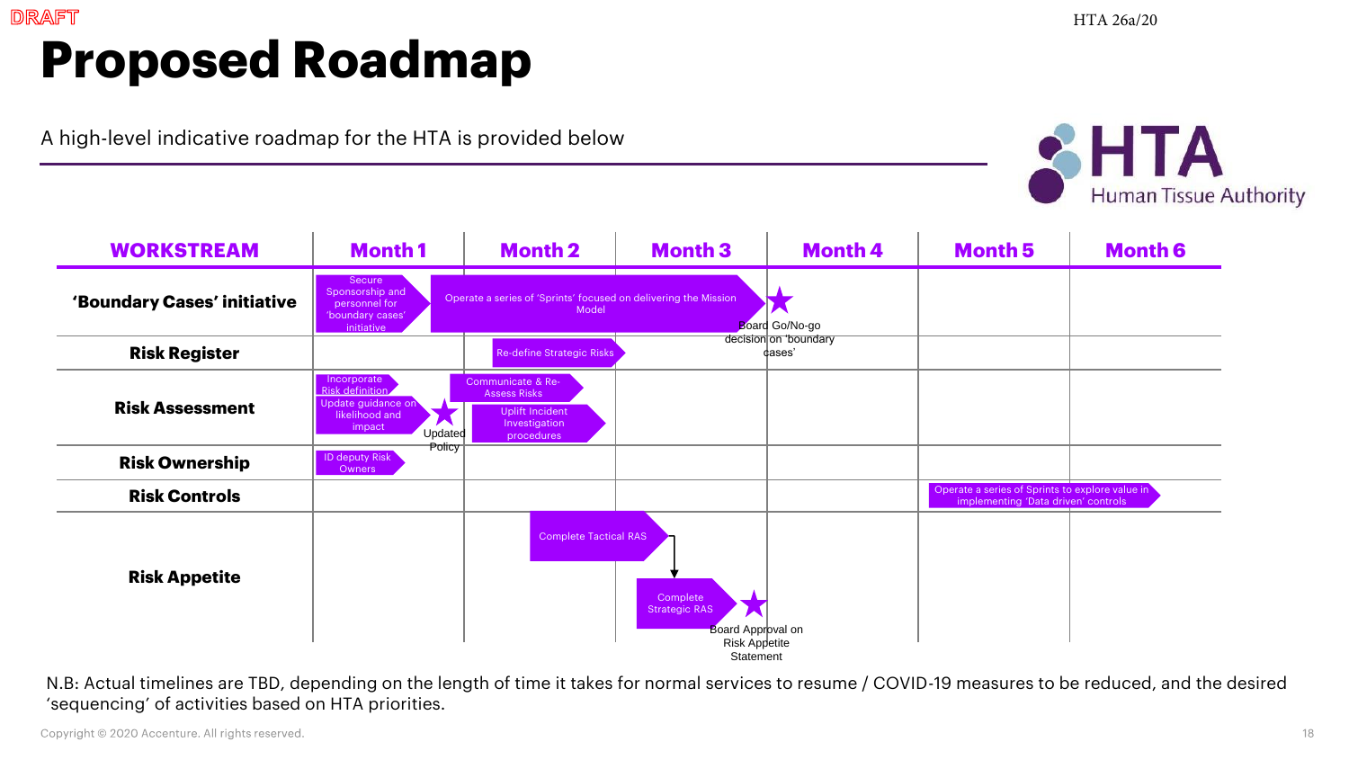DRAFT

HTA 26a/20

# Proposed Roadmap

A high-level indicative roadmap for the HTA is provided below

| WORKSTREAM | Month 1 | Month 2 | Month 3 | Month 4 | Month 5 | Month 6 |
|---|---|---|---|---|---|---|
| **'Boundary Cases' initiative** | Secure Sponsorship and personnel for 'boundary cases' initiative | Operate a series of 'Sprints' focused on delivering the Mission Model | Operate a series of 'Sprints' focused on delivering the Mission Model | ★ Board Go/No-go decision on 'boundary cases' | | |
| **Risk Register** | | Re-define Strategic Risks | | | | |
| **Risk Assessment** | Incorporate Risk definition; Update guidance on likelihood and impact; ★ Updated Policy | Communicate & Re-Assess Risks; Uplift Incident Investigation procedures | | | | |
| **Risk Ownership** | ID deputy Risk Owners | | | | | |
| **Risk Controls** | | | | | Operate a series of Sprints to explore value in implementing 'Data driven' controls | Operate a series of Sprints to explore value in implementing 'Data driven' controls |
| **Risk Appetite** | | Complete Tactical RAS | Complete Strategic RAS; ★ Board Approval on Risk Appetite Statement | | | |

N.B: Actual timelines are TBD, depending on the length of time it takes for normal services to resume / COVID-19 measures to be reduced, and the desired 'sequencing' of activities based on HTA priorities.

Copyright © 2020 Accenture. All rights reserved.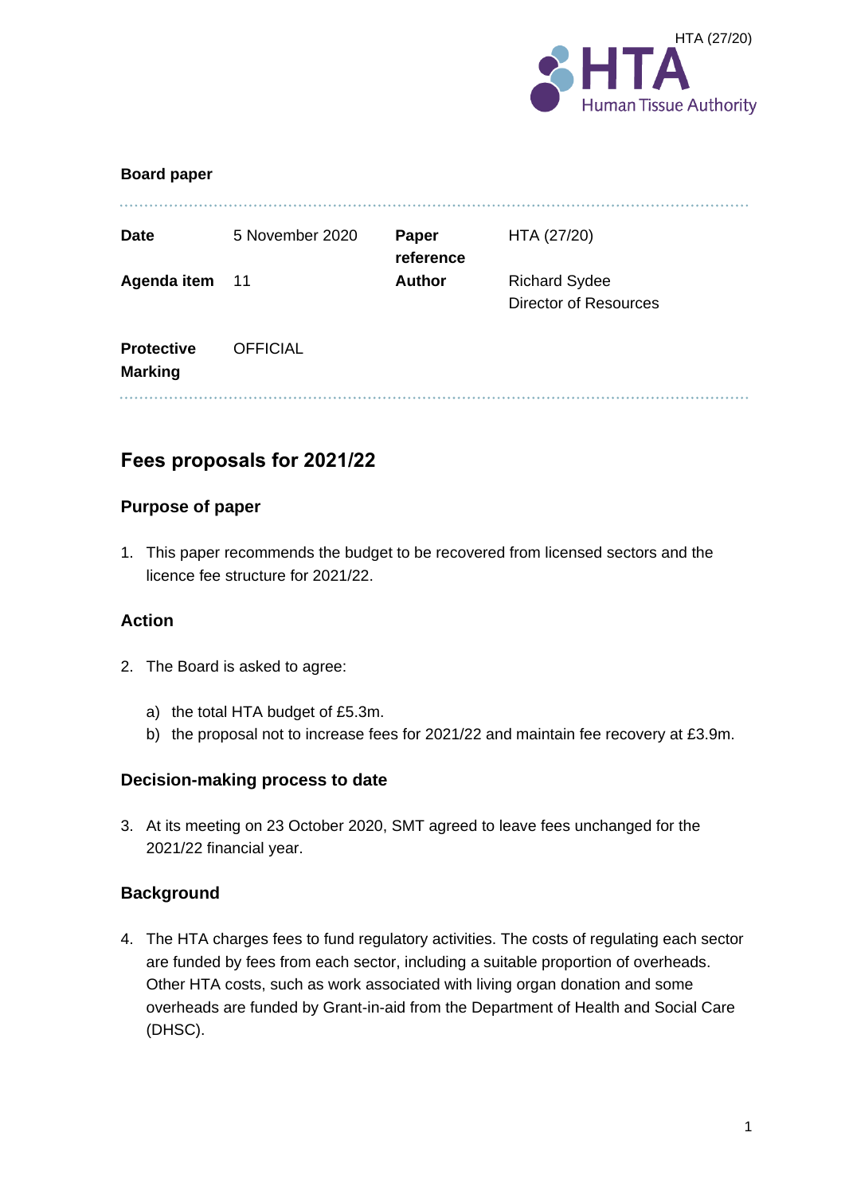HTA (27/20)

**Board paper**

| **Date** | 5 November 2020 | **Paper reference** | HTA (27/20) |
|---|---|---|---|
| **Agenda item** | 11 | **Author** | Richard Sydee<br>Director of Resources |
| **Protective Marking** | OFFICIAL | | |

## Fees proposals for 2021/22

### Purpose of paper

1. This paper recommends the budget to be recovered from licensed sectors and the licence fee structure for 2021/22.

### Action

2. The Board is asked to agree:

   a) the total HTA budget of £5.3m.
   
   b) the proposal not to increase fees for 2021/22 and maintain fee recovery at £3.9m.

### Decision-making process to date

3. At its meeting on 23 October 2020, SMT agreed to leave fees unchanged for the 2021/22 financial year.

### Background

4. The HTA charges fees to fund regulatory activities. The costs of regulating each sector are funded by fees from each sector, including a suitable proportion of overheads. Other HTA costs, such as work associated with living organ donation and some overheads are funded by Grant-in-aid from the Department of Health and Social Care (DHSC).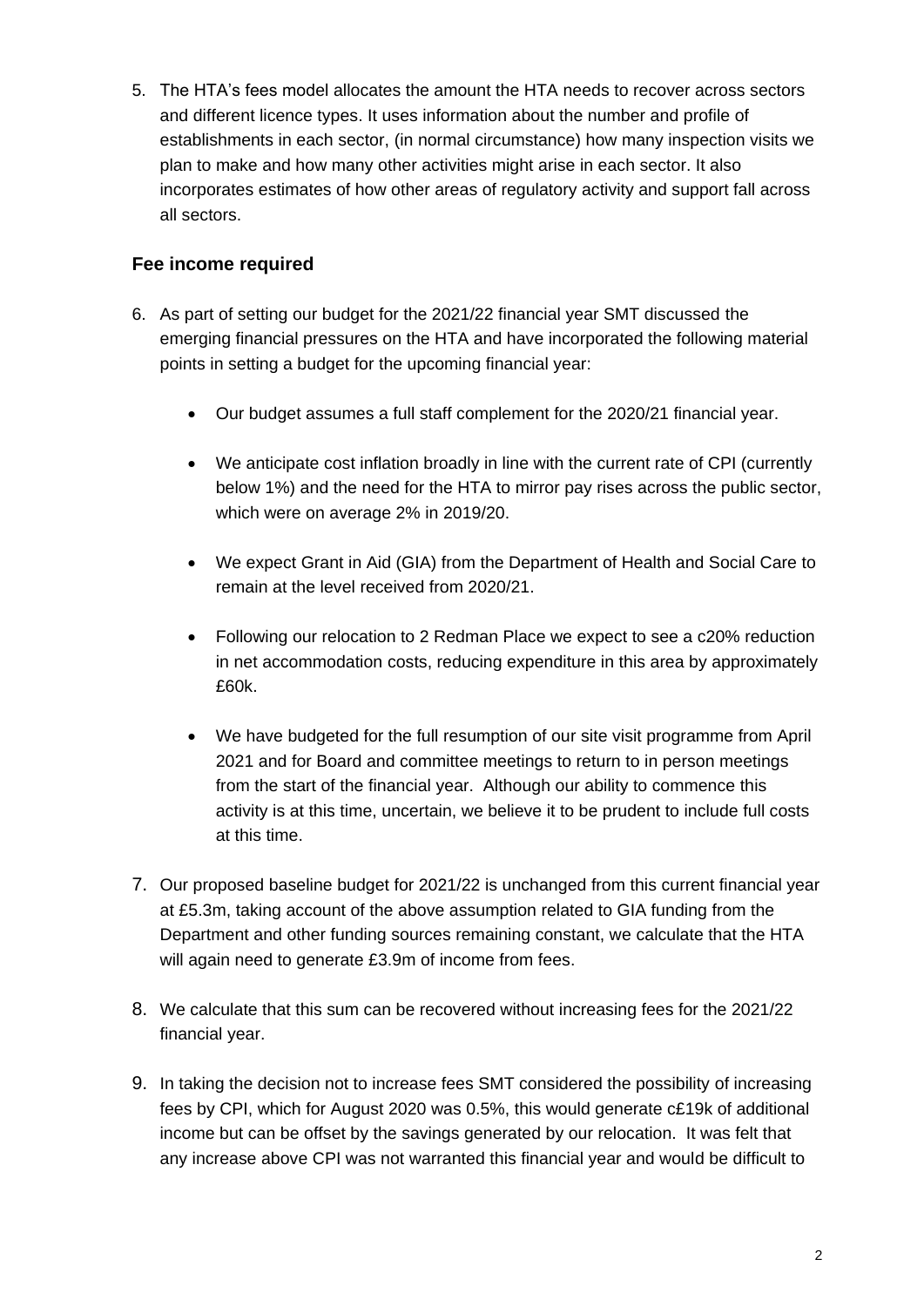5. The HTA's fees model allocates the amount the HTA needs to recover across sectors and different licence types. It uses information about the number and profile of establishments in each sector, (in normal circumstance) how many inspection visits we plan to make and how many other activities might arise in each sector. It also incorporates estimates of how other areas of regulatory activity and support fall across all sectors.

### Fee income required

6. As part of setting our budget for the 2021/22 financial year SMT discussed the emerging financial pressures on the HTA and have incorporated the following material points in setting a budget for the upcoming financial year:

   - Our budget assumes a full staff complement for the 2020/21 financial year.

   - We anticipate cost inflation broadly in line with the current rate of CPI (currently below 1%) and the need for the HTA to mirror pay rises across the public sector, which were on average 2% in 2019/20.

   - We expect Grant in Aid (GIA) from the Department of Health and Social Care to remain at the level received from 2020/21.

   - Following our relocation to 2 Redman Place we expect to see a c20% reduction in net accommodation costs, reducing expenditure in this area by approximately £60k.

   - We have budgeted for the full resumption of our site visit programme from April 2021 and for Board and committee meetings to return to in person meetings from the start of the financial year. Although our ability to commence this activity is at this time, uncertain, we believe it to be prudent to include full costs at this time.

7. Our proposed baseline budget for 2021/22 is unchanged from this current financial year at £5.3m, taking account of the above assumption related to GIA funding from the Department and other funding sources remaining constant, we calculate that the HTA will again need to generate £3.9m of income from fees.

8. We calculate that this sum can be recovered without increasing fees for the 2021/22 financial year.

9. In taking the decision not to increase fees SMT considered the possibility of increasing fees by CPI, which for August 2020 was 0.5%, this would generate c£19k of additional income but can be offset by the savings generated by our relocation. It was felt that any increase above CPI was not warranted this financial year and would be difficult to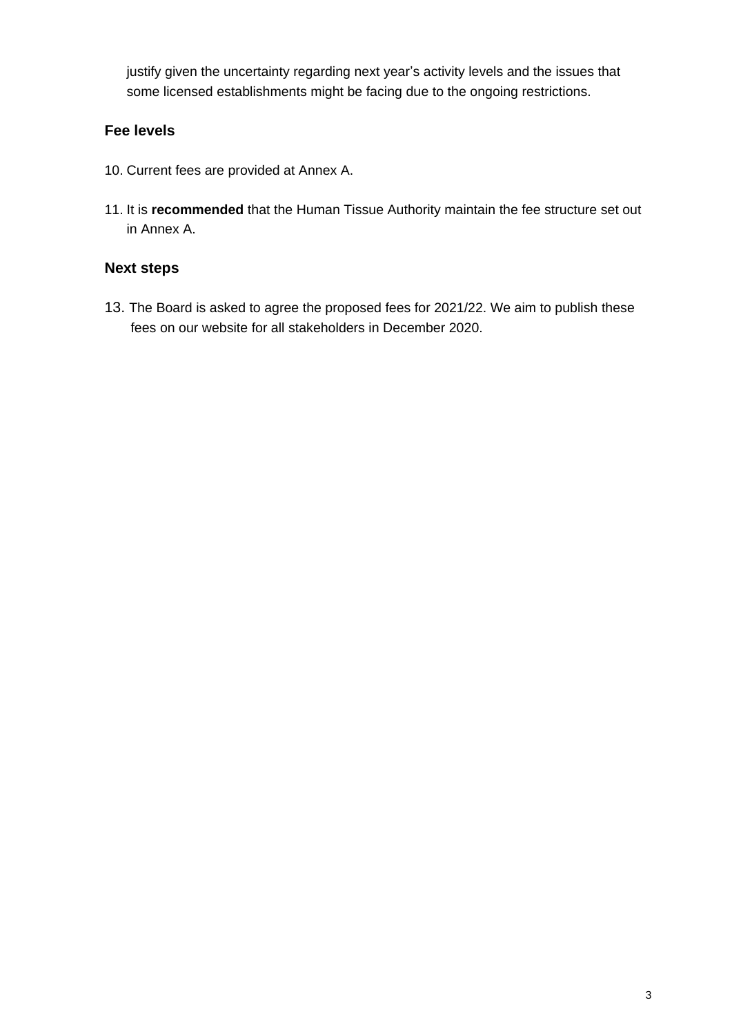justify given the uncertainty regarding next year's activity levels and the issues that some licensed establishments might be facing due to the ongoing restrictions.

## Fee levels

10. Current fees are provided at Annex A.

11. It is **recommended** that the Human Tissue Authority maintain the fee structure set out in Annex A.

## Next steps

13. The Board is asked to agree the proposed fees for 2021/22. We aim to publish these fees on our website for all stakeholders in December 2020.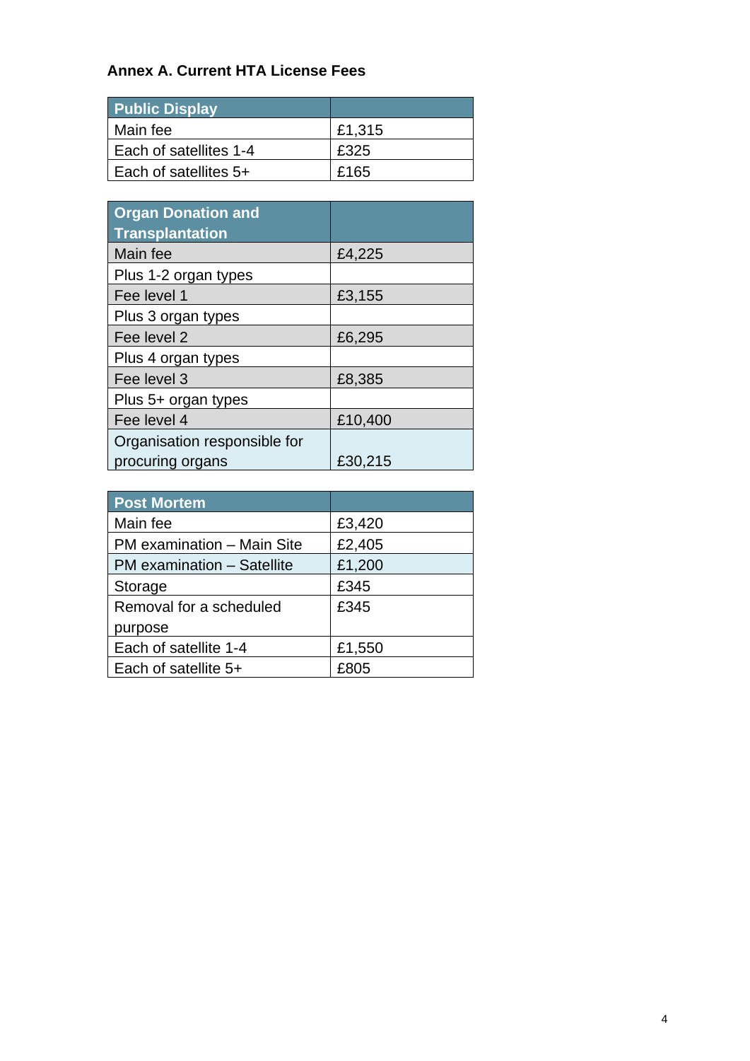**Annex A. Current HTA License Fees**

| Public Display | |
|---|---|
| Main fee | £1,315 |
| Each of satellites 1-4 | £325 |
| Each of satellites 5+ | £165 |

| Organ Donation and Transplantation | |
|---|---|
| Main fee | £4,225 |
| Plus 1-2 organ types | |
| Fee level 1 | £3,155 |
| Plus 3 organ types | |
| Fee level 2 | £6,295 |
| Plus 4 organ types | |
| Fee level 3 | £8,385 |
| Plus 5+ organ types | |
| Fee level 4 | £10,400 |
| Organisation responsible for procuring organs | £30,215 |

| Post Mortem | |
|---|---|
| Main fee | £3,420 |
| PM examination – Main Site | £2,405 |
| PM examination – Satellite | £1,200 |
| Storage | £345 |
| Removal for a scheduled purpose | £345 |
| Each of satellite 1-4 | £1,550 |
| Each of satellite 5+ | £805 |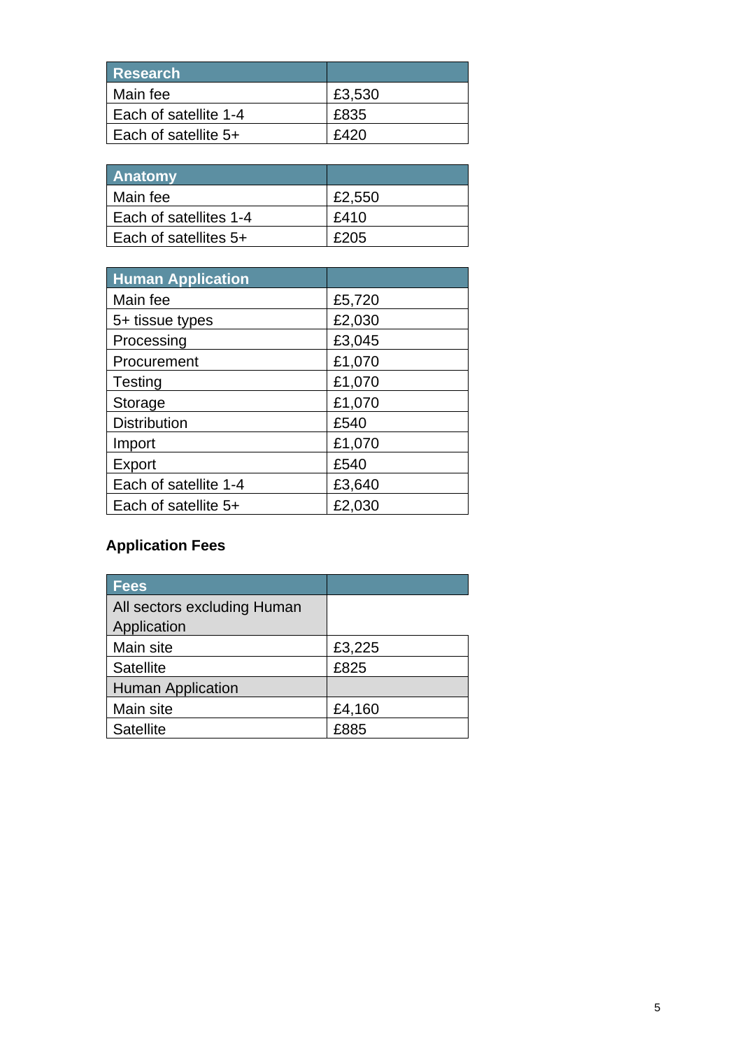| Research | |
| --- | --- |
| Main fee | £3,530 |
| Each of satellite 1-4 | £835 |
| Each of satellite 5+ | £420 |

| Anatomy | |
| --- | --- |
| Main fee | £2,550 |
| Each of satellites 1-4 | £410 |
| Each of satellites 5+ | £205 |

| Human Application | |
| --- | --- |
| Main fee | £5,720 |
| 5+ tissue types | £2,030 |
| Processing | £3,045 |
| Procurement | £1,070 |
| Testing | £1,070 |
| Storage | £1,070 |
| Distribution | £540 |
| Import | £1,070 |
| Export | £540 |
| Each of satellite 1-4 | £3,640 |
| Each of satellite 5+ | £2,030 |

**Application Fees**

| Fees | |
| --- | --- |
| All sectors excluding Human Application | |
| Main site | £3,225 |
| Satellite | £825 |
| Human Application | |
| Main site | £4,160 |
| Satellite | £885 |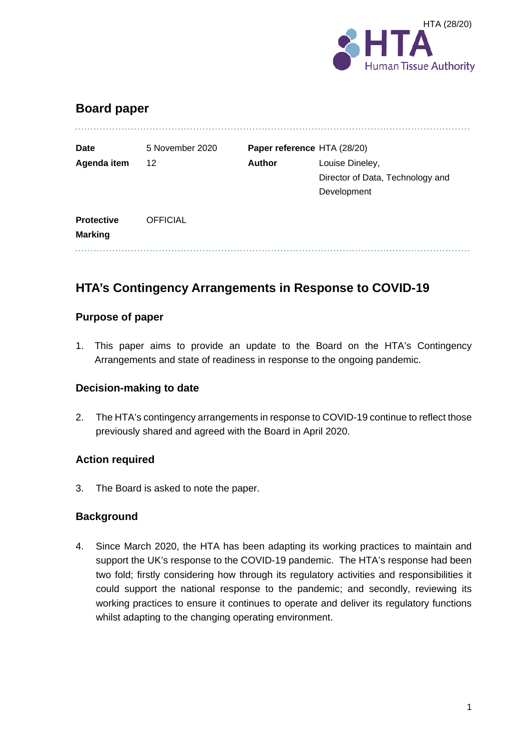HTA (28/20)

## Board paper

| | | | |
|---|---|---|---|
| **Date** | 5 November 2020 | **Paper reference** | HTA (28/20) |
| **Agenda item** | 12 | **Author** | Louise Dineley, Director of Data, Technology and Development |
| **Protective Marking** | OFFICIAL | | |

# HTA's Contingency Arrangements in Response to COVID-19

### Purpose of paper

1. This paper aims to provide an update to the Board on the HTA's Contingency Arrangements and state of readiness in response to the ongoing pandemic.

### Decision-making to date

2. The HTA's contingency arrangements in response to COVID-19 continue to reflect those previously shared and agreed with the Board in April 2020.

### Action required

3. The Board is asked to note the paper.

### Background

4. Since March 2020, the HTA has been adapting its working practices to maintain and support the UK's response to the COVID-19 pandemic. The HTA's response had been two fold; firstly considering how through its regulatory activities and responsibilities it could support the national response to the pandemic; and secondly, reviewing its working practices to ensure it continues to operate and deliver its regulatory functions whilst adapting to the changing operating environment.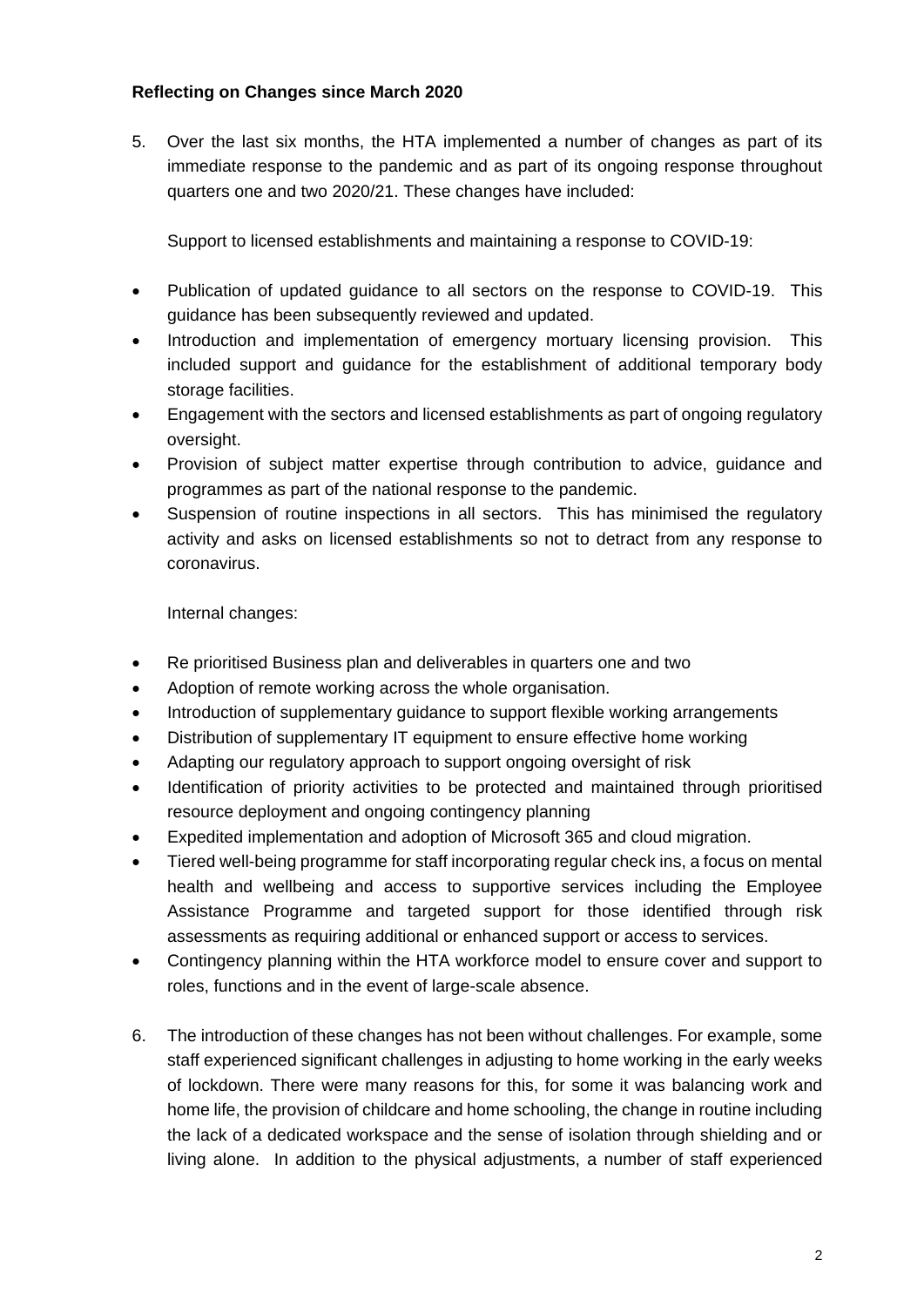**Reflecting on Changes since March 2020**

5. Over the last six months, the HTA implemented a number of changes as part of its immediate response to the pandemic and as part of its ongoing response throughout quarters one and two 2020/21. These changes have included:

   Support to licensed establishments and maintaining a response to COVID-19:

- Publication of updated guidance to all sectors on the response to COVID-19. This guidance has been subsequently reviewed and updated.
- Introduction and implementation of emergency mortuary licensing provision. This included support and guidance for the establishment of additional temporary body storage facilities.
- Engagement with the sectors and licensed establishments as part of ongoing regulatory oversight.
- Provision of subject matter expertise through contribution to advice, guidance and programmes as part of the national response to the pandemic.
- Suspension of routine inspections in all sectors. This has minimised the regulatory activity and asks on licensed establishments so not to detract from any response to coronavirus.

   Internal changes:

- Re prioritised Business plan and deliverables in quarters one and two
- Adoption of remote working across the whole organisation.
- Introduction of supplementary guidance to support flexible working arrangements
- Distribution of supplementary IT equipment to ensure effective home working
- Adapting our regulatory approach to support ongoing oversight of risk
- Identification of priority activities to be protected and maintained through prioritised resource deployment and ongoing contingency planning
- Expedited implementation and adoption of Microsoft 365 and cloud migration.
- Tiered well-being programme for staff incorporating regular check ins, a focus on mental health and wellbeing and access to supportive services including the Employee Assistance Programme and targeted support for those identified through risk assessments as requiring additional or enhanced support or access to services.
- Contingency planning within the HTA workforce model to ensure cover and support to roles, functions and in the event of large-scale absence.

6. The introduction of these changes has not been without challenges. For example, some staff experienced significant challenges in adjusting to home working in the early weeks of lockdown. There were many reasons for this, for some it was balancing work and home life, the provision of childcare and home schooling, the change in routine including the lack of a dedicated workspace and the sense of isolation through shielding and or living alone. In addition to the physical adjustments, a number of staff experienced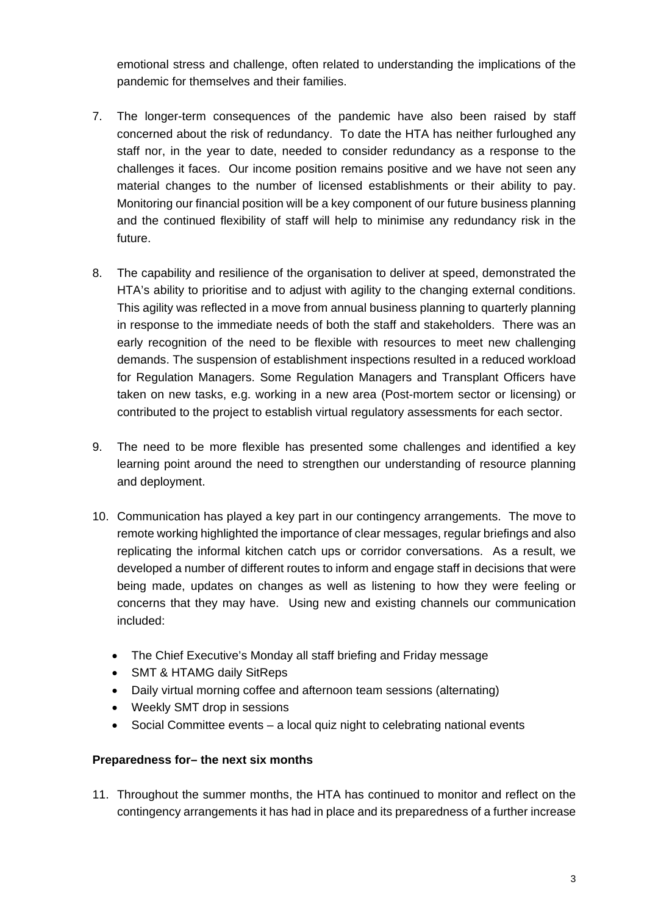emotional stress and challenge, often related to understanding the implications of the pandemic for themselves and their families.

7. The longer-term consequences of the pandemic have also been raised by staff concerned about the risk of redundancy. To date the HTA has neither furloughed any staff nor, in the year to date, needed to consider redundancy as a response to the challenges it faces. Our income position remains positive and we have not seen any material changes to the number of licensed establishments or their ability to pay. Monitoring our financial position will be a key component of our future business planning and the continued flexibility of staff will help to minimise any redundancy risk in the future.

8. The capability and resilience of the organisation to deliver at speed, demonstrated the HTA's ability to prioritise and to adjust with agility to the changing external conditions. This agility was reflected in a move from annual business planning to quarterly planning in response to the immediate needs of both the staff and stakeholders. There was an early recognition of the need to be flexible with resources to meet new challenging demands. The suspension of establishment inspections resulted in a reduced workload for Regulation Managers. Some Regulation Managers and Transplant Officers have taken on new tasks, e.g. working in a new area (Post-mortem sector or licensing) or contributed to the project to establish virtual regulatory assessments for each sector.

9. The need to be more flexible has presented some challenges and identified a key learning point around the need to strengthen our understanding of resource planning and deployment.

10. Communication has played a key part in our contingency arrangements. The move to remote working highlighted the importance of clear messages, regular briefings and also replicating the informal kitchen catch ups or corridor conversations. As a result, we developed a number of different routes to inform and engage staff in decisions that were being made, updates on changes as well as listening to how they were feeling or concerns that they may have. Using new and existing channels our communication included:

    - The Chief Executive's Monday all staff briefing and Friday message
    - SMT & HTAMG daily SitReps
    - Daily virtual morning coffee and afternoon team sessions (alternating)
    - Weekly SMT drop in sessions
    - Social Committee events – a local quiz night to celebrating national events

**Preparedness for– the next six months**

11. Throughout the summer months, the HTA has continued to monitor and reflect on the contingency arrangements it has had in place and its preparedness of a further increase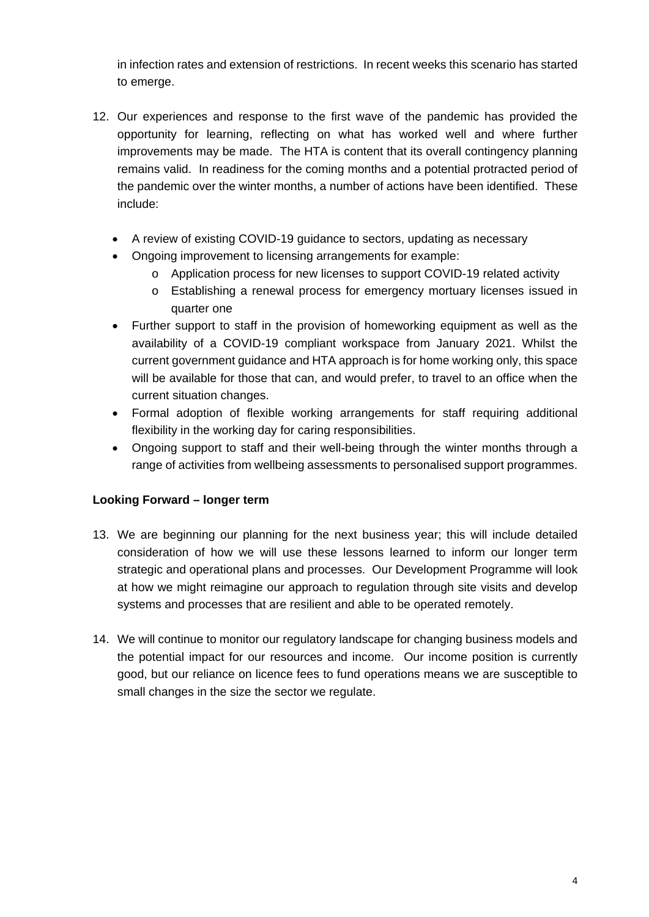in infection rates and extension of restrictions. In recent weeks this scenario has started to emerge.

12. Our experiences and response to the first wave of the pandemic has provided the opportunity for learning, reflecting on what has worked well and where further improvements may be made. The HTA is content that its overall contingency planning remains valid. In readiness for the coming months and a potential protracted period of the pandemic over the winter months, a number of actions have been identified. These include:

    - A review of existing COVID-19 guidance to sectors, updating as necessary
    - Ongoing improvement to licensing arrangements for example:
        - Application process for new licenses to support COVID-19 related activity
        - Establishing a renewal process for emergency mortuary licenses issued in quarter one
    - Further support to staff in the provision of homeworking equipment as well as the availability of a COVID-19 compliant workspace from January 2021. Whilst the current government guidance and HTA approach is for home working only, this space will be available for those that can, and would prefer, to travel to an office when the current situation changes.
    - Formal adoption of flexible working arrangements for staff requiring additional flexibility in the working day for caring responsibilities.
    - Ongoing support to staff and their well-being through the winter months through a range of activities from wellbeing assessments to personalised support programmes.

**Looking Forward – longer term**

13. We are beginning our planning for the next business year; this will include detailed consideration of how we will use these lessons learned to inform our longer term strategic and operational plans and processes. Our Development Programme will look at how we might reimagine our approach to regulation through site visits and develop systems and processes that are resilient and able to be operated remotely.

14. We will continue to monitor our regulatory landscape for changing business models and the potential impact for our resources and income. Our income position is currently good, but our reliance on licence fees to fund operations means we are susceptible to small changes in the size the sector we regulate.